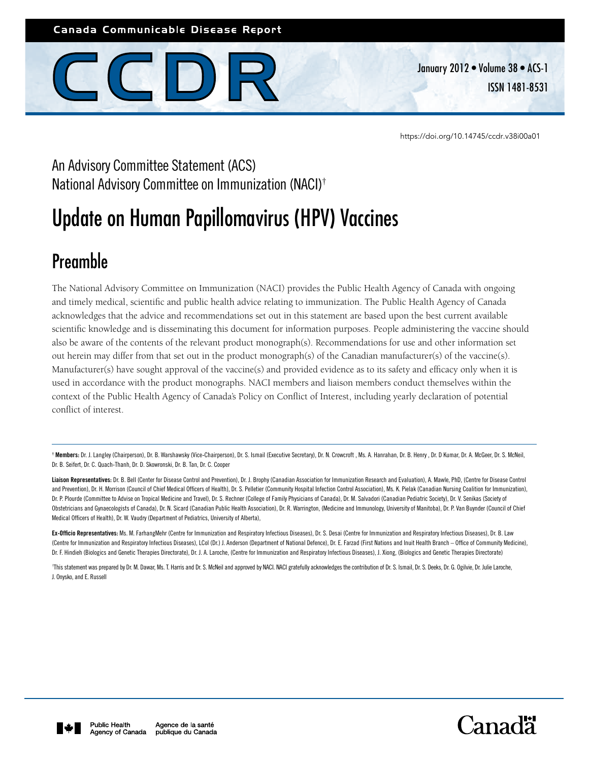https://doi.org/10.14745/ccdr.v38i00a01

An Advisory Committee Statement (ACS)
National Advisory Committee on Immunization (NACI)[†]

# Update on Human Papillomavirus (HPV) Vaccines

## Preamble

The National Advisory Committee on Immunization (NACI) provides the Public Health Agency of Canada with ongoing and timely medical, scientific and public health advice relating to immunization. The Public Health Agency of Canada acknowledges that the advice and recommendations set out in this statement are based upon the best current available scientific knowledge and is disseminating this document for information purposes. People administering the vaccine should also be aware of the contents of the relevant product monograph(s). Recommendations for use and other information set out herein may differ from that set out in the product monograph(s) of the Canadian manufacturer(s) of the vaccine(s). Manufacturer(s) have sought approval of the vaccine(s) and provided evidence as to its safety and efficacy only when it is used in accordance with the product monographs. NACI members and liaison members conduct themselves within the context of the Public Health Agency of Canada's Policy on Conflict of Interest, including yearly declaration of potential conflict of interest.

---

[†] **Members:** Dr. J. Langley (Chairperson), Dr. B. Warshawsky (Vice-Chairperson), Dr. S. Ismail (Executive Secretary), Dr. N. Crowcroft , Ms. A. Hanrahan, Dr. B. Henry , Dr. D Kumar, Dr. A. McGeer, Dr. S. McNeil, Dr. B. Seifert, Dr. C. Quach-Thanh, Dr. D. Skowronski, Dr. B. Tan, Dr. C. Cooper

**Liaison Representatives:** Dr. B. Bell (Center for Disease Control and Prevention), Dr. J. Brophy (Canadian Association for Immunization Research and Evaluation), A. Mawle, PhD, (Centre for Disease Control and Prevention), Dr. H. Morrison (Council of Chief Medical Officers of Health), Dr. S. Pelletier (Community Hospital Infection Control Association), Ms. K. Pielak (Canadian Nursing Coalition for Immunization), Dr. P. Plourde (Committee to Advise on Tropical Medicine and Travel), Dr. S. Rechner (College of Family Physicians of Canada), Dr. M. Salvadori (Canadian Pediatric Society), Dr. V. Senikas (Society of Obstetricians and Gynaecologists of Canada), Dr. N. Sicard (Canadian Public Health Association), Dr. R. Warrington, (Medicine and Immunology, University of Manitoba), Dr. P. Van Buynder (Council of Chief Medical Officers of Health), Dr. W. Vaudry (Department of Pediatrics, University of Alberta),

**Ex-Officio Representatives:** Ms. M. FarhangMehr (Centre for Immunization and Respiratory Infectious Diseases), Dr. S. Desai (Centre for Immunization and Respiratory Infectious Diseases), Dr. B. Law (Centre for Immunization and Respiratory Infectious Diseases), LCol (Dr.) J. Anderson (Department of National Defence), Dr. E. Farzad (First Nations and Inuit Health Branch – Office of Community Medicine), Dr. F. Hindieh (Biologics and Genetic Therapies Directorate), Dr. J. A. Laroche, (Centre for Immunization and Respiratory Infectious Diseases), J. Xiong, (Biologics and Genetic Therapies Directorate)

[†]This statement was prepared by Dr. M. Dawar, Ms. T. Harris and Dr. S. McNeil and approved by NACI. NACI gratefully acknowledges the contribution of Dr. S. Ismail, Dr. S. Deeks, Dr. G. Ogilvie, Dr. Julie Laroche, J. Onysko, and E. Russell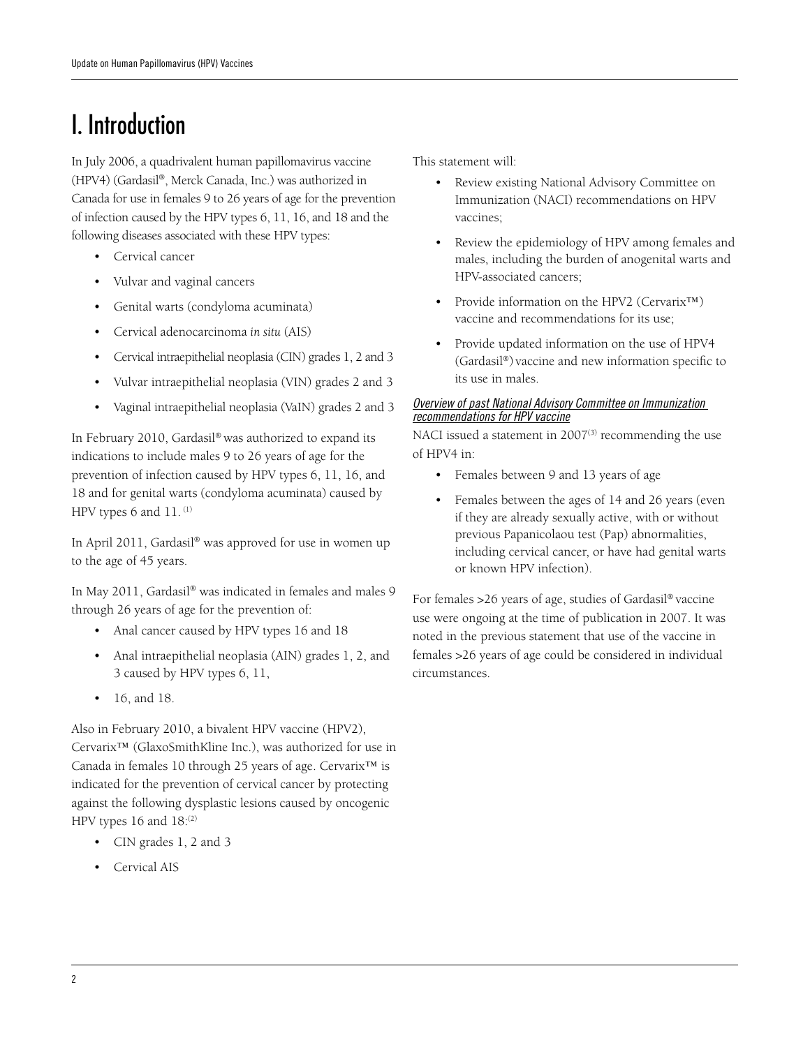# I. Introduction

In July 2006, a quadrivalent human papillomavirus vaccine (HPV4) (Gardasil®, Merck Canada, Inc.) was authorized in Canada for use in females 9 to 26 years of age for the prevention of infection caused by the HPV types 6, 11, 16, and 18 and the following diseases associated with these HPV types:

- Cervical cancer
- Vulvar and vaginal cancers
- Genital warts (condyloma acuminata)
- Cervical adenocarcinoma *in situ* (AIS)
- Cervical intraepithelial neoplasia (CIN) grades 1, 2 and 3
- Vulvar intraepithelial neoplasia (VIN) grades 2 and 3
- Vaginal intraepithelial neoplasia (VaIN) grades 2 and 3

In February 2010, Gardasil® was authorized to expand its indications to include males 9 to 26 years of age for the prevention of infection caused by HPV types 6, 11, 16, and 18 and for genital warts (condyloma acuminata) caused by HPV types 6 and 11. [1]

In April 2011, Gardasil® was approved for use in women up to the age of 45 years.

In May 2011, Gardasil® was indicated in females and males 9 through 26 years of age for the prevention of:

- Anal cancer caused by HPV types 16 and 18
- Anal intraepithelial neoplasia (AIN) grades 1, 2, and 3 caused by HPV types 6, 11,
- 16, and 18.

Also in February 2010, a bivalent HPV vaccine (HPV2), Cervarix™ (GlaxoSmithKline Inc.), was authorized for use in Canada in females 10 through 25 years of age. Cervarix™ is indicated for the prevention of cervical cancer by protecting against the following dysplastic lesions caused by oncogenic HPV types 16 and 18:[2]

- CIN grades 1, 2 and 3
- Cervical AIS

This statement will:

- Review existing National Advisory Committee on Immunization (NACI) recommendations on HPV vaccines;
- Review the epidemiology of HPV among females and males, including the burden of anogenital warts and HPV-associated cancers;
- Provide information on the HPV2 (Cervarix™) vaccine and recommendations for its use;
- Provide updated information on the use of HPV4 (Gardasil®) vaccine and new information specific to its use in males.

### *Overview of past National Advisory Committee on Immunization recommendations for HPV vaccine*

NACI issued a statement in 2007[3] recommending the use of HPV4 in:

- Females between 9 and 13 years of age
- Females between the ages of 14 and 26 years (even if they are already sexually active, with or without previous Papanicolaou test (Pap) abnormalities, including cervical cancer, or have had genital warts or known HPV infection).

For females >26 years of age, studies of Gardasil® vaccine use were ongoing at the time of publication in 2007. It was noted in the previous statement that use of the vaccine in females >26 years of age could be considered in individual circumstances.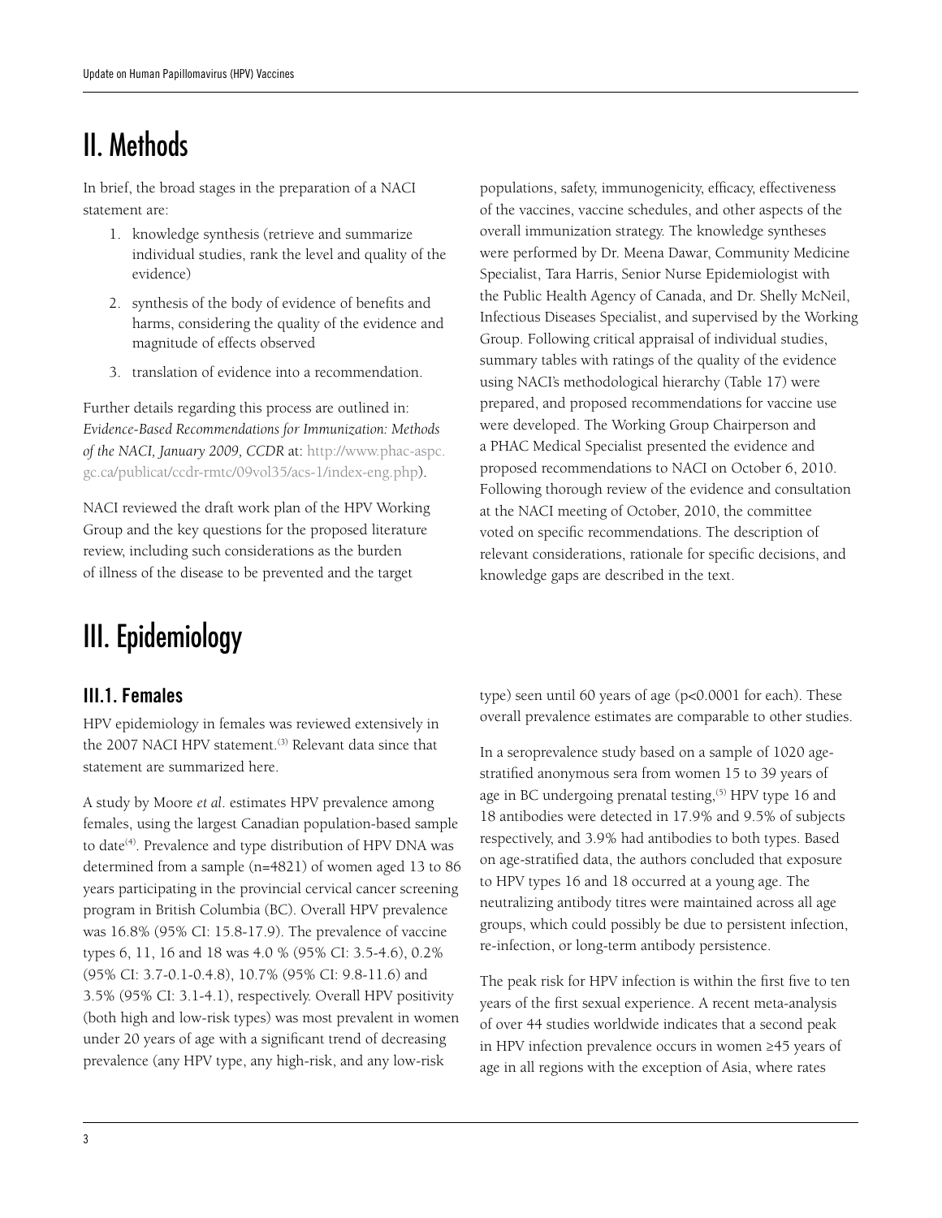# II. Methods

In brief, the broad stages in the preparation of a NACI statement are:

1. knowledge synthesis (retrieve and summarize individual studies, rank the level and quality of the evidence)
2. synthesis of the body of evidence of benefits and harms, considering the quality of the evidence and magnitude of effects observed
3. translation of evidence into a recommendation.

Further details regarding this process are outlined in: *Evidence-Based Recommendations for Immunization: Methods of the NACI, January 2009, CCDR* at: http://www.phac-aspc.gc.ca/publicat/ccdr-rmtc/09vol35/acs-1/index-eng.php).

NACI reviewed the draft work plan of the HPV Working Group and the key questions for the proposed literature review, including such considerations as the burden of illness of the disease to be prevented and the target populations, safety, immunogenicity, efficacy, effectiveness of the vaccines, vaccine schedules, and other aspects of the overall immunization strategy. The knowledge syntheses were performed by Dr. Meena Dawar, Community Medicine Specialist, Tara Harris, Senior Nurse Epidemiologist with the Public Health Agency of Canada, and Dr. Shelly McNeil, Infectious Diseases Specialist, and supervised by the Working Group. Following critical appraisal of individual studies, summary tables with ratings of the quality of the evidence using NACI's methodological hierarchy (Table 17) were prepared, and proposed recommendations for vaccine use were developed. The Working Group Chairperson and a PHAC Medical Specialist presented the evidence and proposed recommendations to NACI on October 6, 2010. Following thorough review of the evidence and consultation at the NACI meeting of October, 2010, the committee voted on specific recommendations. The description of relevant considerations, rationale for specific decisions, and knowledge gaps are described in the text.

# III. Epidemiology

## III.1. Females

HPV epidemiology in females was reviewed extensively in the 2007 NACI HPV statement.[3] Relevant data since that statement are summarized here.

A study by Moore *et al*. estimates HPV prevalence among females, using the largest Canadian population-based sample to date[4]. Prevalence and type distribution of HPV DNA was determined from a sample (n=4821) of women aged 13 to 86 years participating in the provincial cervical cancer screening program in British Columbia (BC). Overall HPV prevalence was 16.8% (95% CI: 15.8-17.9). The prevalence of vaccine types 6, 11, 16 and 18 was 4.0 % (95% CI: 3.5-4.6), 0.2% (95% CI: 3.7-0.1-0.4.8), 10.7% (95% CI: 9.8-11.6) and 3.5% (95% CI: 3.1-4.1), respectively. Overall HPV positivity (both high and low-risk types) was most prevalent in women under 20 years of age with a significant trend of decreasing prevalence (any HPV type, any high-risk, and any low-risk type) seen until 60 years of age ($p<0.0001$ for each). These overall prevalence estimates are comparable to other studies.

In a seroprevalence study based on a sample of 1020 age-stratified anonymous sera from women 15 to 39 years of age in BC undergoing prenatal testing,[5] HPV type 16 and 18 antibodies were detected in 17.9% and 9.5% of subjects respectively, and 3.9% had antibodies to both types. Based on age-stratified data, the authors concluded that exposure to HPV types 16 and 18 occurred at a young age. The neutralizing antibody titres were maintained across all age groups, which could possibly be due to persistent infection, re-infection, or long-term antibody persistence.

The peak risk for HPV infection is within the first five to ten years of the first sexual experience. A recent meta-analysis of over 44 studies worldwide indicates that a second peak in HPV infection prevalence occurs in women ≥45 years of age in all regions with the exception of Asia, where rates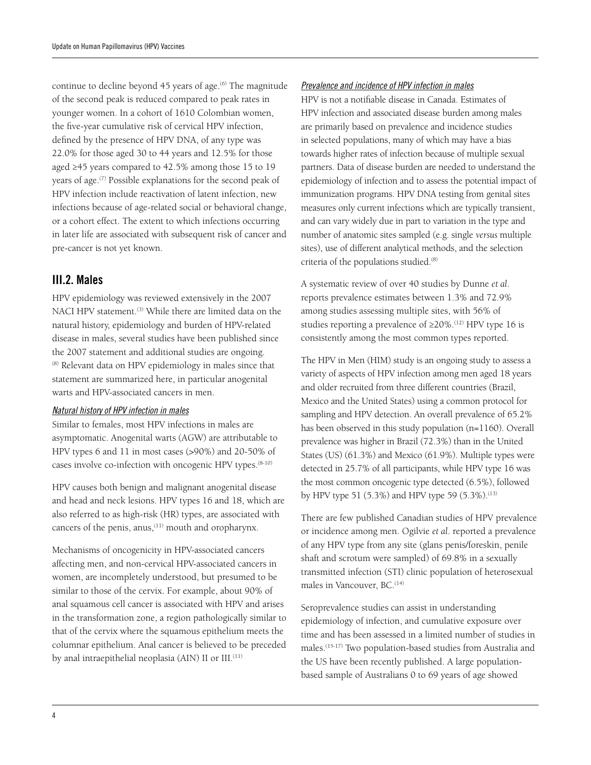continue to decline beyond 45 years of age.[6] The magnitude of the second peak is reduced compared to peak rates in younger women. In a cohort of 1610 Colombian women, the five-year cumulative risk of cervical HPV infection, defined by the presence of HPV DNA, of any type was 22.0% for those aged 30 to 44 years and 12.5% for those aged ≥45 years compared to 42.5% among those 15 to 19 years of age.[7] Possible explanations for the second peak of HPV infection include reactivation of latent infection, new infections because of age-related social or behavioral change, or a cohort effect. The extent to which infections occurring in later life are associated with subsequent risk of cancer and pre-cancer is not yet known.

## III.2. Males

HPV epidemiology was reviewed extensively in the 2007 NACI HPV statement.[3] While there are limited data on the natural history, epidemiology and burden of HPV-related disease in males, several studies have been published since the 2007 statement and additional studies are ongoing.[8] Relevant data on HPV epidemiology in males since that statement are summarized here, in particular anogenital warts and HPV-associated cancers in men.

### *Natural history of HPV infection in males*

Similar to females, most HPV infections in males are asymptomatic. Anogenital warts (AGW) are attributable to HPV types 6 and 11 in most cases (>90%) and 20-50% of cases involve co-infection with oncogenic HPV types.[8-10]

HPV causes both benign and malignant anogenital disease and head and neck lesions. HPV types 16 and 18, which are also referred to as high-risk (HR) types, are associated with cancers of the penis, anus,[11] mouth and oropharynx.

Mechanisms of oncogenicity in HPV-associated cancers affecting men, and non-cervical HPV-associated cancers in women, are incompletely understood, but presumed to be similar to those of the cervix. For example, about 90% of anal squamous cell cancer is associated with HPV and arises in the transformation zone, a region pathologically similar to that of the cervix where the squamous epithelium meets the columnar epithelium. Anal cancer is believed to be preceded by anal intraepithelial neoplasia (AIN) II or III.[11]

### *Prevalence and incidence of HPV infection in males*

HPV is not a notifiable disease in Canada. Estimates of HPV infection and associated disease burden among males are primarily based on prevalence and incidence studies in selected populations, many of which may have a bias towards higher rates of infection because of multiple sexual partners. Data of disease burden are needed to understand the epidemiology of infection and to assess the potential impact of immunization programs. HPV DNA testing from genital sites measures only current infections which are typically transient, and can vary widely due in part to variation in the type and number of anatomic sites sampled (e.g. single *versus* multiple sites), use of different analytical methods, and the selection criteria of the populations studied.[8]

A systematic review of over 40 studies by Dunne *et al*. reports prevalence estimates between 1.3% and 72.9% among studies assessing multiple sites, with 56% of studies reporting a prevalence of ≥20%.[12] HPV type 16 is consistently among the most common types reported.

The HPV in Men (HIM) study is an ongoing study to assess a variety of aspects of HPV infection among men aged 18 years and older recruited from three different countries (Brazil, Mexico and the United States) using a common protocol for sampling and HPV detection. An overall prevalence of 65.2% has been observed in this study population (n=1160). Overall prevalence was higher in Brazil (72.3%) than in the United States (US) (61.3%) and Mexico (61.9%). Multiple types were detected in 25.7% of all participants, while HPV type 16 was the most common oncogenic type detected (6.5%), followed by HPV type 51 (5.3%) and HPV type 59 (5.3%).[13]

There are few published Canadian studies of HPV prevalence or incidence among men. Ogilvie *et al*. reported a prevalence of any HPV type from any site (glans penis/foreskin, penile shaft and scrotum were sampled) of 69.8% in a sexually transmitted infection (STI) clinic population of heterosexual males in Vancouver, BC.[14]

Seroprevalence studies can assist in understanding epidemiology of infection, and cumulative exposure over time and has been assessed in a limited number of studies in males.[15-17] Two population-based studies from Australia and the US have been recently published. A large population-based sample of Australians 0 to 69 years of age showed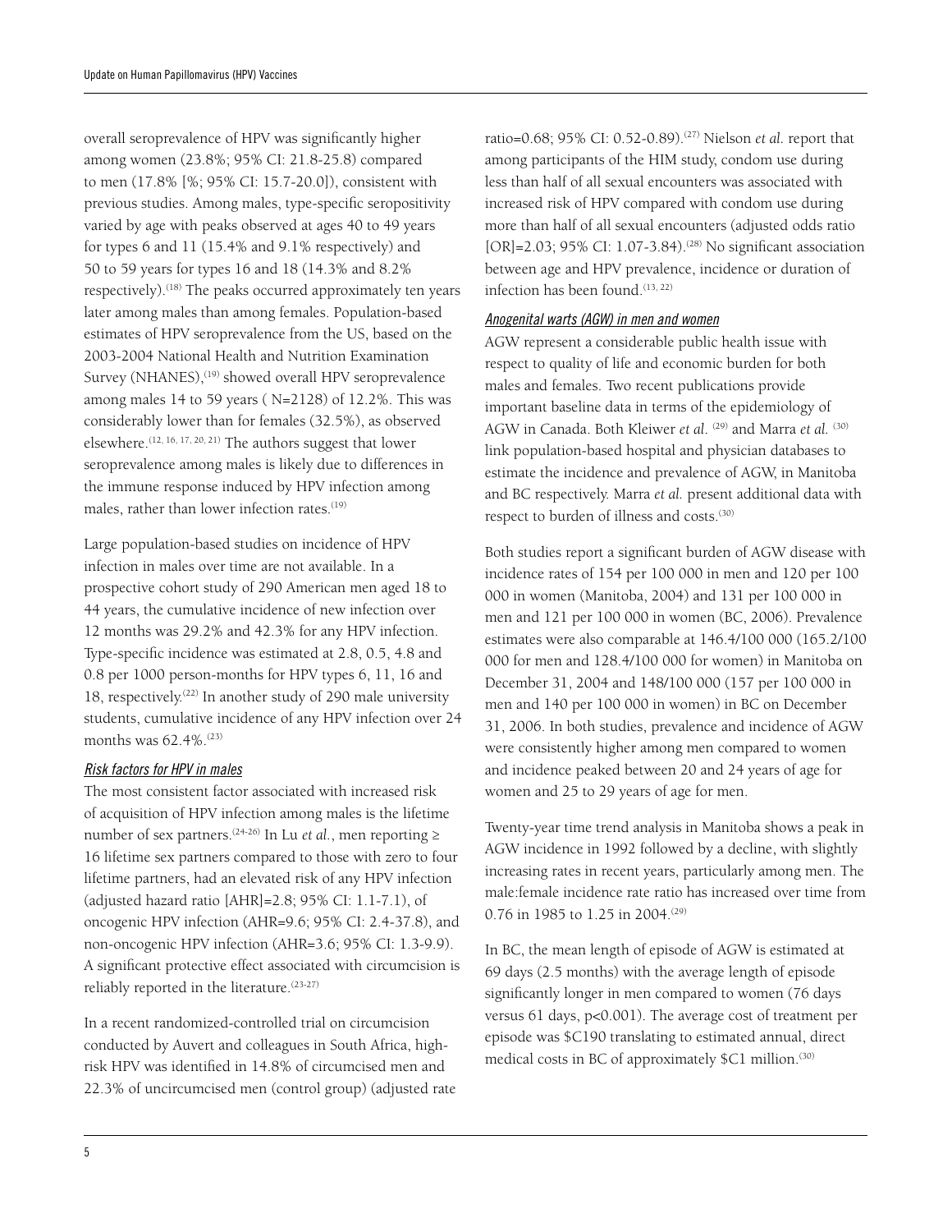overall seroprevalence of HPV was significantly higher among women (23.8%; 95% CI: 21.8-25.8) compared to men (17.8% [%; 95% CI: 15.7-20.0]), consistent with previous studies. Among males, type-specific seropositivity varied by age with peaks observed at ages 40 to 49 years for types 6 and 11 (15.4% and 9.1% respectively) and 50 to 59 years for types 16 and 18 (14.3% and 8.2% respectively).[18] The peaks occurred approximately ten years later among males than among females. Population-based estimates of HPV seroprevalence from the US, based on the 2003-2004 National Health and Nutrition Examination Survey (NHANES),[19] showed overall HPV seroprevalence among males 14 to 59 years ( N=2128) of 12.2%. This was considerably lower than for females (32.5%), as observed elsewhere.[12, 16, 17, 20, 21] The authors suggest that lower seroprevalence among males is likely due to differences in the immune response induced by HPV infection among males, rather than lower infection rates.[19]

Large population-based studies on incidence of HPV infection in males over time are not available. In a prospective cohort study of 290 American men aged 18 to 44 years, the cumulative incidence of new infection over 12 months was 29.2% and 42.3% for any HPV infection. Type-specific incidence was estimated at 2.8, 0.5, 4.8 and 0.8 per 1000 person-months for HPV types 6, 11, 16 and 18, respectively.[22] In another study of 290 male university students, cumulative incidence of any HPV infection over 24 months was 62.4%.[23]

### *Risk factors for HPV in males*

The most consistent factor associated with increased risk of acquisition of HPV infection among males is the lifetime number of sex partners.[24-26] In Lu *et al.*, men reporting ≥ 16 lifetime sex partners compared to those with zero to four lifetime partners, had an elevated risk of any HPV infection (adjusted hazard ratio [AHR]=2.8; 95% CI: 1.1-7.1), of oncogenic HPV infection (AHR=9.6; 95% CI: 2.4-37.8), and non-oncogenic HPV infection (AHR=3.6; 95% CI: 1.3-9.9). A significant protective effect associated with circumcision is reliably reported in the literature.[23-27]

In a recent randomized-controlled trial on circumcision conducted by Auvert and colleagues in South Africa, high-risk HPV was identified in 14.8% of circumcised men and 22.3% of uncircumcised men (control group) (adjusted rate ratio=0.68; 95% CI: 0.52-0.89).[27] Nielson *et al.* report that among participants of the HIM study, condom use during less than half of all sexual encounters was associated with increased risk of HPV compared with condom use during more than half of all sexual encounters (adjusted odds ratio [OR]=2.03; 95% CI: 1.07-3.84).[28] No significant association between age and HPV prevalence, incidence or duration of infection has been found.[13, 22]

### *Anogenital warts (AGW) in men and women*

AGW represent a considerable public health issue with respect to quality of life and economic burden for both males and females. Two recent publications provide important baseline data in terms of the epidemiology of AGW in Canada. Both Kleiwer *et al.* [29] and Marra *et al.* [30] link population-based hospital and physician databases to estimate the incidence and prevalence of AGW, in Manitoba and BC respectively. Marra *et al.* present additional data with respect to burden of illness and costs.[30]

Both studies report a significant burden of AGW disease with incidence rates of 154 per 100 000 in men and 120 per 100 000 in women (Manitoba, 2004) and 131 per 100 000 in men and 121 per 100 000 in women (BC, 2006). Prevalence estimates were also comparable at 146.4/100 000 (165.2/100 000 for men and 128.4/100 000 for women) in Manitoba on December 31, 2004 and 148/100 000 (157 per 100 000 in men and 140 per 100 000 in women) in BC on December 31, 2006. In both studies, prevalence and incidence of AGW were consistently higher among men compared to women and incidence peaked between 20 and 24 years of age for women and 25 to 29 years of age for men.

Twenty-year time trend analysis in Manitoba shows a peak in AGW incidence in 1992 followed by a decline, with slightly increasing rates in recent years, particularly among men. The male:female incidence rate ratio has increased over time from 0.76 in 1985 to 1.25 in 2004.[29]

In BC, the mean length of episode of AGW is estimated at 69 days (2.5 months) with the average length of episode significantly longer in men compared to women (76 days versus 61 days, $p<0.001$). The average cost of treatment per episode was $C190 translating to estimated annual, direct medical costs in BC of approximately $C1 million.[30]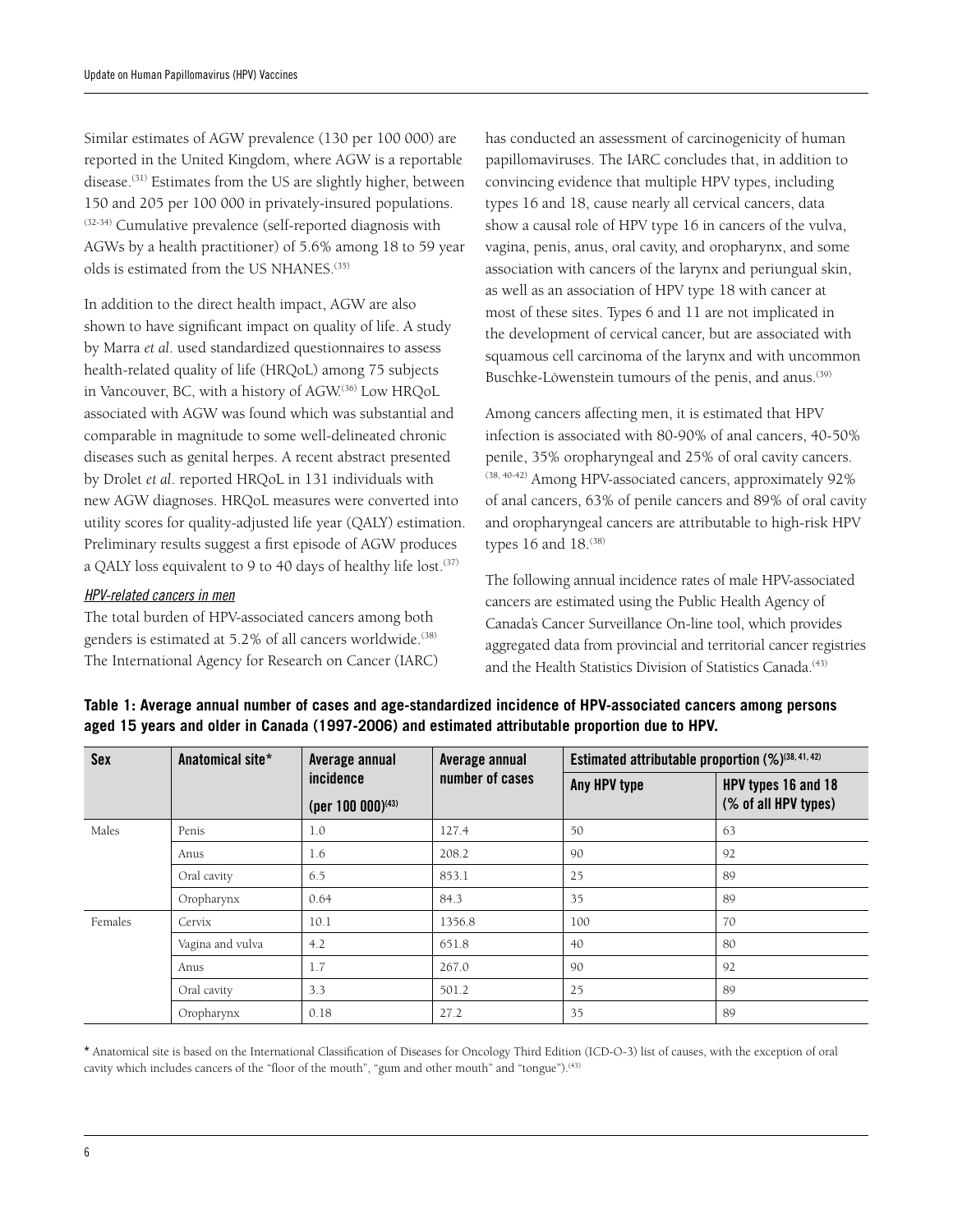Similar estimates of AGW prevalence (130 per 100 000) are reported in the United Kingdom, where AGW is a reportable disease.[31] Estimates from the US are slightly higher, between 150 and 205 per 100 000 in privately-insured populations.[32-34] Cumulative prevalence (self-reported diagnosis with AGWs by a health practitioner) of 5.6% among 18 to 59 year olds is estimated from the US NHANES.[35]

In addition to the direct health impact, AGW are also shown to have significant impact on quality of life. A study by Marra *et al*. used standardized questionnaires to assess health-related quality of life (HRQoL) among 75 subjects in Vancouver, BC, with a history of AGW.[36] Low HRQoL associated with AGW was found which was substantial and comparable in magnitude to some well-delineated chronic diseases such as genital herpes. A recent abstract presented by Drolet *et al*. reported HRQoL in 131 individuals with new AGW diagnoses. HRQoL measures were converted into utility scores for quality-adjusted life year (QALY) estimation. Preliminary results suggest a first episode of AGW produces a QALY loss equivalent to 9 to 40 days of healthy life lost.[37]

### *HPV-related cancers in men*

The total burden of HPV-associated cancers among both genders is estimated at 5.2% of all cancers worldwide.[38] The International Agency for Research on Cancer (IARC) has conducted an assessment of carcinogenicity of human papillomaviruses. The IARC concludes that, in addition to convincing evidence that multiple HPV types, including types 16 and 18, cause nearly all cervical cancers, data show a causal role of HPV type 16 in cancers of the vulva, vagina, penis, anus, oral cavity, and oropharynx, and some association with cancers of the larynx and periungual skin, as well as an association of HPV type 18 with cancer at most of these sites. Types 6 and 11 are not implicated in the development of cervical cancer, but are associated with squamous cell carcinoma of the larynx and with uncommon Buschke-Löwenstein tumours of the penis, and anus.[39]

Among cancers affecting men, it is estimated that HPV infection is associated with 80-90% of anal cancers, 40-50% penile, 35% oropharyngeal and 25% of oral cavity cancers.[38, 40-42] Among HPV-associated cancers, approximately 92% of anal cancers, 63% of penile cancers and 89% of oral cavity and oropharyngeal cancers are attributable to high-risk HPV types 16 and 18.[38]

The following annual incidence rates of male HPV-associated cancers are estimated using the Public Health Agency of Canada's Cancer Surveillance On-line tool, which provides aggregated data from provincial and territorial cancer registries and the Health Statistics Division of Statistics Canada.[43]

**Table 1: Average annual number of cases and age-standardized incidence of HPV-associated cancers among persons aged 15 years and older in Canada (1997-2006) and estimated attributable proportion due to HPV.**

| Sex | Anatomical site* | Average annual incidence (per 100 000)[43] | Average annual number of cases | Estimated attributable proportion (%)[38, 41, 42] | |
|---|---|---|---|---|---|
| | | | | Any HPV type | HPV types 16 and 18 (% of all HPV types) |
| Males | Penis | 1.0 | 127.4 | 50 | 63 |
| | Anus | 1.6 | 208.2 | 90 | 92 |
| | Oral cavity | 6.5 | 853.1 | 25 | 89 |
| | Oropharynx | 0.64 | 84.3 | 35 | 89 |
| Females | Cervix | 10.1 | 1356.8 | 100 | 70 |
| | Vagina and vulva | 4.2 | 651.8 | 40 | 80 |
| | Anus | 1.7 | 267.0 | 90 | 92 |
| | Oral cavity | 3.3 | 501.2 | 25 | 89 |
| | Oropharynx | 0.18 | 27.2 | 35 | 89 |

**\*** Anatomical site is based on the International Classification of Diseases for Oncology Third Edition (ICD-O-3) list of causes, with the exception of oral cavity which includes cancers of the "floor of the mouth", "gum and other mouth" and "tongue").[43]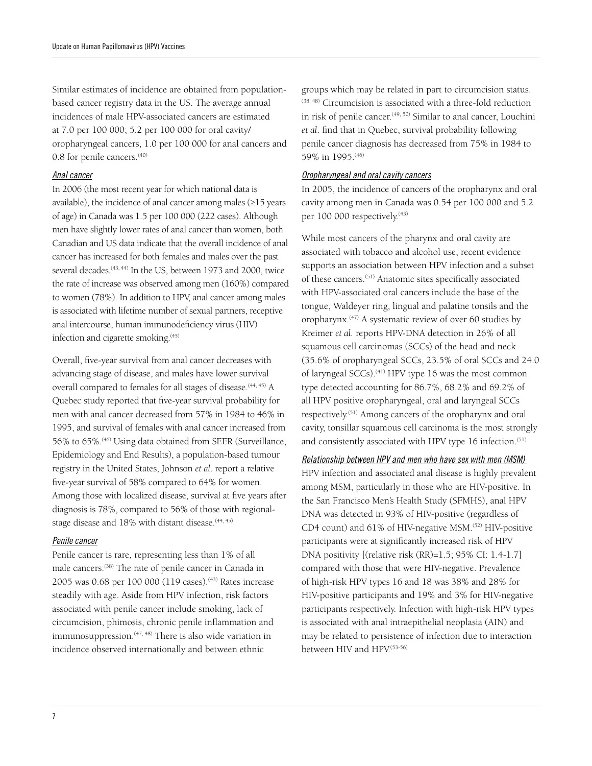Similar estimates of incidence are obtained from population-based cancer registry data in the US. The average annual incidences of male HPV-associated cancers are estimated at 7.0 per 100 000; 5.2 per 100 000 for oral cavity/oropharyngeal cancers, 1.0 per 100 000 for anal cancers and 0.8 for penile cancers.(40)

### *Anal cancer*

In 2006 (the most recent year for which national data is available), the incidence of anal cancer among males (≥15 years of age) in Canada was 1.5 per 100 000 (222 cases). Although men have slightly lower rates of anal cancer than women, both Canadian and US data indicate that the overall incidence of anal cancer has increased for both females and males over the past several decades.(43, 44) In the US, between 1973 and 2000, twice the rate of increase was observed among men (160%) compared to women (78%). In addition to HPV, anal cancer among males is associated with lifetime number of sexual partners, receptive anal intercourse, human immunodeficiency virus (HIV) infection and cigarette smoking.(45)

Overall, five-year survival from anal cancer decreases with advancing stage of disease, and males have lower survival overall compared to females for all stages of disease.(44, 45) A Quebec study reported that five-year survival probability for men with anal cancer decreased from 57% in 1984 to 46% in 1995, and survival of females with anal cancer increased from 56% to 65%.(46) Using data obtained from SEER (Surveillance, Epidemiology and End Results), a population-based tumour registry in the United States, Johnson *et al.* report a relative five-year survival of 58% compared to 64% for women. Among those with localized disease, survival at five years after diagnosis is 78%, compared to 56% of those with regional-stage disease and 18% with distant disease.(44, 45)

### *Penile cancer*

Penile cancer is rare, representing less than 1% of all male cancers.(38) The rate of penile cancer in Canada in 2005 was 0.68 per 100 000 (119 cases).(43) Rates increase steadily with age. Aside from HPV infection, risk factors associated with penile cancer include smoking, lack of circumcision, phimosis, chronic penile inflammation and immunosuppression.(47, 48) There is also wide variation in incidence observed internationally and between ethnic groups which may be related in part to circumcision status.(38, 48) Circumcision is associated with a three-fold reduction in risk of penile cancer.(49, 50) Similar to anal cancer, Louchini *et al.* find that in Quebec, survival probability following penile cancer diagnosis has decreased from 75% in 1984 to 59% in 1995.(46)

### *Oropharyngeal and oral cavity cancers*

In 2005, the incidence of cancers of the oropharynx and oral cavity among men in Canada was 0.54 per 100 000 and 5.2 per 100 000 respectively.(43)

While most cancers of the pharynx and oral cavity are associated with tobacco and alcohol use, recent evidence supports an association between HPV infection and a subset of these cancers.(51) Anatomic sites specifically associated with HPV-associated oral cancers include the base of the tongue, Waldeyer ring, lingual and palatine tonsils and the oropharynx.(47) A systematic review of over 60 studies by Kreimer *et al.* reports HPV-DNA detection in 26% of all squamous cell carcinomas (SCCs) of the head and neck (35.6% of oropharyngeal SCCs, 23.5% of oral SCCs and 24.0 of laryngeal SCCs).(41) HPV type 16 was the most common type detected accounting for 86.7%, 68.2% and 69.2% of all HPV positive oropharyngeal, oral and laryngeal SCCs respectively.(51) Among cancers of the oropharynx and oral cavity, tonsillar squamous cell carcinoma is the most strongly and consistently associated with HPV type 16 infection.(51)

### *Relationship between HPV and men who have sex with men (MSM)*

HPV infection and associated anal disease is highly prevalent among MSM, particularly in those who are HIV-positive. In the San Francisco Men's Health Study (SFMHS), anal HPV DNA was detected in 93% of HIV-positive (regardless of CD4 count) and 61% of HIV-negative MSM.(52) HIV-positive participants were at significantly increased risk of HPV DNA positivity [(relative risk (RR)=1.5; 95% CI: 1.4-1.7] compared with those that were HIV-negative. Prevalence of high-risk HPV types 16 and 18 was 38% and 28% for HIV-positive participants and 19% and 3% for HIV-negative participants respectively. Infection with high-risk HPV types is associated with anal intraepithelial neoplasia (AIN) and may be related to persistence of infection due to interaction between HIV and HPV.(53-56)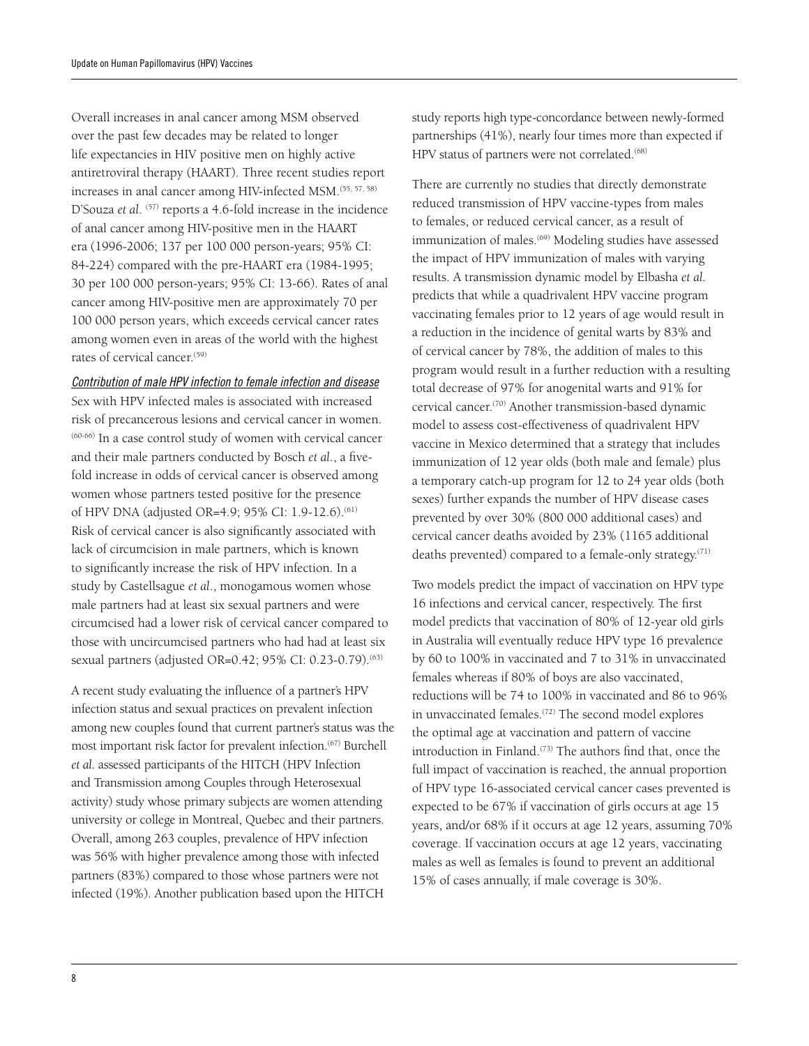Overall increases in anal cancer among MSM observed over the past few decades may be related to longer life expectancies in HIV positive men on highly active antiretroviral therapy (HAART). Three recent studies report increases in anal cancer among HIV-infected MSM.[55, 57, 58] D'Souza *et al*. [57] reports a 4.6-fold increase in the incidence of anal cancer among HIV-positive men in the HAART era (1996-2006; 137 per 100 000 person-years; 95% CI: 84-224) compared with the pre-HAART era (1984-1995; 30 per 100 000 person-years; 95% CI: 13-66). Rates of anal cancer among HIV-positive men are approximately 70 per 100 000 person years, which exceeds cervical cancer rates among women even in areas of the world with the highest rates of cervical cancer.[59]

*Contribution of male HPV infection to female infection and disease*

Sex with HPV infected males is associated with increased risk of precancerous lesions and cervical cancer in women.[60-66] In a case control study of women with cervical cancer and their male partners conducted by Bosch *et al*., a five-fold increase in odds of cervical cancer is observed among women whose partners tested positive for the presence of HPV DNA (adjusted OR=4.9; 95% CI: 1.9-12.6).[61] Risk of cervical cancer is also significantly associated with lack of circumcision in male partners, which is known to significantly increase the risk of HPV infection. In a study by Castellsague *et al*., monogamous women whose male partners had at least six sexual partners and were circumcised had a lower risk of cervical cancer compared to those with uncircumcised partners who had had at least six sexual partners (adjusted OR=0.42; 95% CI: 0.23-0.79).[63]

A recent study evaluating the influence of a partner's HPV infection status and sexual practices on prevalent infection among new couples found that current partner's status was the most important risk factor for prevalent infection.[67] Burchell *et al.* assessed participants of the HITCH (HPV Infection and Transmission among Couples through Heterosexual activity) study whose primary subjects are women attending university or college in Montreal, Quebec and their partners. Overall, among 263 couples, prevalence of HPV infection was 56% with higher prevalence among those with infected partners (83%) compared to those whose partners were not infected (19%). Another publication based upon the HITCH study reports high type-concordance between newly-formed partnerships (41%), nearly four times more than expected if HPV status of partners were not correlated.[68]

There are currently no studies that directly demonstrate reduced transmission of HPV vaccine-types from males to females, or reduced cervical cancer, as a result of immunization of males.[69] Modeling studies have assessed the impact of HPV immunization of males with varying results. A transmission dynamic model by Elbasha *et al.* predicts that while a quadrivalent HPV vaccine program vaccinating females prior to 12 years of age would result in a reduction in the incidence of genital warts by 83% and of cervical cancer by 78%, the addition of males to this program would result in a further reduction with a resulting total decrease of 97% for anogenital warts and 91% for cervical cancer.[70] Another transmission-based dynamic model to assess cost-effectiveness of quadrivalent HPV vaccine in Mexico determined that a strategy that includes immunization of 12 year olds (both male and female) plus a temporary catch-up program for 12 to 24 year olds (both sexes) further expands the number of HPV disease cases prevented by over 30% (800 000 additional cases) and cervical cancer deaths avoided by 23% (1165 additional deaths prevented) compared to a female-only strategy.[71]

Two models predict the impact of vaccination on HPV type 16 infections and cervical cancer, respectively. The first model predicts that vaccination of 80% of 12-year old girls in Australia will eventually reduce HPV type 16 prevalence by 60 to 100% in vaccinated and 7 to 31% in unvaccinated females whereas if 80% of boys are also vaccinated, reductions will be 74 to 100% in vaccinated and 86 to 96% in unvaccinated females.[72] The second model explores the optimal age at vaccination and pattern of vaccine introduction in Finland.[73] The authors find that, once the full impact of vaccination is reached, the annual proportion of HPV type 16-associated cervical cancer cases prevented is expected to be 67% if vaccination of girls occurs at age 15 years, and/or 68% if it occurs at age 12 years, assuming 70% coverage. If vaccination occurs at age 12 years, vaccinating males as well as females is found to prevent an additional 15% of cases annually, if male coverage is 30%.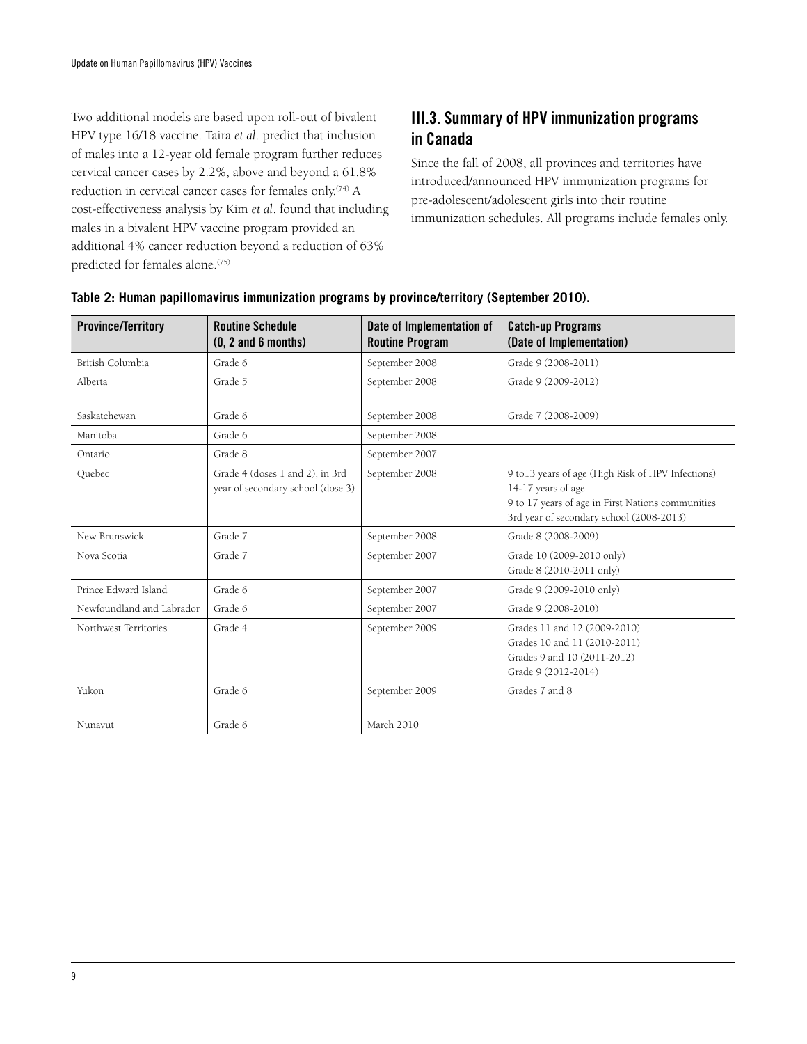Two additional models are based upon roll-out of bivalent HPV type 16/18 vaccine. Taira *et al*. predict that inclusion of males into a 12-year old female program further reduces cervical cancer cases by 2.2%, above and beyond a 61.8% reduction in cervical cancer cases for females only.[74] A cost-effectiveness analysis by Kim *et al*. found that including males in a bivalent HPV vaccine program provided an additional 4% cancer reduction beyond a reduction of 63% predicted for females alone.[75]

## III.3. Summary of HPV immunization programs in Canada

Since the fall of 2008, all provinces and territories have introduced/announced HPV immunization programs for pre-adolescent/adolescent girls into their routine immunization schedules. All programs include females only.

**Table 2: Human papillomavirus immunization programs by province/territory (September 2010).**

| Province/Territory | Routine Schedule (0, 2 and 6 months) | Date of Implementation of Routine Program | Catch-up Programs (Date of Implementation) |
|---|---|---|---|
| British Columbia | Grade 6 | September 2008 | Grade 9 (2008-2011) |
| Alberta | Grade 5 | September 2008 | Grade 9 (2009-2012) |
| Saskatchewan | Grade 6 | September 2008 | Grade 7 (2008-2009) |
| Manitoba | Grade 6 | September 2008 | |
| Ontario | Grade 8 | September 2007 | |
| Quebec | Grade 4 (doses 1 and 2), in 3rd year of secondary school (dose 3) | September 2008 | 9 to13 years of age (High Risk of HPV Infections)<br>14-17 years of age<br>9 to 17 years of age in First Nations communities<br>3rd year of secondary school (2008-2013) |
| New Brunswick | Grade 7 | September 2008 | Grade 8 (2008-2009) |
| Nova Scotia | Grade 7 | September 2007 | Grade 10 (2009-2010 only)<br>Grade 8 (2010-2011 only) |
| Prince Edward Island | Grade 6 | September 2007 | Grade 9 (2009-2010 only) |
| Newfoundland and Labrador | Grade 6 | September 2007 | Grade 9 (2008-2010) |
| Northwest Territories | Grade 4 | September 2009 | Grades 11 and 12 (2009-2010)<br>Grades 10 and 11 (2010-2011)<br>Grades 9 and 10 (2011-2012)<br>Grade 9 (2012-2014) |
| Yukon | Grade 6 | September 2009 | Grades 7 and 8 |
| Nunavut | Grade 6 | March 2010 | |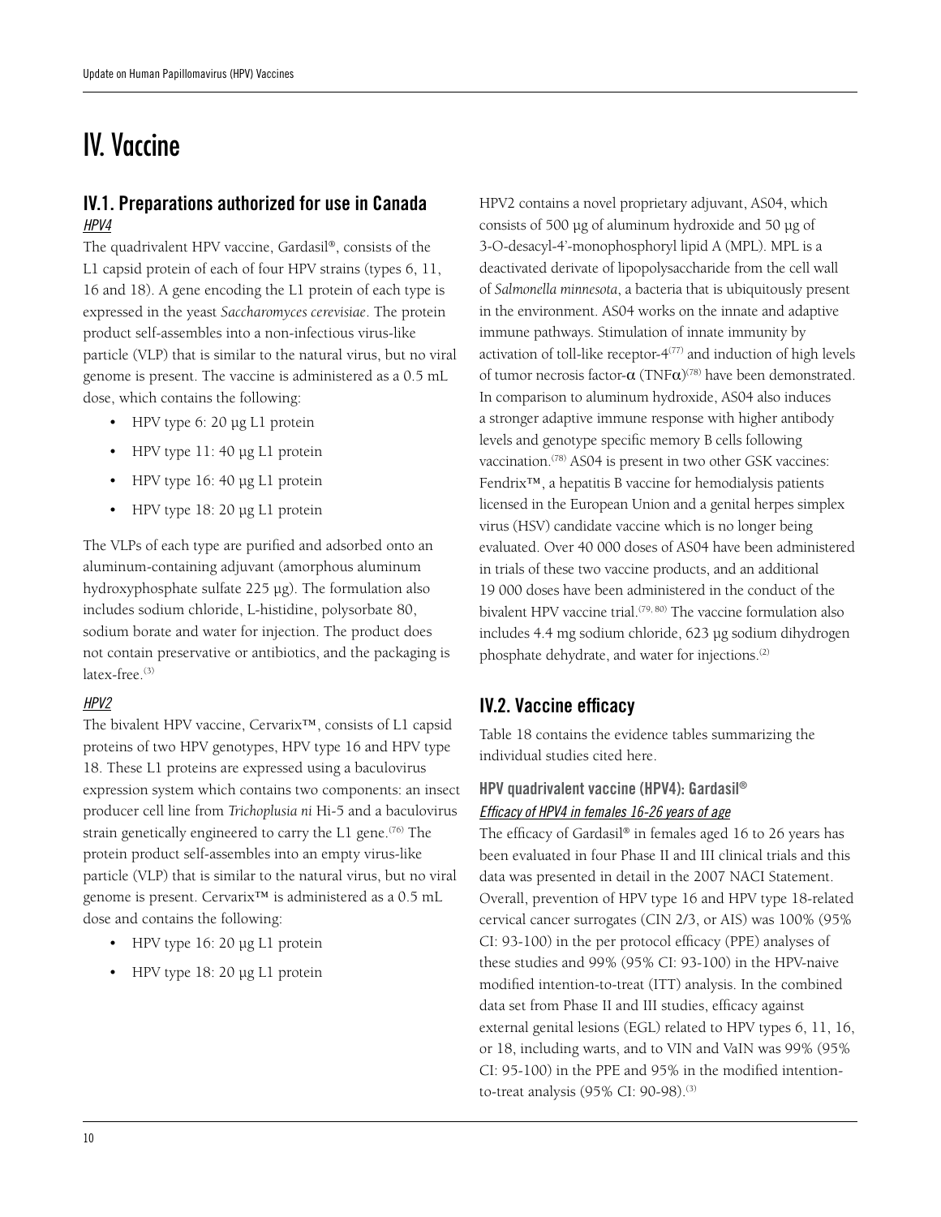# IV. Vaccine

## IV.1. Preparations authorized for use in Canada

### *HPV4*

The quadrivalent HPV vaccine, Gardasil®, consists of the L1 capsid protein of each of four HPV strains (types 6, 11, 16 and 18). A gene encoding the L1 protein of each type is expressed in the yeast *Saccharomyces cerevisiae*. The protein product self-assembles into a non-infectious virus-like particle (VLP) that is similar to the natural virus, but no viral genome is present. The vaccine is administered as a 0.5 mL dose, which contains the following:

- HPV type 6: 20 µg L1 protein
- HPV type 11: 40 µg L1 protein
- HPV type 16: 40 µg L1 protein
- HPV type 18: 20 µg L1 protein

The VLPs of each type are purified and adsorbed onto an aluminum-containing adjuvant (amorphous aluminum hydroxyphosphate sulfate 225 µg). The formulation also includes sodium chloride, L-histidine, polysorbate 80, sodium borate and water for injection. The product does not contain preservative or antibiotics, and the packaging is latex-free.[3]

### *HPV2*

The bivalent HPV vaccine, Cervarix™, consists of L1 capsid proteins of two HPV genotypes, HPV type 16 and HPV type 18. These L1 proteins are expressed using a baculovirus expression system which contains two components: an insect producer cell line from *Trichoplusia ni* Hi-5 and a baculovirus strain genetically engineered to carry the L1 gene.[76] The protein product self-assembles into an empty virus-like particle (VLP) that is similar to the natural virus, but no viral genome is present. Cervarix™ is administered as a 0.5 mL dose and contains the following:

- HPV type 16: 20 µg L1 protein
- HPV type 18: 20 µg L1 protein

HPV2 contains a novel proprietary adjuvant, AS04, which consists of 500 µg of aluminum hydroxide and 50 µg of 3-O-desacyl-4'-monophosphoryl lipid A (MPL). MPL is a deactivated derivate of lipopolysaccharide from the cell wall of *Salmonella minnesota*, a bacteria that is ubiquitously present in the environment. AS04 works on the innate and adaptive immune pathways. Stimulation of innate immunity by activation of toll-like receptor-4[77] and induction of high levels of tumor necrosis factor-α (TNFα)[78] have been demonstrated. In comparison to aluminum hydroxide, AS04 also induces a stronger adaptive immune response with higher antibody levels and genotype specific memory B cells following vaccination.[78] AS04 is present in two other GSK vaccines: Fendrix™, a hepatitis B vaccine for hemodialysis patients licensed in the European Union and a genital herpes simplex virus (HSV) candidate vaccine which is no longer being evaluated. Over 40 000 doses of AS04 have been administered in trials of these two vaccine products, and an additional 19 000 doses have been administered in the conduct of the bivalent HPV vaccine trial.[79, 80] The vaccine formulation also includes 4.4 mg sodium chloride, 623 µg sodium dihydrogen phosphate dehydrate, and water for injections.[2]

## IV.2. Vaccine efficacy

Table 18 contains the evidence tables summarizing the individual studies cited here.

### HPV quadrivalent vaccine (HPV4): Gardasil®

#### *Efficacy of HPV4 in females 16-26 years of age*

The efficacy of Gardasil® in females aged 16 to 26 years has been evaluated in four Phase II and III clinical trials and this data was presented in detail in the 2007 NACI Statement. Overall, prevention of HPV type 16 and HPV type 18-related cervical cancer surrogates (CIN 2/3, or AIS) was 100% (95% CI: 93-100) in the per protocol efficacy (PPE) analyses of these studies and 99% (95% CI: 93-100) in the HPV-naive modified intention-to-treat (ITT) analysis. In the combined data set from Phase II and III studies, efficacy against external genital lesions (EGL) related to HPV types 6, 11, 16, or 18, including warts, and to VIN and VaIN was 99% (95% CI: 95-100) in the PPE and 95% in the modified intention-to-treat analysis (95% CI: 90-98).[3]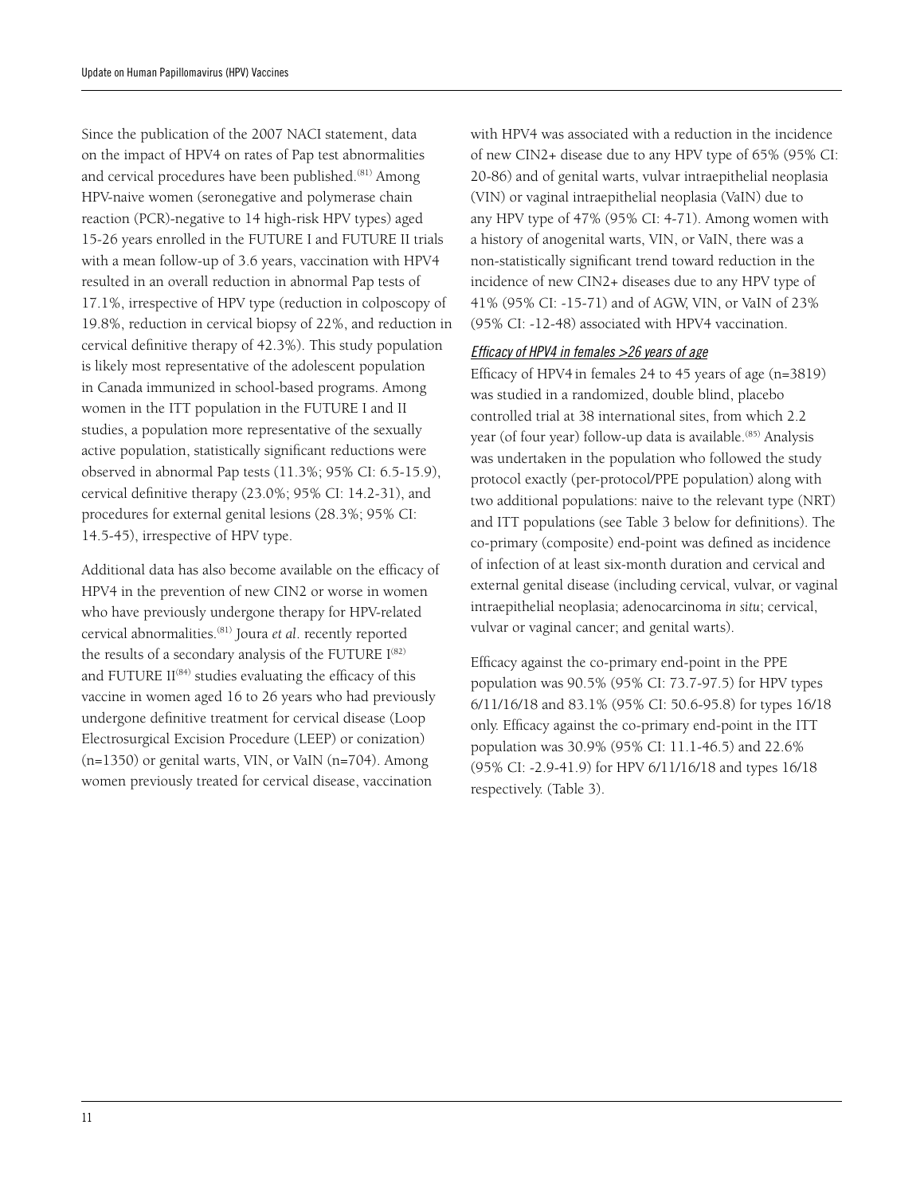Since the publication of the 2007 NACI statement, data on the impact of HPV4 on rates of Pap test abnormalities and cervical procedures have been published.[81] Among HPV-naive women (seronegative and polymerase chain reaction (PCR)-negative to 14 high-risk HPV types) aged 15-26 years enrolled in the FUTURE I and FUTURE II trials with a mean follow-up of 3.6 years, vaccination with HPV4 resulted in an overall reduction in abnormal Pap tests of 17.1%, irrespective of HPV type (reduction in colposcopy of 19.8%, reduction in cervical biopsy of 22%, and reduction in cervical definitive therapy of 42.3%). This study population is likely most representative of the adolescent population in Canada immunized in school-based programs. Among women in the ITT population in the FUTURE I and II studies, a population more representative of the sexually active population, statistically significant reductions were observed in abnormal Pap tests (11.3%; 95% CI: 6.5-15.9), cervical definitive therapy (23.0%; 95% CI: 14.2-31), and procedures for external genital lesions (28.3%; 95% CI: 14.5-45), irrespective of HPV type.

Additional data has also become available on the efficacy of HPV4 in the prevention of new CIN2 or worse in women who have previously undergone therapy for HPV-related cervical abnormalities.[81] Joura *et al*. recently reported the results of a secondary analysis of the FUTURE I[82] and FUTURE II[84] studies evaluating the efficacy of this vaccine in women aged 16 to 26 years who had previously undergone definitive treatment for cervical disease (Loop Electrosurgical Excision Procedure (LEEP) or conization) (n=1350) or genital warts, VIN, or VaIN (n=704). Among women previously treated for cervical disease, vaccination with HPV4 was associated with a reduction in the incidence of new CIN2+ disease due to any HPV type of 65% (95% CI: 20-86) and of genital warts, vulvar intraepithelial neoplasia (VIN) or vaginal intraepithelial neoplasia (VaIN) due to any HPV type of 47% (95% CI: 4-71). Among women with a history of anogenital warts, VIN, or VaIN, there was a non-statistically significant trend toward reduction in the incidence of new CIN2+ diseases due to any HPV type of 41% (95% CI: -15-71) and of AGW, VIN, or VaIN of 23% (95% CI: -12-48) associated with HPV4 vaccination.

#### *Efficacy of HPV4 in females >26 years of age*

Efficacy of HPV4 in females 24 to 45 years of age (n=3819) was studied in a randomized, double blind, placebo controlled trial at 38 international sites, from which 2.2 year (of four year) follow-up data is available.[85] Analysis was undertaken in the population who followed the study protocol exactly (per-protocol/PPE population) along with two additional populations: naive to the relevant type (NRT) and ITT populations (see Table 3 below for definitions). The co-primary (composite) end-point was defined as incidence of infection of at least six-month duration and cervical and external genital disease (including cervical, vulvar, or vaginal intraepithelial neoplasia; adenocarcinoma *in situ*; cervical, vulvar or vaginal cancer; and genital warts).

Efficacy against the co-primary end-point in the PPE population was 90.5% (95% CI: 73.7-97.5) for HPV types 6/11/16/18 and 83.1% (95% CI: 50.6-95.8) for types 16/18 only. Efficacy against the co-primary end-point in the ITT population was 30.9% (95% CI: 11.1-46.5) and 22.6% (95% CI: -2.9-41.9) for HPV 6/11/16/18 and types 16/18 respectively. (Table 3).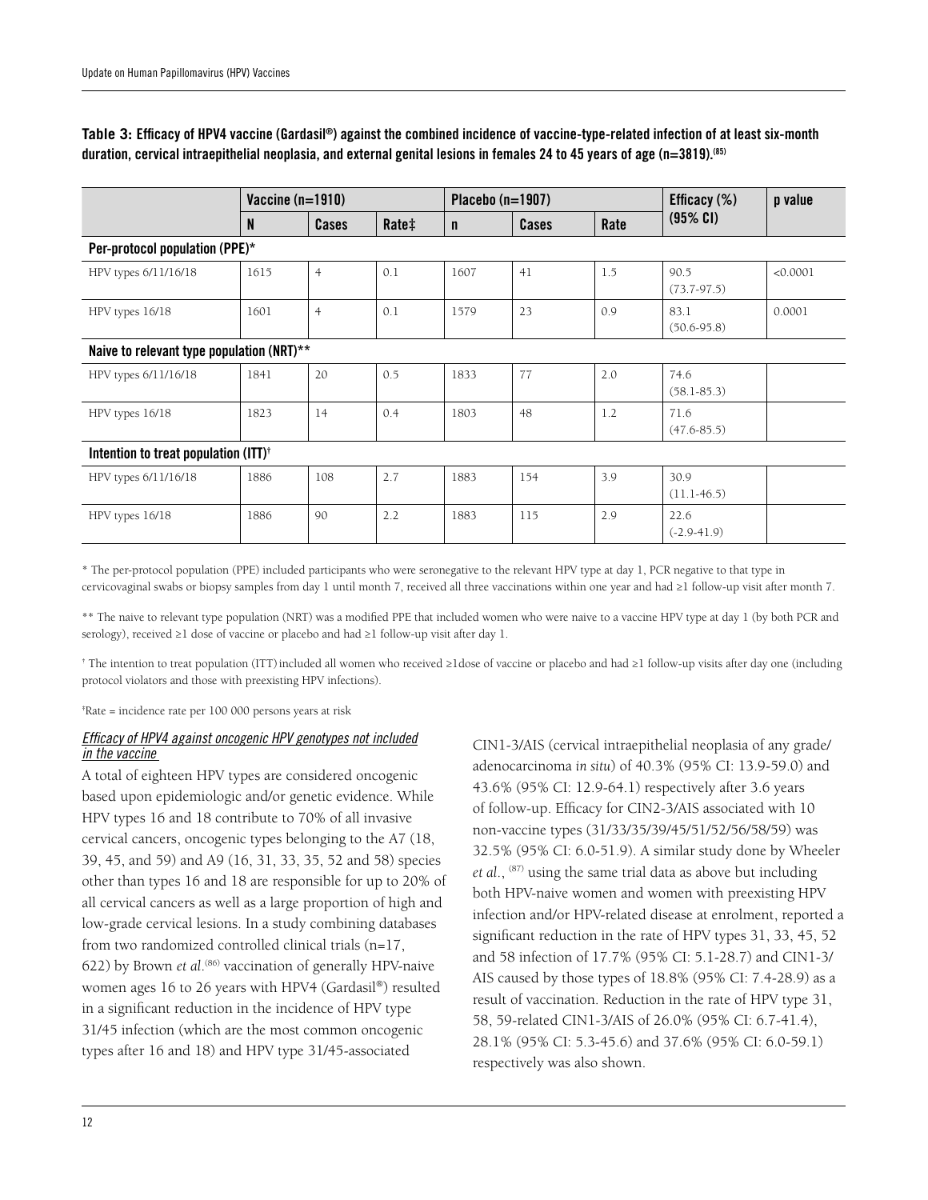**Table 3: Efficacy of HPV4 vaccine (Gardasil®) against the combined incidence of vaccine-type-related infection of at least six-month duration, cervical intraepithelial neoplasia, and external genital lesions in females 24 to 45 years of age (n=3819).[85]**

| | Vaccine (n=1910) | | | Placebo (n=1907) | | | Efficacy (%) (95% CI) | p value |
|---|---|---|---|---|---|---|---|---|
| | N | Cases | Rate‡ | n | Cases | Rate | | |
| **Per-protocol population (PPE)*** | | | | | | | | |
| HPV types 6/11/16/18 | 1615 | 4 | 0.1 | 1607 | 41 | 1.5 | 90.5 (73.7-97.5) | <0.0001 |
| HPV types 16/18 | 1601 | 4 | 0.1 | 1579 | 23 | 0.9 | 83.1 (50.6-95.8) | 0.0001 |
| **Naive to relevant type population (NRT)**** | | | | | | | | |
| HPV types 6/11/16/18 | 1841 | 20 | 0.5 | 1833 | 77 | 2.0 | 74.6 (58.1-85.3) | |
| HPV types 16/18 | 1823 | 14 | 0.4 | 1803 | 48 | 1.2 | 71.6 (47.6-85.5) | |
| **Intention to treat population (ITT)†** | | | | | | | | |
| HPV types 6/11/16/18 | 1886 | 108 | 2.7 | 1883 | 154 | 3.9 | 30.9 (11.1-46.5) | |
| HPV types 16/18 | 1886 | 90 | 2.2 | 1883 | 115 | 2.9 | 22.6 (-2.9-41.9) | |

* The per-protocol population (PPE) included participants who were seronegative to the relevant HPV type at day 1, PCR negative to that type in cervicovaginal swabs or biopsy samples from day 1 until month 7, received all three vaccinations within one year and had ≥1 follow-up visit after month 7.

** The naive to relevant type population (NRT) was a modified PPE that included women who were naive to a vaccine HPV type at day 1 (by both PCR and serology), received ≥1 dose of vaccine or placebo and had ≥1 follow-up visit after day 1.

† The intention to treat population (ITT) included all women who received ≥1dose of vaccine or placebo and had ≥1 follow-up visits after day one (including protocol violators and those with preexisting HPV infections).

‡Rate = incidence rate per 100 000 persons years at risk

#### *Efficacy of HPV4 against oncogenic HPV genotypes not included in the vaccine*

A total of eighteen HPV types are considered oncogenic based upon epidemiologic and/or genetic evidence. While HPV types 16 and 18 contribute to 70% of all invasive cervical cancers, oncogenic types belonging to the A7 (18, 39, 45, and 59) and A9 (16, 31, 33, 35, 52 and 58) species other than types 16 and 18 are responsible for up to 20% of all cervical cancers as well as a large proportion of high and low-grade cervical lesions. In a study combining databases from two randomized controlled clinical trials (n=17, 622) by Brown *et al*.[86] vaccination of generally HPV-naive women ages 16 to 26 years with HPV4 (Gardasil®) resulted in a significant reduction in the incidence of HPV type 31/45 infection (which are the most common oncogenic types after 16 and 18) and HPV type 31/45-associated CIN1-3/AIS (cervical intraepithelial neoplasia of any grade/ adenocarcinoma *in situ*) of 40.3% (95% CI: 13.9-59.0) and 43.6% (95% CI: 12.9-64.1) respectively after 3.6 years of follow-up. Efficacy for CIN2-3/AIS associated with 10 non-vaccine types (31/33/35/39/45/51/52/56/58/59) was 32.5% (95% CI: 6.0-51.9). A similar study done by Wheeler *et al*., [87] using the same trial data as above but including both HPV-naive women and women with preexisting HPV infection and/or HPV-related disease at enrolment, reported a significant reduction in the rate of HPV types 31, 33, 45, 52 and 58 infection of 17.7% (95% CI: 5.1-28.7) and CIN1-3/ AIS caused by those types of 18.8% (95% CI: 7.4-28.9) as a result of vaccination. Reduction in the rate of HPV type 31, 58, 59-related CIN1-3/AIS of 26.0% (95% CI: 6.7-41.4), 28.1% (95% CI: 5.3-45.6) and 37.6% (95% CI: 6.0-59.1) respectively was also shown.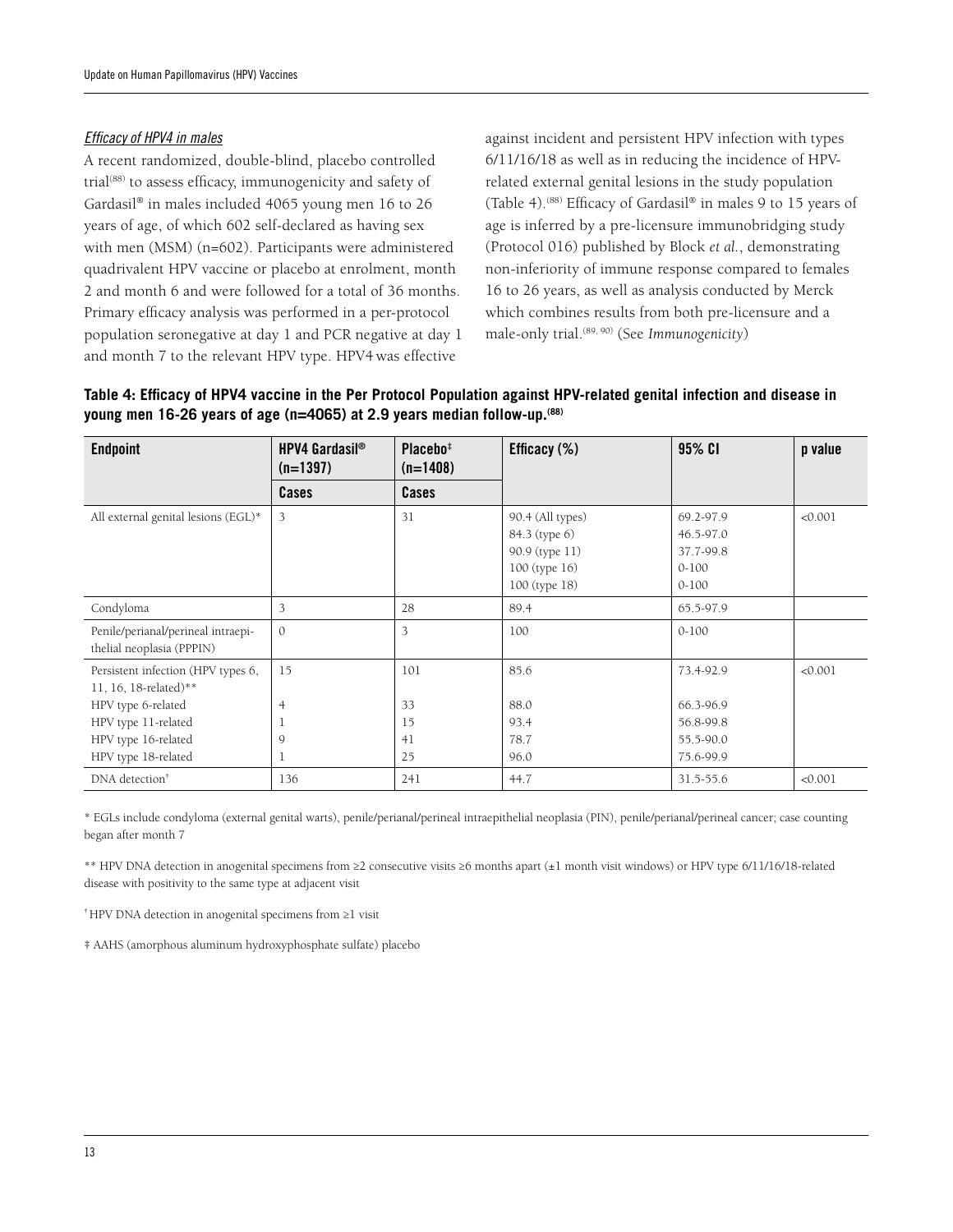### *Efficacy of HPV4 in males*

A recent randomized, double-blind, placebo controlled trial[88] to assess efficacy, immunogenicity and safety of Gardasil® in males included 4065 young men 16 to 26 years of age, of which 602 self-declared as having sex with men (MSM) (n=602). Participants were administered quadrivalent HPV vaccine or placebo at enrolment, month 2 and month 6 and were followed for a total of 36 months. Primary efficacy analysis was performed in a per-protocol population seronegative at day 1 and PCR negative at day 1 and month 7 to the relevant HPV type. HPV4 was effective against incident and persistent HPV infection with types 6/11/16/18 as well as in reducing the incidence of HPV-related external genital lesions in the study population (Table 4).[88] Efficacy of Gardasil® in males 9 to 15 years of age is inferred by a pre-licensure immunobridging study (Protocol 016) published by Block *et al.*, demonstrating non-inferiority of immune response compared to females 16 to 26 years, as well as analysis conducted by Merck which combines results from both pre-licensure and a male-only trial.[89, 90] (See *Immunogenicity*)

**Table 4: Efficacy of HPV4 vaccine in the Per Protocol Population against HPV-related genital infection and disease in young men 16-26 years of age (n=4065) at 2.9 years median follow-up.[88]**

| Endpoint | HPV4 Gardasil® (n=1397) | Placebo‡ (n=1408) | Efficacy (%) | 95% CI | p value |
|---|---|---|---|---|---|
| | Cases | Cases | | | |
| All external genital lesions (EGL)* | 3 | 31 | 90.4 (All types)<br>84.3 (type 6)<br>90.9 (type 11)<br>100 (type 16)<br>100 (type 18) | 69.2-97.9<br>46.5-97.0<br>37.7-99.8<br>0-100<br>0-100 | <0.001 |
| Condyloma | 3 | 28 | 89.4 | 65.5-97.9 | |
| Penile/perianal/perineal intraepithelial neoplasia (PPPIN) | 0 | 3 | 100 | 0-100 | |
| Persistent infection (HPV types 6, 11, 16, 18-related)**<br>HPV type 6-related<br>HPV type 11-related<br>HPV type 16-related<br>HPV type 18-related | 15<br><br>4<br>1<br>9<br>1 | 101<br><br>33<br>15<br>41<br>25 | 85.6<br><br>88.0<br>93.4<br>78.7<br>96.0 | 73.4-92.9<br><br>66.3-96.9<br>56.8-99.8<br>55.5-90.0<br>75.6-99.9 | <0.001 |
| DNA detection† | 136 | 241 | 44.7 | 31.5-55.6 | <0.001 |

\* EGLs include condyloma (external genital warts), penile/perianal/perineal intraepithelial neoplasia (PIN), penile/perianal/perineal cancer; case counting began after month 7

\** HPV DNA detection in anogenital specimens from ≥2 consecutive visits ≥6 months apart (±1 month visit windows) or HPV type 6/11/16/18-related disease with positivity to the same type at adjacent visit

† HPV DNA detection in anogenital specimens from ≥1 visit

‡ AAHS (amorphous aluminum hydroxyphosphate sulfate) placebo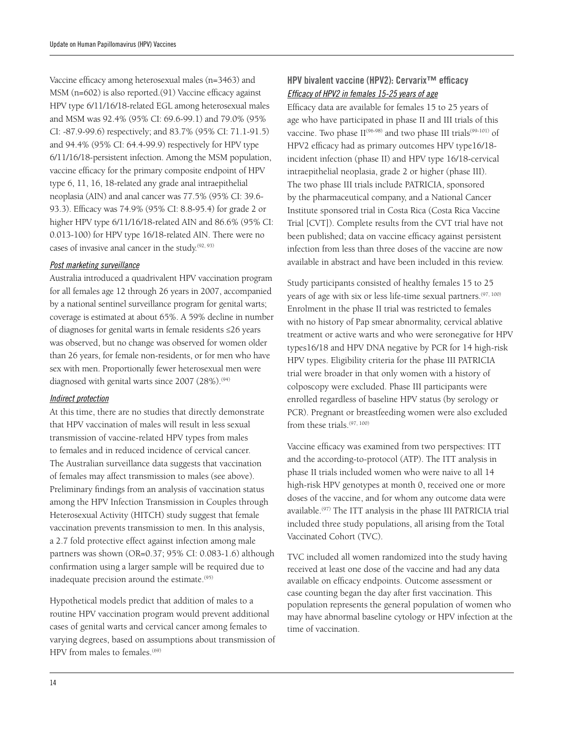Vaccine efficacy among heterosexual males (n=3463) and MSM (n=602) is also reported.(91) Vaccine efficacy against HPV type 6/11/16/18-related EGL among heterosexual males and MSM was 92.4% (95% CI: 69.6-99.1) and 79.0% (95% CI: -87.9-99.6) respectively; and 83.7% (95% CI: 71.1-91.5) and 94.4% (95% CI: 64.4-99.9) respectively for HPV type 6/11/16/18-persistent infection. Among the MSM population, vaccine efficacy for the primary composite endpoint of HPV type 6, 11, 16, 18-related any grade anal intraepithelial neoplasia (AIN) and anal cancer was 77.5% (95% CI: 39.6-93.3). Efficacy was 74.9% (95% CI: 8.8-95.4) for grade 2 or higher HPV type 6/11/16/18-related AIN and 86.6% (95% CI: 0.013-100) for HPV type 16/18-related AIN. There were no cases of invasive anal cancer in the study.[92, 93]

### *Post marketing surveillance*

Australia introduced a quadrivalent HPV vaccination program for all females age 12 through 26 years in 2007, accompanied by a national sentinel surveillance program for genital warts; coverage is estimated at about 65%. A 59% decline in number of diagnoses for genital warts in female residents ≤26 years was observed, but no change was observed for women older than 26 years, for female non-residents, or for men who have sex with men. Proportionally fewer heterosexual men were diagnosed with genital warts since 2007 (28%).[94]

### *Indirect protection*

At this time, there are no studies that directly demonstrate that HPV vaccination of males will result in less sexual transmission of vaccine-related HPV types from males to females and in reduced incidence of cervical cancer. The Australian surveillance data suggests that vaccination of females may affect transmission to males (see above). Preliminary findings from an analysis of vaccination status among the HPV Infection Transmission in Couples through Heterosexual Activity (HITCH) study suggest that female vaccination prevents transmission to men. In this analysis, a 2.7 fold protective effect against infection among male partners was shown (OR=0.37; 95% CI: 0.083-1.6) although confirmation using a larger sample will be required due to inadequate precision around the estimate.[95]

Hypothetical models predict that addition of males to a routine HPV vaccination program would prevent additional cases of genital warts and cervical cancer among females to varying degrees, based on assumptions about transmission of HPV from males to females.[69]

## HPV bivalent vaccine (HPV2): Cervarix™ efficacy

### *Efficacy of HPV2 in females 15-25 years of age*

Efficacy data are available for females 15 to 25 years of age who have participated in phase II and III trials of this vaccine. Two phase II[96-98] and two phase III trials[99-101] of HPV2 efficacy had as primary outcomes HPV type16/18-incident infection (phase II) and HPV type 16/18-cervical intraepithelial neoplasia, grade 2 or higher (phase III). The two phase III trials include PATRICIA, sponsored by the pharmaceutical company, and a National Cancer Institute sponsored trial in Costa Rica (Costa Rica Vaccine Trial [CVT]). Complete results from the CVT trial have not been published; data on vaccine efficacy against persistent infection from less than three doses of the vaccine are now available in abstract and have been included in this review.

Study participants consisted of healthy females 15 to 25 years of age with six or less life-time sexual partners.[97, 100] Enrolment in the phase II trial was restricted to females with no history of Pap smear abnormality, cervical ablative treatment or active warts and who were seronegative for HPV types16/18 and HPV DNA negative by PCR for 14 high-risk HPV types. Eligibility criteria for the phase III PATRICIA trial were broader in that only women with a history of colposcopy were excluded. Phase III participants were enrolled regardless of baseline HPV status (by serology or PCR). Pregnant or breastfeeding women were also excluded from these trials.[97, 100]

Vaccine efficacy was examined from two perspectives: ITT and the according-to-protocol (ATP). The ITT analysis in phase II trials included women who were naive to all 14 high-risk HPV genotypes at month 0, received one or more doses of the vaccine, and for whom any outcome data were available.[97] The ITT analysis in the phase III PATRICIA trial included three study populations, all arising from the Total Vaccinated Cohort (TVC).

TVC included all women randomized into the study having received at least one dose of the vaccine and had any data available on efficacy endpoints. Outcome assessment or case counting began the day after first vaccination. This population represents the general population of women who may have abnormal baseline cytology or HPV infection at the time of vaccination.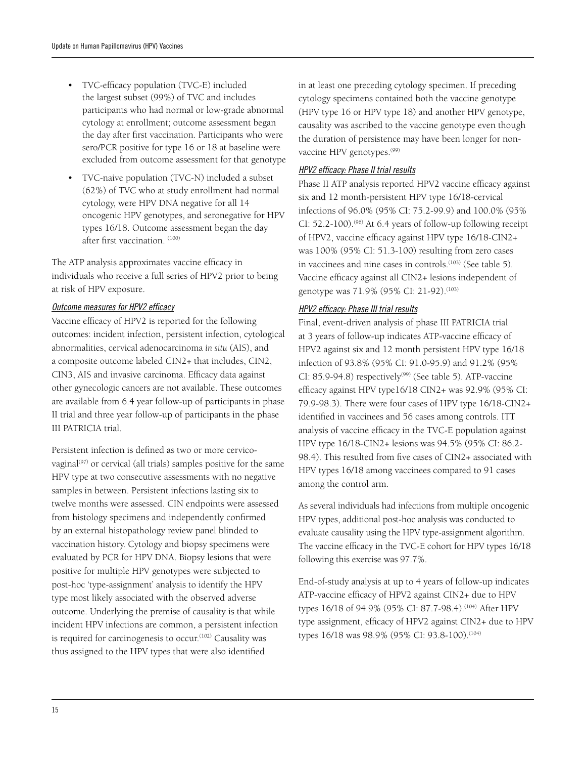- TVC-efficacy population (TVC-E) included the largest subset (99%) of TVC and includes participants who had normal or low-grade abnormal cytology at enrollment; outcome assessment began the day after first vaccination. Participants who were sero/PCR positive for type 16 or 18 at baseline were excluded from outcome assessment for that genotype
- TVC-naive population (TVC-N) included a subset (62%) of TVC who at study enrollment had normal cytology, were HPV DNA negative for all 14 oncogenic HPV genotypes, and seronegative for HPV types 16/18. Outcome assessment began the day after first vaccination. [100]

The ATP analysis approximates vaccine efficacy in individuals who receive a full series of HPV2 prior to being at risk of HPV exposure.

### *Outcome measures for HPV2 efficacy*

Vaccine efficacy of HPV2 is reported for the following outcomes: incident infection, persistent infection, cytological abnormalities, cervical adenocarcinoma *in situ* (AIS), and a composite outcome labeled CIN2+ that includes, CIN2, CIN3, AIS and invasive carcinoma. Efficacy data against other gynecologic cancers are not available. These outcomes are available from 6.4 year follow-up of participants in phase II trial and three year follow-up of participants in the phase III PATRICIA trial.

Persistent infection is defined as two or more cervico-vaginal[97] or cervical (all trials) samples positive for the same HPV type at two consecutive assessments with no negative samples in between. Persistent infections lasting six to twelve months were assessed. CIN endpoints were assessed from histology specimens and independently confirmed by an external histopathology review panel blinded to vaccination history. Cytology and biopsy specimens were evaluated by PCR for HPV DNA. Biopsy lesions that were positive for multiple HPV genotypes were subjected to post-hoc 'type-assignment' analysis to identify the HPV type most likely associated with the observed adverse outcome. Underlying the premise of causality is that while incident HPV infections are common, a persistent infection is required for carcinogenesis to occur.[102] Causality was thus assigned to the HPV types that were also identified in at least one preceding cytology specimen. If preceding cytology specimens contained both the vaccine genotype (HPV type 16 or HPV type 18) and another HPV genotype, causality was ascribed to the vaccine genotype even though the duration of persistence may have been longer for non-vaccine HPV genotypes.[99]

### *HPV2 efficacy: Phase II trial results*

Phase II ATP analysis reported HPV2 vaccine efficacy against six and 12 month-persistent HPV type 16/18-cervical infections of 96.0% (95% CI: 75.2-99.9) and 100.0% (95% CI: 52.2-100).[96] At 6.4 years of follow-up following receipt of HPV2, vaccine efficacy against HPV type 16/18-CIN2+ was 100% (95% CI: 51.3-100) resulting from zero cases in vaccinees and nine cases in controls.[103] (See table 5). Vaccine efficacy against all CIN2+ lesions independent of genotype was 71.9% (95% CI: 21-92).[103]

### *HPV2 efficacy: Phase III trial results*

Final, event-driven analysis of phase III PATRICIA trial at 3 years of follow-up indicates ATP-vaccine efficacy of HPV2 against six and 12 month persistent HPV type 16/18 infection of 93.8% (95% CI: 91.0-95.9) and 91.2% (95% CI: 85.9-94.8) respectively[99] (See table 5). ATP-vaccine efficacy against HPV type16/18 CIN2+ was 92.9% (95% CI: 79.9-98.3). There were four cases of HPV type 16/18-CIN2+ identified in vaccinees and 56 cases among controls. ITT analysis of vaccine efficacy in the TVC-E population against HPV type 16/18-CIN2+ lesions was 94.5% (95% CI: 86.2-98.4). This resulted from five cases of CIN2+ associated with HPV types 16/18 among vaccinees compared to 91 cases among the control arm.

As several individuals had infections from multiple oncogenic HPV types, additional post-hoc analysis was conducted to evaluate causality using the HPV type-assignment algorithm. The vaccine efficacy in the TVC-E cohort for HPV types 16/18 following this exercise was 97.7%.

End-of-study analysis at up to 4 years of follow-up indicates ATP-vaccine efficacy of HPV2 against CIN2+ due to HPV types 16/18 of 94.9% (95% CI: 87.7-98.4).[104] After HPV type assignment, efficacy of HPV2 against CIN2+ due to HPV types 16/18 was 98.9% (95% CI: 93.8-100).[104]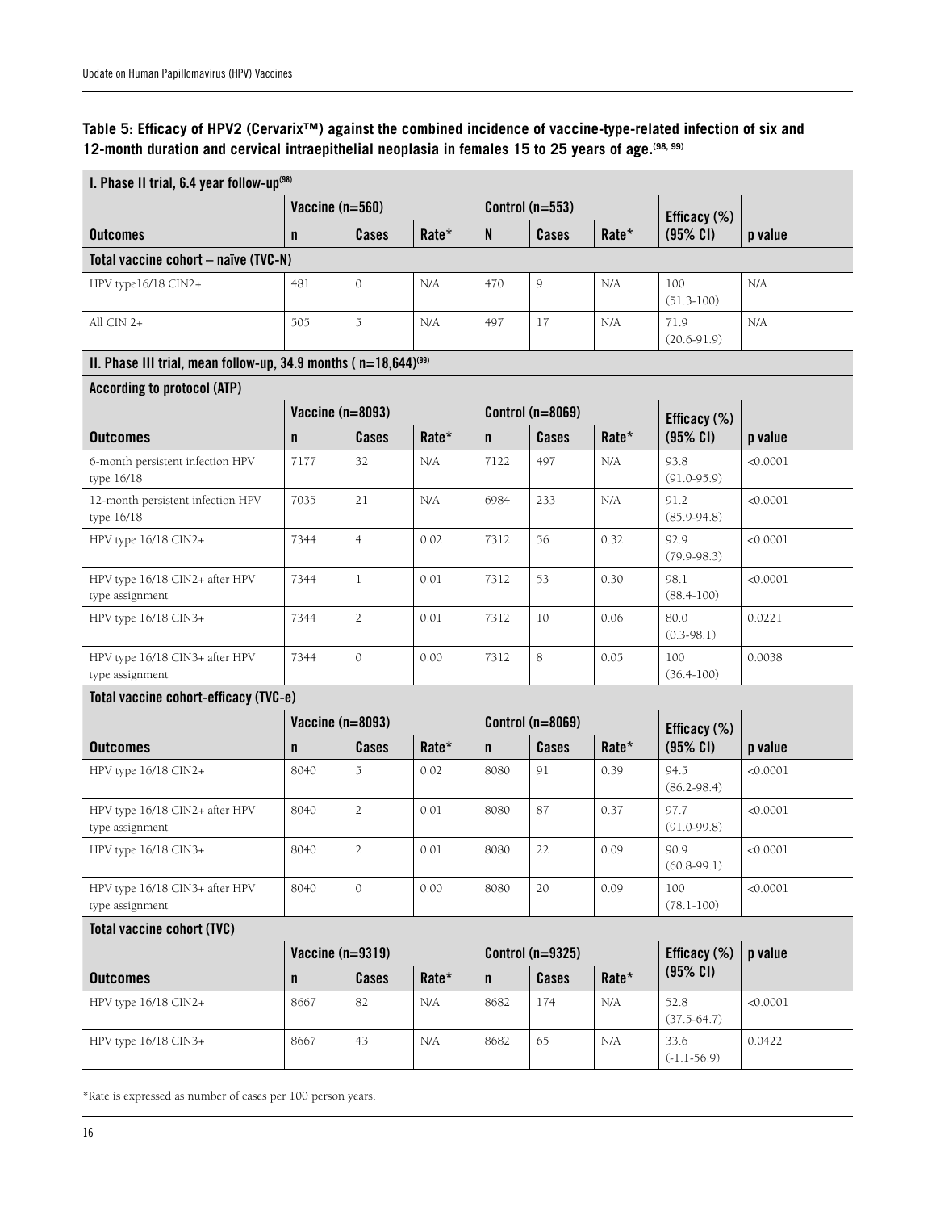**Table 5: Efficacy of HPV2 (Cervarix™) against the combined incidence of vaccine-type-related infection of six and 12-month duration and cervical intraepithelial neoplasia in females 15 to 25 years of age.[98, 99]**

| I. Phase II trial, 6.4 year follow-up[98] | | | | | | | | |
|---|---|---|---|---|---|---|---|---|
| | Vaccine (n=560) | | | Control (n=553) | | | Efficacy (%) | |
| **Outcomes** | **n** | **Cases** | **Rate*** | **N** | **Cases** | **Rate*** | **(95% CI)** | **p value** |
| **Total vaccine cohort – naïve (TVC-N)** | | | | | | | | |
| HPV type16/18 CIN2+ | 481 | 0 | N/A | 470 | 9 | N/A | 100 (51.3-100) | N/A |
| All CIN 2+ | 505 | 5 | N/A | 497 | 17 | N/A | 71.9 (20.6-91.9) | N/A |
| **II. Phase III trial, mean follow-up, 34.9 months ( n=18,644)[99]** | | | | | | | | |
| **According to protocol (ATP)** | | | | | | | | |
| | Vaccine (n=8093) | | | Control (n=8069) | | | Efficacy (%) | |
| **Outcomes** | **n** | **Cases** | **Rate*** | **n** | **Cases** | **Rate*** | **(95% CI)** | **p value** |
| 6-month persistent infection HPV type 16/18 | 7177 | 32 | N/A | 7122 | 497 | N/A | 93.8 (91.0-95.9) | <0.0001 |
| 12-month persistent infection HPV type 16/18 | 7035 | 21 | N/A | 6984 | 233 | N/A | 91.2 (85.9-94.8) | <0.0001 |
| HPV type 16/18 CIN2+ | 7344 | 4 | 0.02 | 7312 | 56 | 0.32 | 92.9 (79.9-98.3) | <0.0001 |
| HPV type 16/18 CIN2+ after HPV type assignment | 7344 | 1 | 0.01 | 7312 | 53 | 0.30 | 98.1 (88.4-100) | <0.0001 |
| HPV type 16/18 CIN3+ | 7344 | 2 | 0.01 | 7312 | 10 | 0.06 | 80.0 (0.3-98.1) | 0.0221 |
| HPV type 16/18 CIN3+ after HPV type assignment | 7344 | 0 | 0.00 | 7312 | 8 | 0.05 | 100 (36.4-100) | 0.0038 |
| **Total vaccine cohort-efficacy (TVC-e)** | | | | | | | | |
| | Vaccine (n=8093) | | | Control (n=8069) | | | Efficacy (%) | |
| **Outcomes** | **n** | **Cases** | **Rate*** | **n** | **Cases** | **Rate*** | **(95% CI)** | **p value** |
| HPV type 16/18 CIN2+ | 8040 | 5 | 0.02 | 8080 | 91 | 0.39 | 94.5 (86.2-98.4) | <0.0001 |
| HPV type 16/18 CIN2+ after HPV type assignment | 8040 | 2 | 0.01 | 8080 | 87 | 0.37 | 97.7 (91.0-99.8) | <0.0001 |
| HPV type 16/18 CIN3+ | 8040 | 2 | 0.01 | 8080 | 22 | 0.09 | 90.9 (60.8-99.1) | <0.0001 |
| HPV type 16/18 CIN3+ after HPV type assignment | 8040 | 0 | 0.00 | 8080 | 20 | 0.09 | 100 (78.1-100) | <0.0001 |
| **Total vaccine cohort (TVC)** | | | | | | | | |
| | Vaccine (n=9319) | | | Control (n=9325) | | | Efficacy (%) | p value |
| **Outcomes** | **n** | **Cases** | **Rate*** | **n** | **Cases** | **Rate*** | **(95% CI)** | |
| HPV type 16/18 CIN2+ | 8667 | 82 | N/A | 8682 | 174 | N/A | 52.8 (37.5-64.7) | <0.0001 |
| HPV type 16/18 CIN3+ | 8667 | 43 | N/A | 8682 | 65 | N/A | 33.6 (-1.1-56.9) | 0.0422 |

*Rate is expressed as number of cases per 100 person years.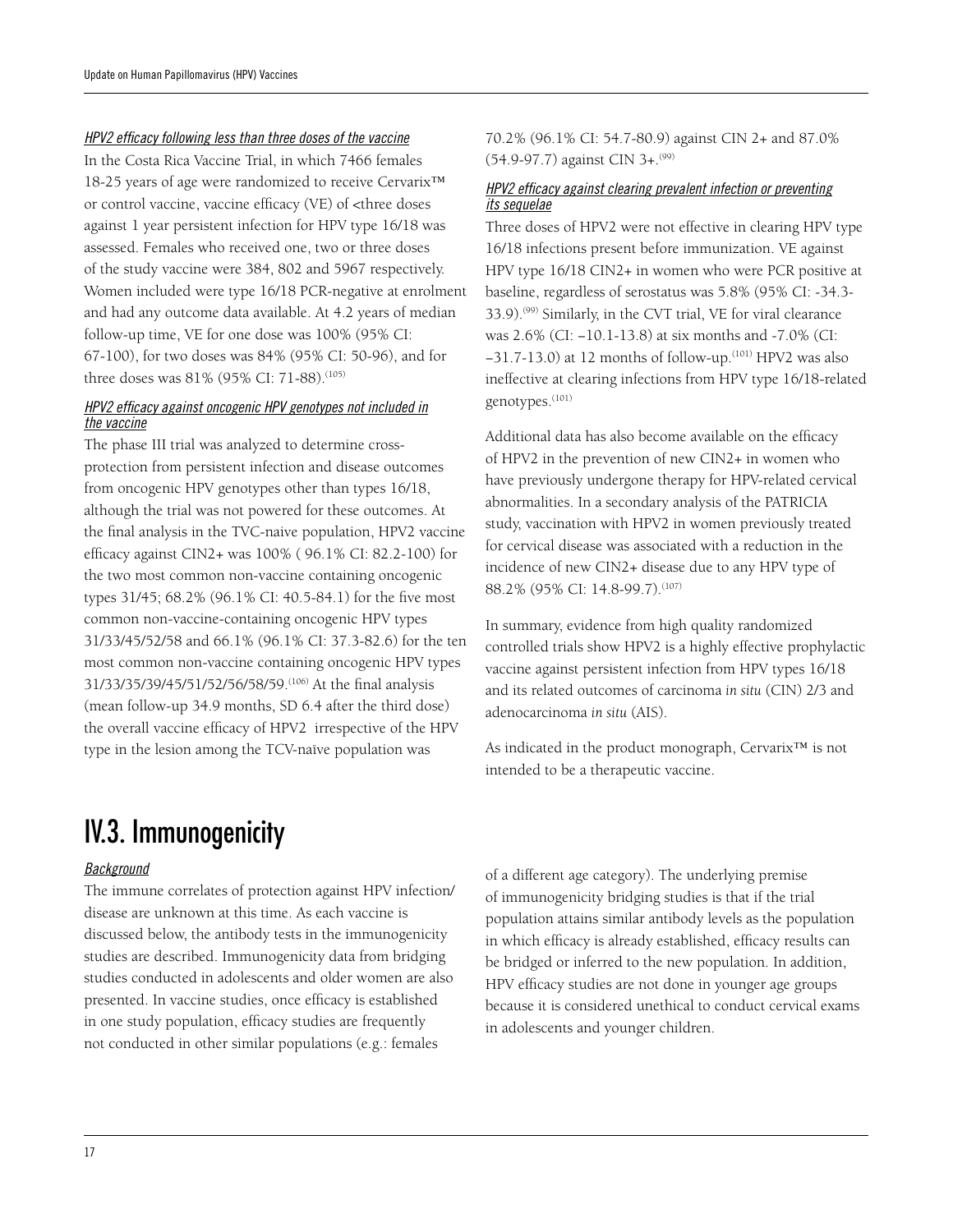*HPV2 efficacy following less than three doses of the vaccine*

In the Costa Rica Vaccine Trial, in which 7466 females 18-25 years of age were randomized to receive Cervarix™ or control vaccine, vaccine efficacy (VE) of <three doses against 1 year persistent infection for HPV type 16/18 was assessed. Females who received one, two or three doses of the study vaccine were 384, 802 and 5967 respectively. Women included were type 16/18 PCR-negative at enrolment and had any outcome data available. At 4.2 years of median follow-up time, VE for one dose was 100% (95% CI: 67-100), for two doses was 84% (95% CI: 50-96), and for three doses was 81% (95% CI: 71-88).[105]

*HPV2 efficacy against oncogenic HPV genotypes not included in the vaccine*

The phase III trial was analyzed to determine cross-protection from persistent infection and disease outcomes from oncogenic HPV genotypes other than types 16/18, although the trial was not powered for these outcomes. At the final analysis in the TVC-naive population, HPV2 vaccine efficacy against CIN2+ was 100% ( 96.1% CI: 82.2-100) for the two most common non-vaccine containing oncogenic types 31/45; 68.2% (96.1% CI: 40.5-84.1) for the five most common non-vaccine-containing oncogenic HPV types 31/33/45/52/58 and 66.1% (96.1% CI: 37.3-82.6) for the ten most common non-vaccine containing oncogenic HPV types 31/33/35/39/45/51/52/56/58/59.[106] At the final analysis (mean follow-up 34.9 months, SD 6.4 after the third dose) the overall vaccine efficacy of HPV2 irrespective of the HPV type in the lesion among the TCV-naïve population was 70.2% (96.1% CI: 54.7-80.9) against CIN 2+ and 87.0% (54.9-97.7) against CIN 3+.[99]

*HPV2 efficacy against clearing prevalent infection or preventing its sequelae*

Three doses of HPV2 were not effective in clearing HPV type 16/18 infections present before immunization. VE against HPV type 16/18 CIN2+ in women who were PCR positive at baseline, regardless of serostatus was 5.8% (95% CI: -34.3-33.9).[99] Similarly, in the CVT trial, VE for viral clearance was 2.6% (CI: –10.1-13.8) at six months and -7.0% (CI: –31.7-13.0) at 12 months of follow-up.[101] HPV2 was also ineffective at clearing infections from HPV type 16/18-related genotypes.[101]

Additional data has also become available on the efficacy of HPV2 in the prevention of new CIN2+ in women who have previously undergone therapy for HPV-related cervical abnormalities. In a secondary analysis of the PATRICIA study, vaccination with HPV2 in women previously treated for cervical disease was associated with a reduction in the incidence of new CIN2+ disease due to any HPV type of 88.2% (95% CI: 14.8-99.7).[107]

In summary, evidence from high quality randomized controlled trials show HPV2 is a highly effective prophylactic vaccine against persistent infection from HPV types 16/18 and its related outcomes of carcinoma *in situ* (CIN) 2/3 and adenocarcinoma *in situ* (AIS).

As indicated in the product monograph, Cervarix™ is not intended to be a therapeutic vaccine.

# IV.3. Immunogenicity

*Background*

The immune correlates of protection against HPV infection/disease are unknown at this time. As each vaccine is discussed below, the antibody tests in the immunogenicity studies are described. Immunogenicity data from bridging studies conducted in adolescents and older women are also presented. In vaccine studies, once efficacy is established in one study population, efficacy studies are frequently not conducted in other similar populations (e.g.: females of a different age category). The underlying premise of immunogenicity bridging studies is that if the trial population attains similar antibody levels as the population in which efficacy is already established, efficacy results can be bridged or inferred to the new population. In addition, HPV efficacy studies are not done in younger age groups because it is considered unethical to conduct cervical exams in adolescents and younger children.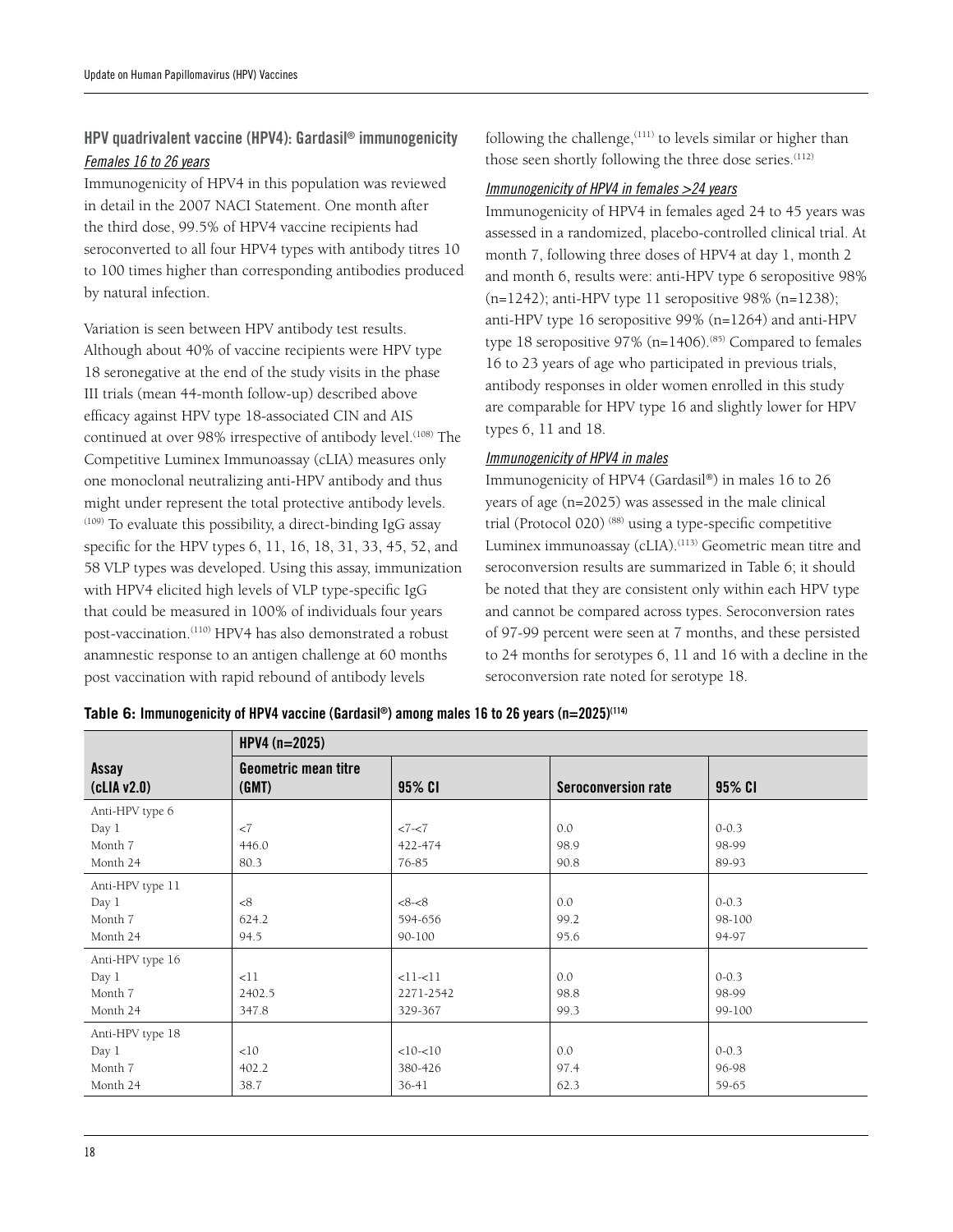### HPV quadrivalent vaccine (HPV4): Gardasil® immunogenicity

#### Females 16 to 26 years

Immunogenicity of HPV4 in this population was reviewed in detail in the 2007 NACI Statement. One month after the third dose, 99.5% of HPV4 vaccine recipients had seroconverted to all four HPV4 types with antibody titres 10 to 100 times higher than corresponding antibodies produced by natural infection.

Variation is seen between HPV antibody test results. Although about 40% of vaccine recipients were HPV type 18 seronegative at the end of the study visits in the phase III trials (mean 44-month follow-up) described above efficacy against HPV type 18-associated CIN and AIS continued at over 98% irrespective of antibody level.[108] The Competitive Luminex Immunoassay (cLIA) measures only one monoclonal neutralizing anti-HPV antibody and thus might under represent the total protective antibody levels.[109] To evaluate this possibility, a direct-binding IgG assay specific for the HPV types 6, 11, 16, 18, 31, 33, 45, 52, and 58 VLP types was developed. Using this assay, immunization with HPV4 elicited high levels of VLP type-specific IgG that could be measured in 100% of individuals four years post-vaccination.[110] HPV4 has also demonstrated a robust anamnestic response to an antigen challenge at 60 months post vaccination with rapid rebound of antibody levels following the challenge,[111] to levels similar or higher than those seen shortly following the three dose series.[112]

#### Immunogenicity of HPV4 in females >24 years

Immunogenicity of HPV4 in females aged 24 to 45 years was assessed in a randomized, placebo-controlled clinical trial. At month 7, following three doses of HPV4 at day 1, month 2 and month 6, results were: anti-HPV type 6 seropositive 98% (n=1242); anti-HPV type 11 seropositive 98% (n=1238); anti-HPV type 16 seropositive 99% (n=1264) and anti-HPV type 18 seropositive 97% (n=1406).[85] Compared to females 16 to 23 years of age who participated in previous trials, antibody responses in older women enrolled in this study are comparable for HPV type 16 and slightly lower for HPV types 6, 11 and 18.

#### Immunogenicity of HPV4 in males

Immunogenicity of HPV4 (Gardasil®) in males 16 to 26 years of age (n=2025) was assessed in the male clinical trial (Protocol 020) [88] using a type-specific competitive Luminex immunoassay (cLIA).[113] Geometric mean titre and seroconversion results are summarized in Table 6; it should be noted that they are consistent only within each HPV type and cannot be compared across types. Seroconversion rates of 97-99 percent were seen at 7 months, and these persisted to 24 months for serotypes 6, 11 and 16 with a decline in the seroconversion rate noted for serotype 18.

**Table 6: Immunogenicity of HPV4 vaccine (Gardasil®) among males 16 to 26 years (n=2025)[114]**

| | HPV4 (n=2025) | | | |
|---|---|---|---|---|
| **Assay (cLIA v2.0)** | **Geometric mean titre (GMT)** | **95% CI** | **Seroconversion rate** | **95% CI** |
| Anti-HPV type 6 | | | | |
| Day 1 | <7 | <7-<7 | 0.0 | 0-0.3 |
| Month 7 | 446.0 | 422-474 | 98.9 | 98-99 |
| Month 24 | 80.3 | 76-85 | 90.8 | 89-93 |
| Anti-HPV type 11 | | | | |
| Day 1 | <8 | <8-<8 | 0.0 | 0-0.3 |
| Month 7 | 624.2 | 594-656 | 99.2 | 98-100 |
| Month 24 | 94.5 | 90-100 | 95.6 | 94-97 |
| Anti-HPV type 16 | | | | |
| Day 1 | <11 | <11-<11 | 0.0 | 0-0.3 |
| Month 7 | 2402.5 | 2271-2542 | 98.8 | 98-99 |
| Month 24 | 347.8 | 329-367 | 99.3 | 99-100 |
| Anti-HPV type 18 | | | | |
| Day 1 | <10 | <10-<10 | 0.0 | 0-0.3 |
| Month 7 | 402.2 | 380-426 | 97.4 | 96-98 |
| Month 24 | 38.7 | 36-41 | 62.3 | 59-65 |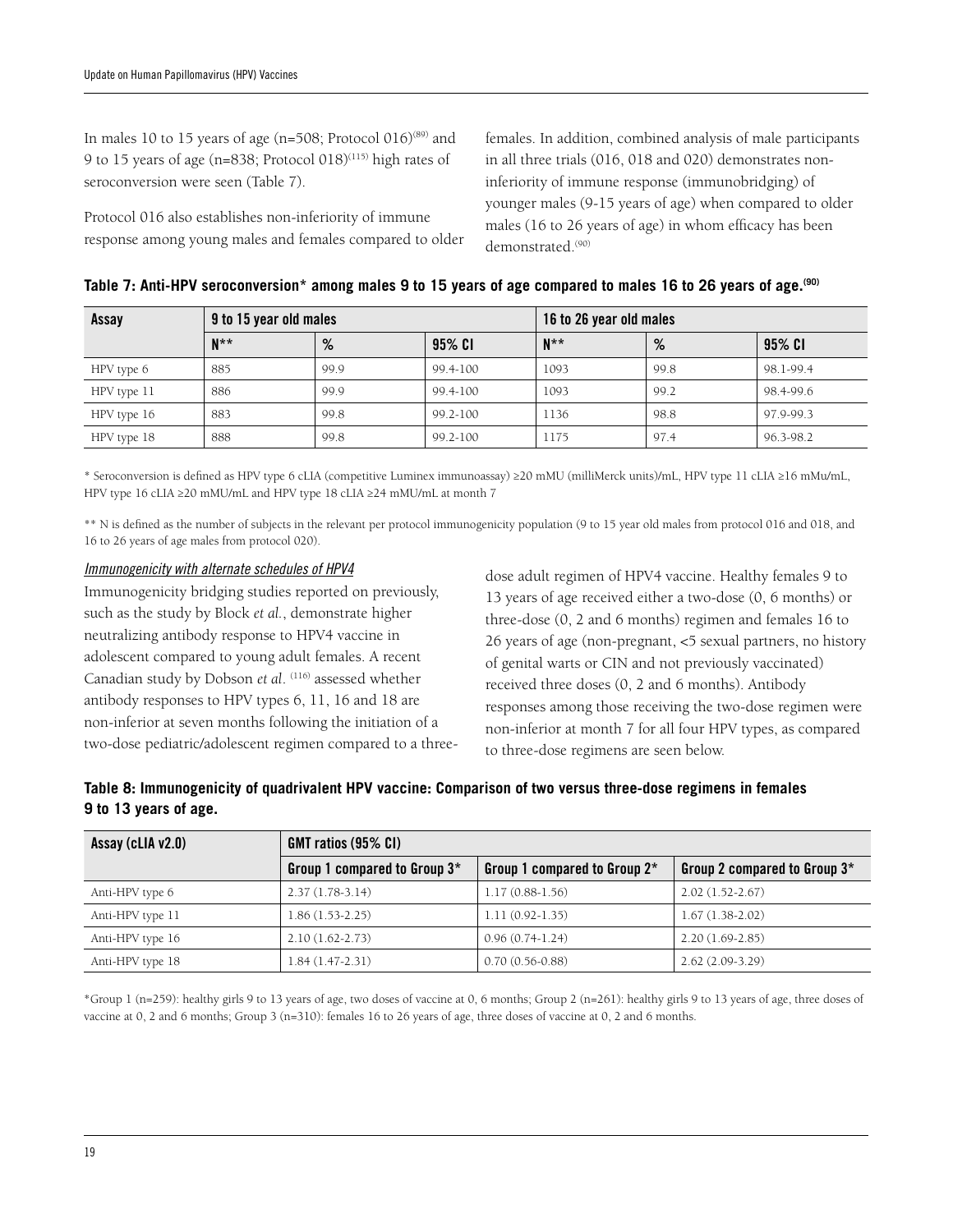In males 10 to 15 years of age (n=508; Protocol 016)[89] and 9 to 15 years of age (n=838; Protocol 018)[115] high rates of seroconversion were seen (Table 7).

Protocol 016 also establishes non-inferiority of immune response among young males and females compared to older females. In addition, combined analysis of male participants in all three trials (016, 018 and 020) demonstrates non-inferiority of immune response (immunobridging) of younger males (9-15 years of age) when compared to older males (16 to 26 years of age) in whom efficacy has been demonstrated.[90]

**Table 7: Anti-HPV seroconversion* among males 9 to 15 years of age compared to males 16 to 26 years of age.[90]**

| Assay | 9 to 15 year old males | | | 16 to 26 year old males | | |
|---|---|---|---|---|---|---|
| | N** | % | 95% CI | N** | % | 95% CI |
| HPV type 6 | 885 | 99.9 | 99.4-100 | 1093 | 99.8 | 98.1-99.4 |
| HPV type 11 | 886 | 99.9 | 99.4-100 | 1093 | 99.2 | 98.4-99.6 |
| HPV type 16 | 883 | 99.8 | 99.2-100 | 1136 | 98.8 | 97.9-99.3 |
| HPV type 18 | 888 | 99.8 | 99.2-100 | 1175 | 97.4 | 96.3-98.2 |

* Seroconversion is defined as HPV type 6 cLIA (competitive Luminex immunoassay) ≥20 mMU (milliMerck units)/mL, HPV type 11 cLIA ≥16 mMu/mL, HPV type 16 cLIA ≥20 mMU/mL and HPV type 18 cLIA ≥24 mMU/mL at month 7

** N is defined as the number of subjects in the relevant per protocol immunogenicity population (9 to 15 year old males from protocol 016 and 018, and 16 to 26 years of age males from protocol 020).

### *Immunogenicity with alternate schedules of HPV4*

Immunogenicity bridging studies reported on previously, such as the study by Block *et al.*, demonstrate higher neutralizing antibody response to HPV4 vaccine in adolescent compared to young adult females. A recent Canadian study by Dobson *et al.* [116] assessed whether antibody responses to HPV types 6, 11, 16 and 18 are non-inferior at seven months following the initiation of a two-dose pediatric/adolescent regimen compared to a three-dose adult regimen of HPV4 vaccine. Healthy females 9 to 13 years of age received either a two-dose (0, 6 months) or three-dose (0, 2 and 6 months) regimen and females 16 to 26 years of age (non-pregnant, <5 sexual partners, no history of genital warts or CIN and not previously vaccinated) received three doses (0, 2 and 6 months). Antibody responses among those receiving the two-dose regimen were non-inferior at month 7 for all four HPV types, as compared to three-dose regimens are seen below.

**Table 8: Immunogenicity of quadrivalent HPV vaccine: Comparison of two versus three-dose regimens in females 9 to 13 years of age.**

| Assay (cLIA v2.0) | GMT ratios (95% CI) | | |
|---|---|---|---|
| | Group 1 compared to Group 3* | Group 1 compared to Group 2* | Group 2 compared to Group 3* |
| Anti-HPV type 6 | 2.37 (1.78-3.14) | 1.17 (0.88-1.56) | 2.02 (1.52-2.67) |
| Anti-HPV type 11 | 1.86 (1.53-2.25) | 1.11 (0.92-1.35) | 1.67 (1.38-2.02) |
| Anti-HPV type 16 | 2.10 (1.62-2.73) | 0.96 (0.74-1.24) | 2.20 (1.69-2.85) |
| Anti-HPV type 18 | 1.84 (1.47-2.31) | 0.70 (0.56-0.88) | 2.62 (2.09-3.29) |

*Group 1 (n=259): healthy girls 9 to 13 years of age, two doses of vaccine at 0, 6 months; Group 2 (n=261): healthy girls 9 to 13 years of age, three doses of vaccine at 0, 2 and 6 months; Group 3 (n=310): females 16 to 26 years of age, three doses of vaccine at 0, 2 and 6 months.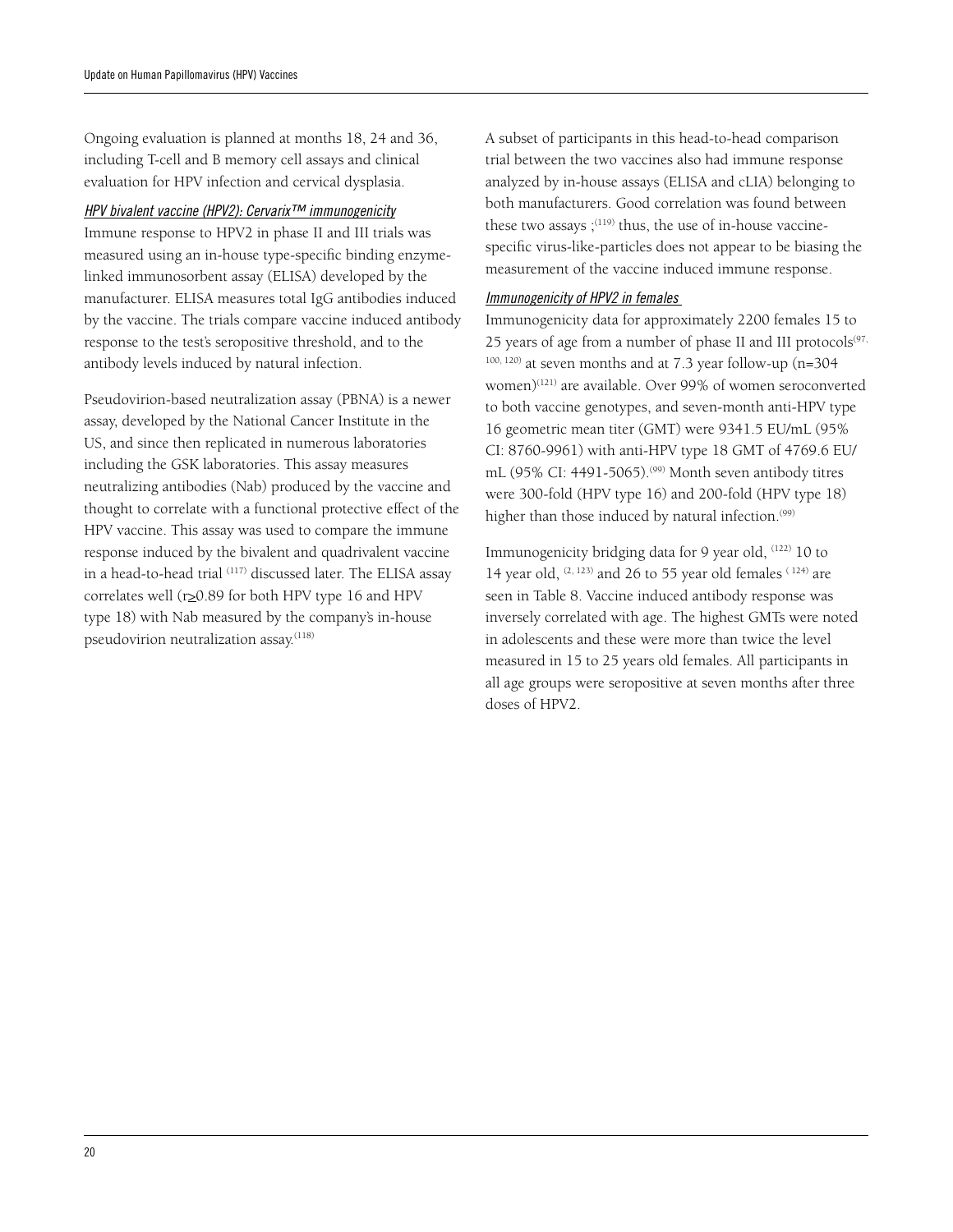Ongoing evaluation is planned at months 18, 24 and 36, including T-cell and B memory cell assays and clinical evaluation for HPV infection and cervical dysplasia.

*HPV bivalent vaccine (HPV2): Cervarix™ immunogenicity*

Immune response to HPV2 in phase II and III trials was measured using an in-house type-specific binding enzyme-linked immunosorbent assay (ELISA) developed by the manufacturer. ELISA measures total IgG antibodies induced by the vaccine. The trials compare vaccine induced antibody response to the test's seropositive threshold, and to the antibody levels induced by natural infection.

Pseudovirion-based neutralization assay (PBNA) is a newer assay, developed by the National Cancer Institute in the US, and since then replicated in numerous laboratories including the GSK laboratories. This assay measures neutralizing antibodies (Nab) produced by the vaccine and thought to correlate with a functional protective effect of the HPV vaccine. This assay was used to compare the immune response induced by the bivalent and quadrivalent vaccine in a head-to-head trial [117] discussed later. The ELISA assay correlates well ($r \geq 0.89$ for both HPV type 16 and HPV type 18) with Nab measured by the company's in-house pseudovirion neutralization assay.[118]

A subset of participants in this head-to-head comparison trial between the two vaccines also had immune response analyzed by in-house assays (ELISA and cLIA) belonging to both manufacturers. Good correlation was found between these two assays ;[119] thus, the use of in-house vaccine-specific virus-like-particles does not appear to be biasing the measurement of the vaccine induced immune response.

*Immunogenicity of HPV2 in females*

Immunogenicity data for approximately 2200 females 15 to 25 years of age from a number of phase II and III protocols[97, 100, 120] at seven months and at 7.3 year follow-up (n=304 women)[121] are available. Over 99% of women seroconverted to both vaccine genotypes, and seven-month anti-HPV type 16 geometric mean titer (GMT) were 9341.5 EU/mL (95% CI: 8760-9961) with anti-HPV type 18 GMT of 4769.6 EU/mL (95% CI: 4491-5065).[99] Month seven antibody titres were 300-fold (HPV type 16) and 200-fold (HPV type 18) higher than those induced by natural infection.[99]

Immunogenicity bridging data for 9 year old, [122] 10 to 14 year old, [2, 123] and 26 to 55 year old females [124] are seen in Table 8. Vaccine induced antibody response was inversely correlated with age. The highest GMTs were noted in adolescents and these were more than twice the level measured in 15 to 25 years old females. All participants in all age groups were seropositive at seven months after three doses of HPV2.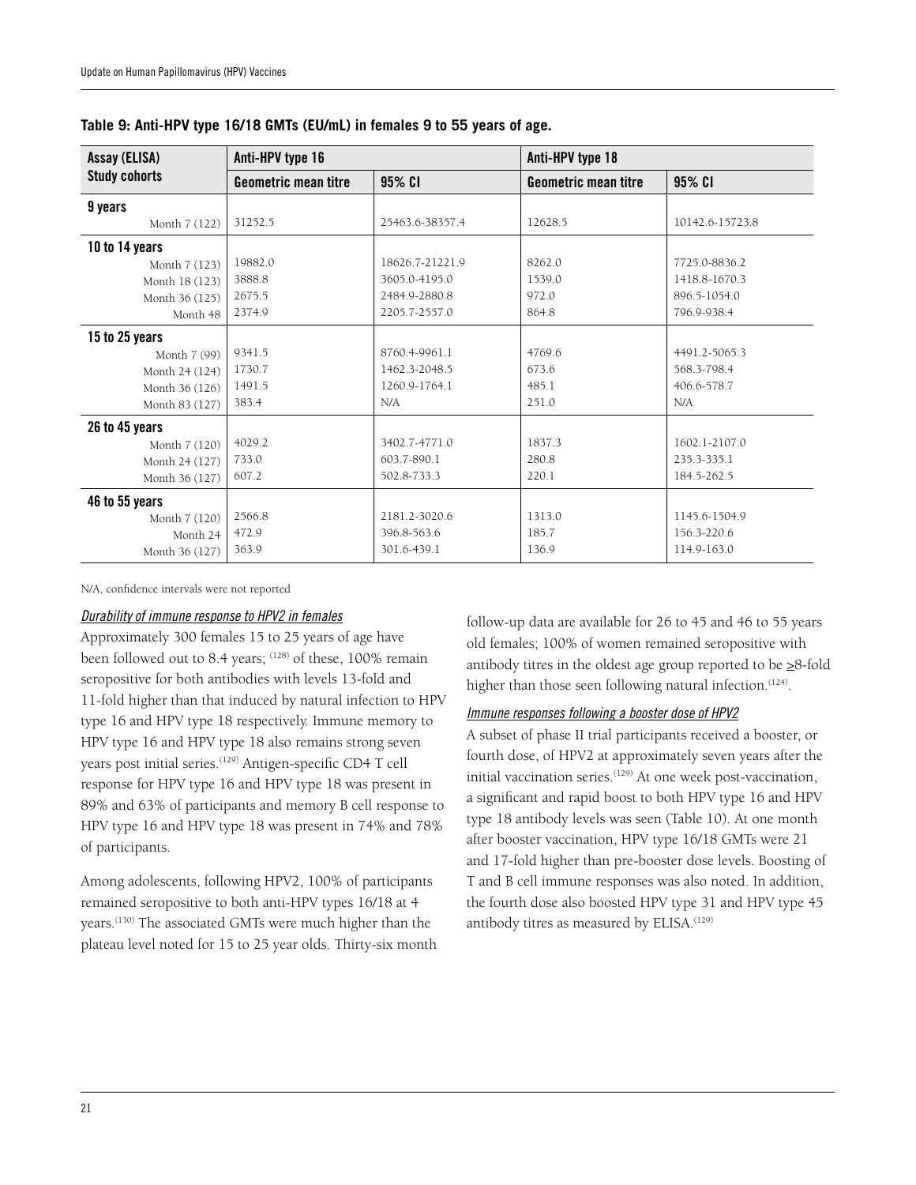**Table 9: Anti-HPV type 16/18 GMTs (EU/mL) in females 9 to 55 years of age.**

| Assay (ELISA) Study cohorts | Anti-HPV type 16 | | Anti-HPV type 18 | |
|---|---|---|---|---|
| | Geometric mean titre | 95% CI | Geometric mean titre | 95% CI |
| **9 years** | | | | |
| Month 7 (122) | 31252.5 | 25463.6-38357.4 | 12628.5 | 10142.6-15723.8 |
| **10 to 14 years** | | | | |
| Month 7 (123) | 19882.0 | 18626.7-21221.9 | 8262.0 | 7725.0-8836.2 |
| Month 18 (123) | 3888.8 | 3605.0-4195.0 | 1539.0 | 1418.8-1670.3 |
| Month 36 (125) | 2675.5 | 2484.9-2880.8 | 972.0 | 896.5-1054.0 |
| Month 48 | 2374.9 | 2205.7-2557.0 | 864.8 | 796.9-938.4 |
| **15 to 25 years** | | | | |
| Month 7 (99) | 9341.5 | 8760.4-9961.1 | 4769.6 | 4491.2-5065.3 |
| Month 24 (124) | 1730.7 | 1462.3-2048.5 | 673.6 | 568.3-798.4 |
| Month 36 (126) | 1491.5 | 1260.9-1764.1 | 485.1 | 406.6-578.7 |
| Month 83 (127) | 383.4 | N/A | 251.0 | N/A |
| **26 to 45 years** | | | | |
| Month 7 (120) | 4029.2 | 3402.7-4771.0 | 1837.3 | 1602.1-2107.0 |
| Month 24 (127) | 733.0 | 603.7-890.1 | 280.8 | 235.3-335.1 |
| Month 36 (127) | 607.2 | 502.8-733.3 | 220.1 | 184.5-262.5 |
| **46 to 55 years** | | | | |
| Month 7 (120) | 2566.8 | 2181.2-3020.6 | 1313.0 | 1145.6-1504.9 |
| Month 24 | 472.9 | 396.8-563.6 | 185.7 | 156.3-220.6 |
| Month 36 (127) | 363.9 | 301.6-439.1 | 136.9 | 114.9-163.0 |

N/A, confidence intervals were not reported

### *Durability of immune response to HPV2 in females*

Approximately 300 females 15 to 25 years of age have been followed out to 8.4 years; [128] of these, 100% remain seropositive for both antibodies with levels 13-fold and 11-fold higher than that induced by natural infection to HPV type 16 and HPV type 18 respectively. Immune memory to HPV type 16 and HPV type 18 also remains strong seven years post initial series.[129] Antigen-specific CD4 T cell response for HPV type 16 and HPV type 18 was present in 89% and 63% of participants and memory B cell response to HPV type 16 and HPV type 18 was present in 74% and 78% of participants.

Among adolescents, following HPV2, 100% of participants remained seropositive to both anti-HPV types 16/18 at 4 years.[130] The associated GMTs were much higher than the plateau level noted for 15 to 25 year olds. Thirty-six month follow-up data are available for 26 to 45 and 46 to 55 years old females; 100% of women remained seropositive with antibody titres in the oldest age group reported to be ≥8-fold higher than those seen following natural infection.[124].

### *Immune responses following a booster dose of HPV2*

A subset of phase II trial participants received a booster, or fourth dose, of HPV2 at approximately seven years after the initial vaccination series.[129] At one week post-vaccination, a significant and rapid boost to both HPV type 16 and HPV type 18 antibody levels was seen (Table 10). At one month after booster vaccination, HPV type 16/18 GMTs were 21 and 17-fold higher than pre-booster dose levels. Boosting of T and B cell immune responses was also noted. In addition, the fourth dose also boosted HPV type 31 and HPV type 45 antibody titres as measured by ELISA.[129]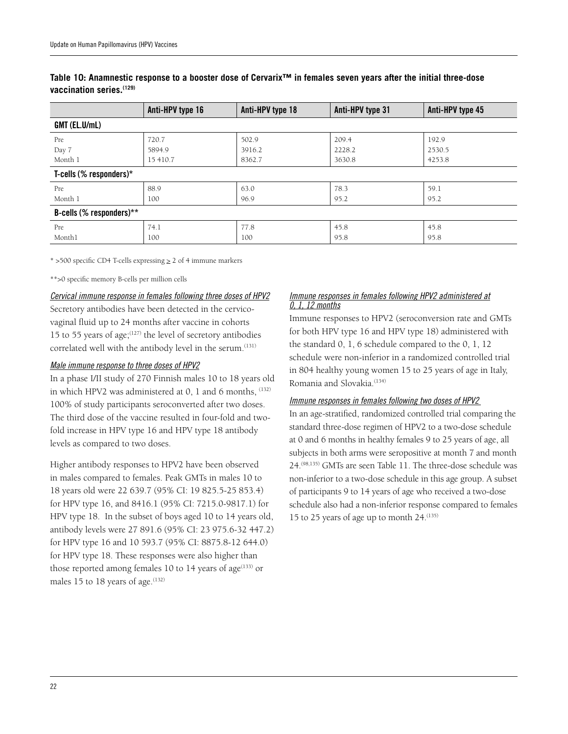**Table 10: Anamnestic response to a booster dose of Cervarix™ in females seven years after the initial three-dose vaccination series.[129]**

| | Anti-HPV type 16 | Anti-HPV type 18 | Anti-HPV type 31 | Anti-HPV type 45 |
|---|---|---|---|---|
| **GMT (EL.U/mL)** | | | | |
| Pre | 720.7 | 502.9 | 209.4 | 192.9 |
| Day 7 | 5894.9 | 3916.2 | 2228.2 | 2530.5 |
| Month 1 | 15 410.7 | 8362.7 | 3630.8 | 4253.8 |
| **T-cells (% responders)*** | | | | |
| Pre | 88.9 | 63.0 | 78.3 | 59.1 |
| Month 1 | 100 | 96.9 | 95.2 | 95.2 |
| **B-cells (% responders)**** | | | | |
| Pre | 74.1 | 77.8 | 45.8 | 45.8 |
| Month1 | 100 | 100 | 95.8 | 95.8 |

* >500 specific CD4 T-cells expressing ≥ 2 of 4 immune markers

**>0 specific memory B-cells per million cells

*Cervical immune response in females following three doses of HPV2*

Secretory antibodies have been detected in the cervicovaginal fluid up to 24 months after vaccine in cohorts 15 to 55 years of age;[127] the level of secretory antibodies correlated well with the antibody level in the serum.[131]

*Male immune response to three doses of HPV2*

In a phase I/II study of 270 Finnish males 10 to 18 years old in which HPV2 was administered at 0, 1 and 6 months, [132] 100% of study participants seroconverted after two doses. The third dose of the vaccine resulted in four-fold and two-fold increase in HPV type 16 and HPV type 18 antibody levels as compared to two doses.

Higher antibody responses to HPV2 have been observed in males compared to females. Peak GMTs in males 10 to 18 years old were 22 639.7 (95% CI: 19 825.5-25 853.4) for HPV type 16, and 8416.1 (95% CI: 7215.0-9817.1) for HPV type 18. In the subset of boys aged 10 to 14 years old, antibody levels were 27 891.6 (95% CI: 23 975.6-32 447.2) for HPV type 16 and 10 593.7 (95% CI: 8875.8-12 644.0) for HPV type 18. These responses were also higher than those reported among females 10 to 14 years of age[133] or males 15 to 18 years of age.[132]

*Immune responses in females following HPV2 administered at 0, 1, 12 months*

Immune responses to HPV2 (seroconversion rate and GMTs for both HPV type 16 and HPV type 18) administered with the standard 0, 1, 6 schedule compared to the 0, 1, 12 schedule were non-inferior in a randomized controlled trial in 804 healthy young women 15 to 25 years of age in Italy, Romania and Slovakia.[134]

*Immune responses in females following two doses of HPV2*

In an age-stratified, randomized controlled trial comparing the standard three-dose regimen of HPV2 to a two-dose schedule at 0 and 6 months in healthy females 9 to 25 years of age, all subjects in both arms were seropositive at month 7 and month 24.[98,135] GMTs are seen Table 11. The three-dose schedule was non-inferior to a two-dose schedule in this age group. A subset of participants 9 to 14 years of age who received a two-dose schedule also had a non-inferior response compared to females 15 to 25 years of age up to month 24.[135]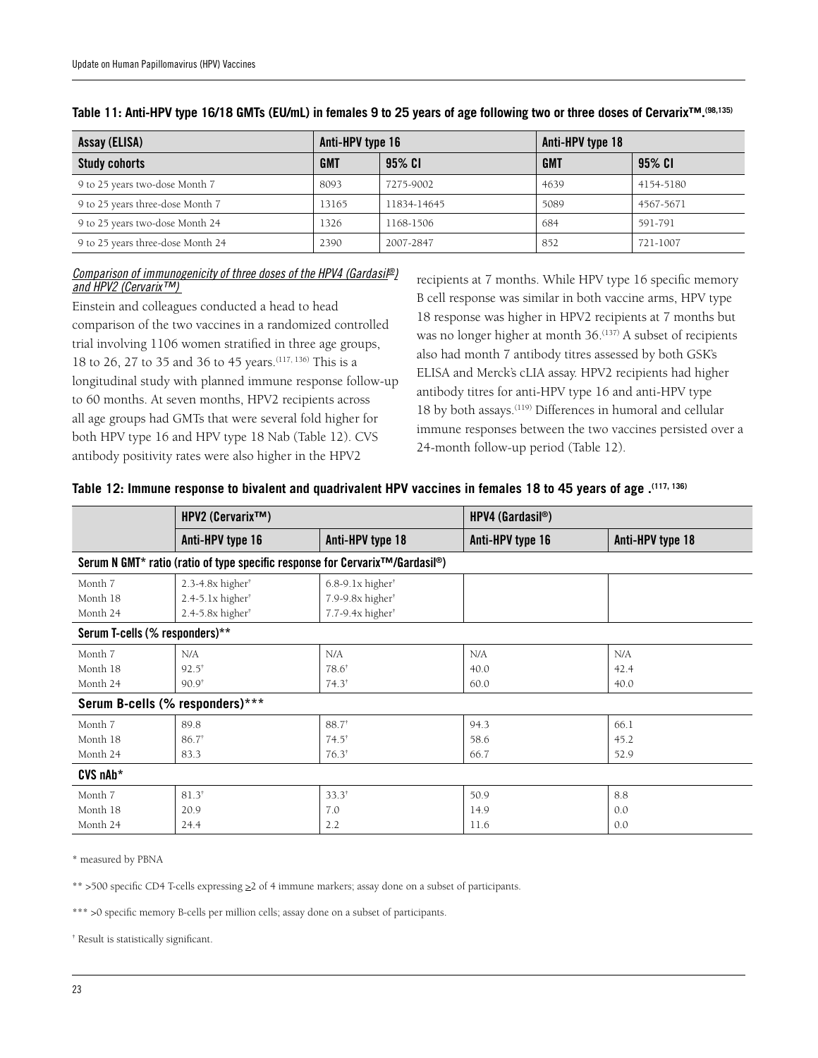**Table 11: Anti-HPV type 16/18 GMTs (EU/mL) in females 9 to 25 years of age following two or three doses of Cervarix™.[98,135]**

| Assay (ELISA) | Anti-HPV type 16 | | Anti-HPV type 18 | |
|---|---|---|---|---|
| **Study cohorts** | **GMT** | **95% CI** | **GMT** | **95% CI** |
| 9 to 25 years two-dose Month 7 | 8093 | 7275-9002 | 4639 | 4154-5180 |
| 9 to 25 years three-dose Month 7 | 13165 | 11834-14645 | 5089 | 4567-5671 |
| 9 to 25 years two-dose Month 24 | 1326 | 1168-1506 | 684 | 591-791 |
| 9 to 25 years three-dose Month 24 | 2390 | 2007-2847 | 852 | 721-1007 |

*Comparison of immunogenicity of three doses of the HPV4 (Gardasil®) and HPV2 (Cervarix™)*

Einstein and colleagues conducted a head to head comparison of the two vaccines in a randomized controlled trial involving 1106 women stratified in three age groups, 18 to 26, 27 to 35 and 36 to 45 years.[117, 136] This is a longitudinal study with planned immune response follow-up to 60 months. At seven months, HPV2 recipients across all age groups had GMTs that were several fold higher for both HPV type 16 and HPV type 18 Nab (Table 12). CVS antibody positivity rates were also higher in the HPV2 recipients at 7 months. While HPV type 16 specific memory B cell response was similar in both vaccine arms, HPV type 18 response was higher in HPV2 recipients at 7 months but was no longer higher at month 36.[137] A subset of recipients also had month 7 antibody titres assessed by both GSK's ELISA and Merck's cLIA assay. HPV2 recipients had higher antibody titres for anti-HPV type 16 and anti-HPV type 18 by both assays.[119] Differences in humoral and cellular immune responses between the two vaccines persisted over a 24-month follow-up period (Table 12).

**Table 12: Immune response to bivalent and quadrivalent HPV vaccines in females 18 to 45 years of age .[117, 136]**

| | HPV2 (Cervarix™) | | HPV4 (Gardasil®) | |
|---|---|---|---|---|
| | **Anti-HPV type 16** | **Anti-HPV type 18** | **Anti-HPV type 16** | **Anti-HPV type 18** |
| **Serum N GMT\* ratio (ratio of type specific response for Cervarix™/Gardasil®)** | | | | |
| Month 7 | 2.3-4.8x higher† | 6.8-9.1x higher† | | |
| Month 18 | 2.4-5.1x higher† | 7.9-9.8x higher† | | |
| Month 24 | 2.4-5.8x higher† | 7.7-9.4x higher† | | |
| **Serum T-cells (% responders)\*\*** | | | | |
| Month 7 | N/A | N/A | N/A | N/A |
| Month 18 | 92.5† | 78.6† | 40.0 | 42.4 |
| Month 24 | 90.9† | 74.3† | 60.0 | 40.0 |
| **Serum B-cells (% responders)\*\*\*** | | | | |
| Month 7 | 89.8 | 88.7† | 94.3 | 66.1 |
| Month 18 | 86.7† | 74.5† | 58.6 | 45.2 |
| Month 24 | 83.3 | 76.3† | 66.7 | 52.9 |
| **CVS nAb\*** | | | | |
| Month 7 | 81.3† | 33.3† | 50.9 | 8.8 |
| Month 18 | 20.9 | 7.0 | 14.9 | 0.0 |
| Month 24 | 24.4 | 2.2 | 11.6 | 0.0 |

\* measured by PBNA

\*\* >500 specific CD4 T-cells expressing ≥2 of 4 immune markers; assay done on a subset of participants.

\*\*\* >0 specific memory B-cells per million cells; assay done on a subset of participants.

† Result is statistically significant.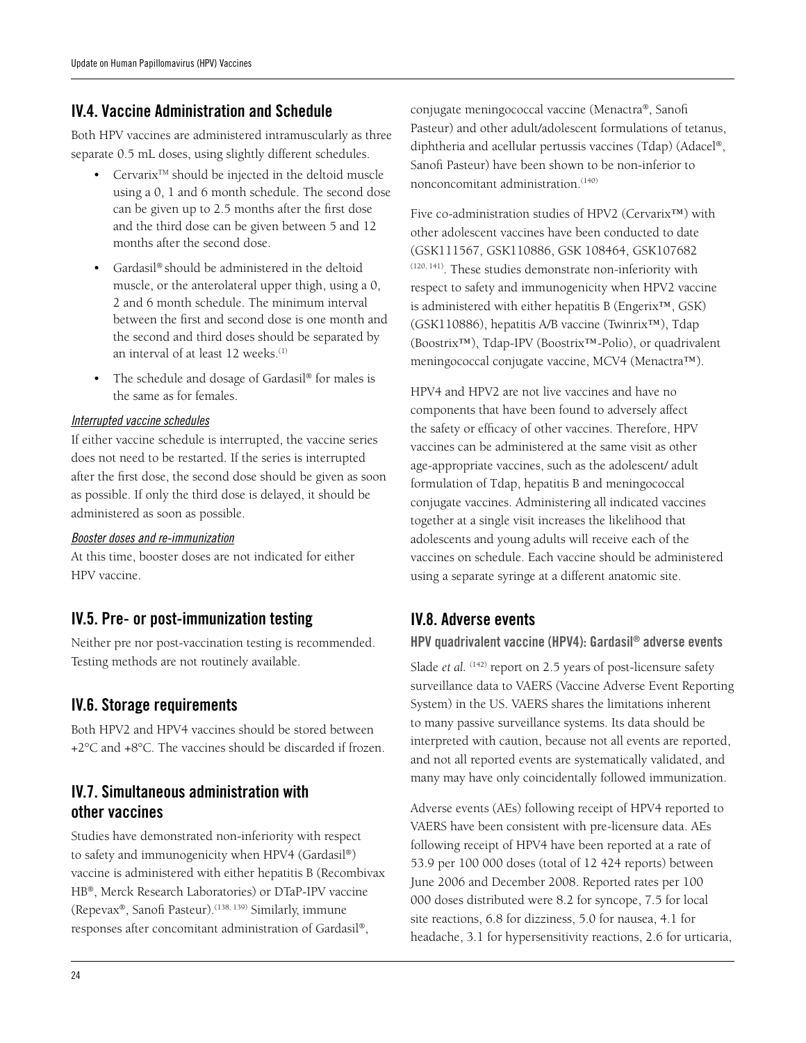## IV.4. Vaccine Administration and Schedule

Both HPV vaccines are administered intramuscularly as three separate 0.5 mL doses, using slightly different schedules.

- Cervarix™ should be injected in the deltoid muscle using a 0, 1 and 6 month schedule. The second dose can be given up to 2.5 months after the first dose and the third dose can be given between 5 and 12 months after the second dose.
- Gardasil® should be administered in the deltoid muscle, or the anterolateral upper thigh, using a 0, 2 and 6 month schedule. The minimum interval between the first and second dose is one month and the second and third doses should be separated by an interval of at least 12 weeks.[1]
- The schedule and dosage of Gardasil® for males is the same as for females.

*Interrupted vaccine schedules*

If either vaccine schedule is interrupted, the vaccine series does not need to be restarted. If the series is interrupted after the first dose, the second dose should be given as soon as possible. If only the third dose is delayed, it should be administered as soon as possible.

*Booster doses and re-immunization*

At this time, booster doses are not indicated for either HPV vaccine.

## IV.5. Pre- or post-immunization testing

Neither pre nor post-vaccination testing is recommended. Testing methods are not routinely available.

## IV.6. Storage requirements

Both HPV2 and HPV4 vaccines should be stored between +2°C and +8°C. The vaccines should be discarded if frozen.

## IV.7. Simultaneous administration with other vaccines

Studies have demonstrated non-inferiority with respect to safety and immunogenicity when HPV4 (Gardasil®) vaccine is administered with either hepatitis B (Recombivax HB®, Merck Research Laboratories) or DTaP-IPV vaccine (Repevax®, Sanofi Pasteur).[138, 139] Similarly, immune responses after concomitant administration of Gardasil®, conjugate meningococcal vaccine (Menactra®, Sanofi Pasteur) and other adult/adolescent formulations of tetanus, diphtheria and acellular pertussis vaccines (Tdap) (Adacel®, Sanofi Pasteur) have been shown to be non-inferior to nonconcomitant administration.[140]

Five co-administration studies of HPV2 (Cervarix™) with other adolescent vaccines have been conducted to date (GSK111567, GSK110886, GSK 108464, GSK107682 [120, 141]. These studies demonstrate non-inferiority with respect to safety and immunogenicity when HPV2 vaccine is administered with either hepatitis B (Engerix™, GSK) (GSK110886), hepatitis A/B vaccine (Twinrix™), Tdap (Boostrix™), Tdap-IPV (Boostrix™-Polio), or quadrivalent meningococcal conjugate vaccine, MCV4 (Menactra™).

HPV4 and HPV2 are not live vaccines and have no components that have been found to adversely affect the safety or efficacy of other vaccines. Therefore, HPV vaccines can be administered at the same visit as other age-appropriate vaccines, such as the adolescent/ adult formulation of Tdap, hepatitis B and meningococcal conjugate vaccines. Administering all indicated vaccines together at a single visit increases the likelihood that adolescents and young adults will receive each of the vaccines on schedule. Each vaccine should be administered using a separate syringe at a different anatomic site.

## IV.8. Adverse events

### HPV quadrivalent vaccine (HPV4): Gardasil® adverse events

Slade *et al.* [142] report on 2.5 years of post-licensure safety surveillance data to VAERS (Vaccine Adverse Event Reporting System) in the US. VAERS shares the limitations inherent to many passive surveillance systems. Its data should be interpreted with caution, because not all events are reported, and not all reported events are systematically validated, and many may have only coincidentally followed immunization.

Adverse events (AEs) following receipt of HPV4 reported to VAERS have been consistent with pre-licensure data. AEs following receipt of HPV4 have been reported at a rate of 53.9 per 100 000 doses (total of 12 424 reports) between June 2006 and December 2008. Reported rates per 100 000 doses distributed were 8.2 for syncope, 7.5 for local site reactions, 6.8 for dizziness, 5.0 for nausea, 4.1 for headache, 3.1 for hypersensitivity reactions, 2.6 for urticaria,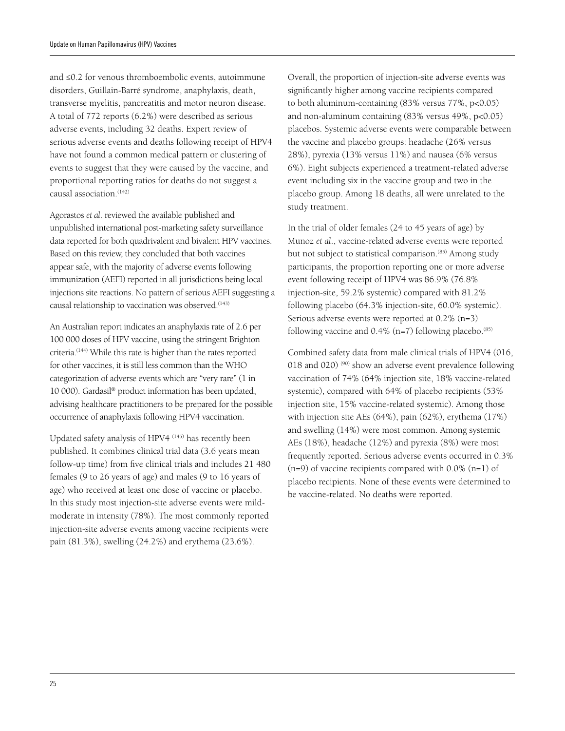and ≤0.2 for venous thromboembolic events, autoimmune disorders, Guillain-Barré syndrome, anaphylaxis, death, transverse myelitis, pancreatitis and motor neuron disease. A total of 772 reports (6.2%) were described as serious adverse events, including 32 deaths. Expert review of serious adverse events and deaths following receipt of HPV4 have not found a common medical pattern or clustering of events to suggest that they were caused by the vaccine, and proportional reporting ratios for deaths do not suggest a causal association.[142]

Agorastos *et al*. reviewed the available published and unpublished international post-marketing safety surveillance data reported for both quadrivalent and bivalent HPV vaccines. Based on this review, they concluded that both vaccines appear safe, with the majority of adverse events following immunization (AEFI) reported in all jurisdictions being local injections site reactions. No pattern of serious AEFI suggesting a causal relationship to vaccination was observed.[143]

An Australian report indicates an anaphylaxis rate of 2.6 per 100 000 doses of HPV vaccine, using the stringent Brighton criteria.[144] While this rate is higher than the rates reported for other vaccines, it is still less common than the WHO categorization of adverse events which are "very rare" (1 in 10 000). Gardasil® product information has been updated, advising healthcare practitioners to be prepared for the possible occurrence of anaphylaxis following HPV4 vaccination.

Updated safety analysis of HPV4 [145] has recently been published. It combines clinical trial data (3.6 years mean follow-up time) from five clinical trials and includes 21 480 females (9 to 26 years of age) and males (9 to 16 years of age) who received at least one dose of vaccine or placebo. In this study most injection-site adverse events were mild-moderate in intensity (78%). The most commonly reported injection-site adverse events among vaccine recipients were pain (81.3%), swelling (24.2%) and erythema (23.6%).

Overall, the proportion of injection-site adverse events was significantly higher among vaccine recipients compared to both aluminum-containing (83% versus 77%, $p<0.05$) and non-aluminum containing (83% versus 49%, $p<0.05$) placebos. Systemic adverse events were comparable between the vaccine and placebo groups: headache (26% versus 28%), pyrexia (13% versus 11%) and nausea (6% versus 6%). Eight subjects experienced a treatment-related adverse event including six in the vaccine group and two in the placebo group. Among 18 deaths, all were unrelated to the study treatment.

In the trial of older females (24 to 45 years of age) by Munoz *et al*., vaccine-related adverse events were reported but not subject to statistical comparison.[85] Among study participants, the proportion reporting one or more adverse event following receipt of HPV4 was 86.9% (76.8% injection-site, 59.2% systemic) compared with 81.2% following placebo (64.3% injection-site, 60.0% systemic). Serious adverse events were reported at 0.2% (n=3) following vaccine and 0.4% (n=7) following placebo.[85]

Combined safety data from male clinical trials of HPV4 (016, 018 and 020) [90] show an adverse event prevalence following vaccination of 74% (64% injection site, 18% vaccine-related systemic), compared with 64% of placebo recipients (53% injection site, 15% vaccine-related systemic). Among those with injection site AEs (64%), pain (62%), erythema (17%) and swelling (14%) were most common. Among systemic AEs (18%), headache (12%) and pyrexia (8%) were most frequently reported. Serious adverse events occurred in 0.3% (n=9) of vaccine recipients compared with 0.0% (n=1) of placebo recipients. None of these events were determined to be vaccine-related. No deaths were reported.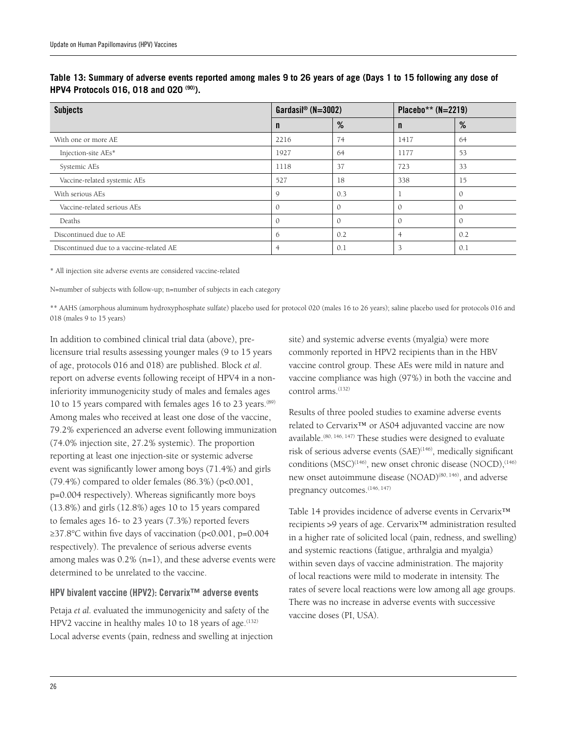**Table 13: Summary of adverse events reported among males 9 to 26 years of age (Days 1 to 15 following any dose of HPV4 Protocols 016, 018 and 020 [90]).**

| Subjects | Gardasil® (N=3002) | | Placebo** (N=2219) | |
|---|---|---|---|---|
| | n | % | n | % |
| With one or more AE | 2216 | 74 | 1417 | 64 |
| Injection-site AEs* | 1927 | 64 | 1177 | 53 |
| Systemic AEs | 1118 | 37 | 723 | 33 |
| Vaccine-related systemic AEs | 527 | 18 | 338 | 15 |
| With serious AEs | 9 | 0.3 | 1 | 0 |
| Vaccine-related serious AEs | 0 | 0 | 0 | 0 |
| Deaths | 0 | 0 | 0 | 0 |
| Discontinued due to AE | 6 | 0.2 | 4 | 0.2 |
| Discontinued due to a vaccine-related AE | 4 | 0.1 | 3 | 0.1 |

* All injection site adverse events are considered vaccine-related

N=number of subjects with follow-up; n=number of subjects in each category

** AAHS (amorphous aluminum hydroxyphosphate sulfate) placebo used for protocol 020 (males 16 to 26 years); saline placebo used for protocols 016 and 018 (males 9 to 15 years)

In addition to combined clinical trial data (above), pre-licensure trial results assessing younger males (9 to 15 years of age, protocols 016 and 018) are published. Block *et al*. report on adverse events following receipt of HPV4 in a non-inferiority immunogenicity study of males and females ages 10 to 15 years compared with females ages 16 to 23 years.[89] Among males who received at least one dose of the vaccine, 79.2% experienced an adverse event following immunization (74.0% injection site, 27.2% systemic). The proportion reporting at least one injection-site or systemic adverse event was significantly lower among boys (71.4%) and girls (79.4%) compared to older females (86.3%) ($p<0.001$, $p=0.004$ respectively). Whereas significantly more boys (13.8%) and girls (12.8%) ages 10 to 15 years compared to females ages 16- to 23 years (7.3%) reported fevers ≥37.8°C within five days of vaccination ($p<0.001$, $p=0.004$ respectively). The prevalence of serious adverse events among males was 0.2% (n=1), and these adverse events were determined to be unrelated to the vaccine.

### HPV bivalent vaccine (HPV2): Cervarix™ adverse events

Petaja *et al*. evaluated the immunogenicity and safety of the HPV2 vaccine in healthy males 10 to 18 years of age.[132] Local adverse events (pain, redness and swelling at injection site) and systemic adverse events (myalgia) were more commonly reported in HPV2 recipients than in the HBV vaccine control group. These AEs were mild in nature and vaccine compliance was high (97%) in both the vaccine and control arms.[132]

Results of three pooled studies to examine adverse events related to Cervarix™ or AS04 adjuvanted vaccine are now available.[80, 146, 147] These studies were designed to evaluate risk of serious adverse events (SAE)[146], medically significant conditions (MSC)[146], new onset chronic disease (NOCD),[146] new onset autoimmune disease (NOAD)[80, 146], and adverse pregnancy outcomes.[146, 147]

Table 14 provides incidence of adverse events in Cervarix™ recipients >9 years of age. Cervarix™ administration resulted in a higher rate of solicited local (pain, redness, and swelling) and systemic reactions (fatigue, arthralgia and myalgia) within seven days of vaccine administration. The majority of local reactions were mild to moderate in intensity. The rates of severe local reactions were low among all age groups. There was no increase in adverse events with successive vaccine doses (PI, USA).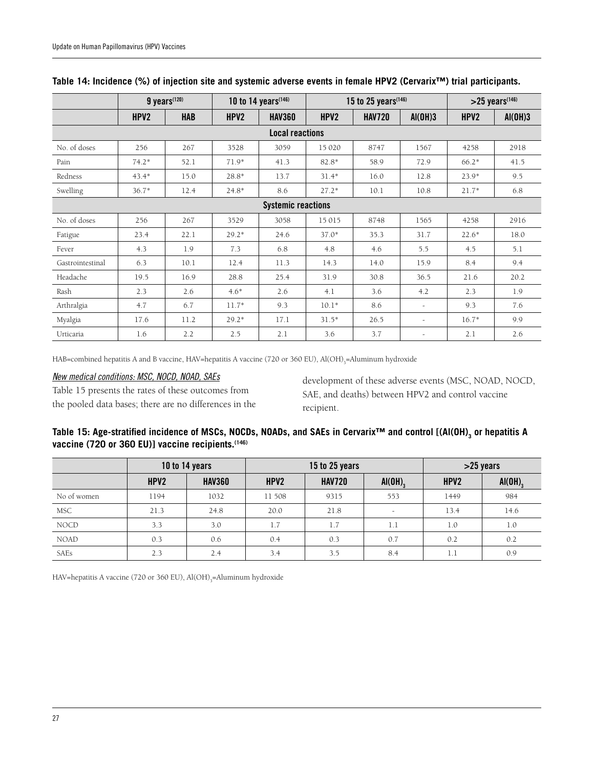**Table 14: Incidence (%) of injection site and systemic adverse events in female HPV2 (Cervarix™) trial participants.**

| | 9 years[120] | | 10 to 14 years[146] | | 15 to 25 years[146] | | | >25 years[146] | |
|---|---|---|---|---|---|---|---|---|---|
| | HPV2 | HAB | HPV2 | HAV360 | HPV2 | HAV720 | Al(OH)3 | HPV2 | Al(OH)3 |
| **Local reactions** | | | | | | | | | |
| No. of doses | 256 | 267 | 3528 | 3059 | 15 020 | 8747 | 1567 | 4258 | 2918 |
| Pain | 74.2* | 52.1 | 71.9* | 41.3 | 82.8* | 58.9 | 72.9 | 66.2* | 41.5 |
| Redness | 43.4* | 15.0 | 28.8* | 13.7 | 31.4* | 16.0 | 12.8 | 23.9* | 9.5 |
| Swelling | 36.7* | 12.4 | 24.8* | 8.6 | 27.2* | 10.1 | 10.8 | 21.7* | 6.8 |
| **Systemic reactions** | | | | | | | | | |
| No. of doses | 256 | 267 | 3529 | 3058 | 15 015 | 8748 | 1565 | 4258 | 2916 |
| Fatigue | 23.4 | 22.1 | 29.2* | 24.6 | 37.0* | 35.3 | 31.7 | 22.6* | 18.0 |
| Fever | 4.3 | 1.9 | 7.3 | 6.8 | 4.8 | 4.6 | 5.5 | 4.5 | 5.1 |
| Gastrointestinal | 6.3 | 10.1 | 12.4 | 11.3 | 14.3 | 14.0 | 15.9 | 8.4 | 9.4 |
| Headache | 19.5 | 16.9 | 28.8 | 25.4 | 31.9 | 30.8 | 36.5 | 21.6 | 20.2 |
| Rash | 2.3 | 2.6 | 4.6* | 2.6 | 4.1 | 3.6 | 4.2 | 2.3 | 1.9 |
| Arthralgia | 4.7 | 6.7 | 11.7* | 9.3 | 10.1* | 8.6 | - | 9.3 | 7.6 |
| Myalgia | 17.6 | 11.2 | 29.2* | 17.1 | 31.5* | 26.5 | - | 16.7* | 9.9 |
| Urticaria | 1.6 | 2.2 | 2.5 | 2.1 | 3.6 | 3.7 | - | 2.1 | 2.6 |

HAB=combined hepatitis A and B vaccine, HAV=hepatitis A vaccine (720 or 360 EU), $Al(OH)_3$=Aluminum hydroxide

*New medical conditions: MSC, NOCD, NOAD, SAEs*

Table 15 presents the rates of these outcomes from the pooled data bases; there are no differences in the development of these adverse events (MSC, NOAD, NOCD, SAE, and deaths) between HPV2 and control vaccine recipient.

**Table 15: Age-stratified incidence of MSCs, NOCDs, NOADs, and SAEs in Cervarix™ and control [($Al(OH)_3$ or hepatitis A vaccine (720 or 360 EU)] vaccine recipients.[146]**

| | 10 to 14 years | | 15 to 25 years | | | >25 years | |
|---|---|---|---|---|---|---|---|
| | HPV2 | HAV360 | HPV2 | HAV720 | $Al(OH)_3$ | HPV2 | $Al(OH)_3$ |
| No of women | 1194 | 1032 | 11 508 | 9315 | 553 | 1449 | 984 |
| MSC | 21.3 | 24.8 | 20.0 | 21.8 | - | 13.4 | 14.6 |
| NOCD | 3.3 | 3.0 | 1.7 | 1.7 | 1.1 | 1.0 | 1.0 |
| NOAD | 0.3 | 0.6 | 0.4 | 0.3 | 0.7 | 0.2 | 0.2 |
| SAEs | 2.3 | 2.4 | 3.4 | 3.5 | 8.4 | 1.1 | 0.9 |

HAV=hepatitis A vaccine (720 or 360 EU), $Al(OH)_3$=Aluminum hydroxide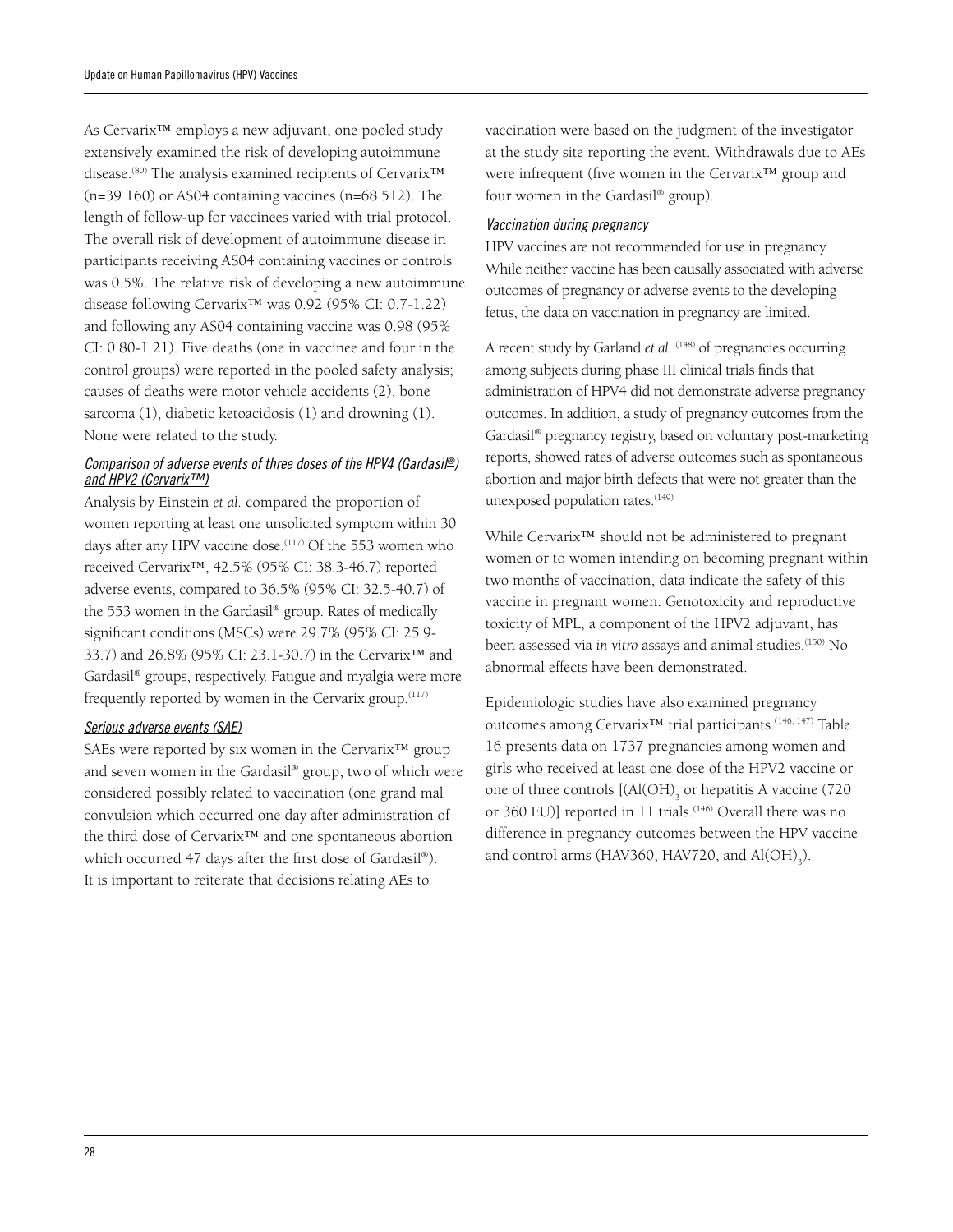As Cervarix™ employs a new adjuvant, one pooled study extensively examined the risk of developing autoimmune disease.[80] The analysis examined recipients of Cervarix™ (n=39 160) or AS04 containing vaccines (n=68 512). The length of follow-up for vaccinees varied with trial protocol. The overall risk of development of autoimmune disease in participants receiving AS04 containing vaccines or controls was 0.5%. The relative risk of developing a new autoimmune disease following Cervarix™ was 0.92 (95% CI: 0.7-1.22) and following any AS04 containing vaccine was 0.98 (95% CI: 0.80-1.21). Five deaths (one in vaccinee and four in the control groups) were reported in the pooled safety analysis; causes of deaths were motor vehicle accidents (2), bone sarcoma (1), diabetic ketoacidosis (1) and drowning (1). None were related to the study.

#### *Comparison of adverse events of three doses of the HPV4 (Gardasil®) and HPV2 (Cervarix™)*

Analysis by Einstein *et al.* compared the proportion of women reporting at least one unsolicited symptom within 30 days after any HPV vaccine dose.[117] Of the 553 women who received Cervarix™, 42.5% (95% CI: 38.3-46.7) reported adverse events, compared to 36.5% (95% CI: 32.5-40.7) of the 553 women in the Gardasil® group. Rates of medically significant conditions (MSCs) were 29.7% (95% CI: 25.9-33.7) and 26.8% (95% CI: 23.1-30.7) in the Cervarix™ and Gardasil® groups, respectively. Fatigue and myalgia were more frequently reported by women in the Cervarix group.[117]

#### *Serious adverse events (SAE)*

SAEs were reported by six women in the Cervarix™ group and seven women in the Gardasil® group, two of which were considered possibly related to vaccination (one grand mal convulsion which occurred one day after administration of the third dose of Cervarix™ and one spontaneous abortion which occurred 47 days after the first dose of Gardasil®). It is important to reiterate that decisions relating AEs to vaccination were based on the judgment of the investigator at the study site reporting the event. Withdrawals due to AEs were infrequent (five women in the Cervarix™ group and four women in the Gardasil® group).

#### *Vaccination during pregnancy*

HPV vaccines are not recommended for use in pregnancy. While neither vaccine has been causally associated with adverse outcomes of pregnancy or adverse events to the developing fetus, the data on vaccination in pregnancy are limited.

A recent study by Garland *et al.* [148] of pregnancies occurring among subjects during phase III clinical trials finds that administration of HPV4 did not demonstrate adverse pregnancy outcomes. In addition, a study of pregnancy outcomes from the Gardasil® pregnancy registry, based on voluntary post-marketing reports, showed rates of adverse outcomes such as spontaneous abortion and major birth defects that were not greater than the unexposed population rates.[149]

While Cervarix™ should not be administered to pregnant women or to women intending on becoming pregnant within two months of vaccination, data indicate the safety of this vaccine in pregnant women. Genotoxicity and reproductive toxicity of MPL, a component of the HPV2 adjuvant, has been assessed via *in vitro* assays and animal studies.[150] No abnormal effects have been demonstrated.

Epidemiologic studies have also examined pregnancy outcomes among Cervarix™ trial participants.[146, 147] Table 16 presents data on 1737 pregnancies among women and girls who received at least one dose of the HPV2 vaccine or one of three controls [($Al(OH)_3$ or hepatitis A vaccine (720 or 360 EU)] reported in 11 trials.[146] Overall there was no difference in pregnancy outcomes between the HPV vaccine and control arms (HAV360, HAV720, and $Al(OH)_3$).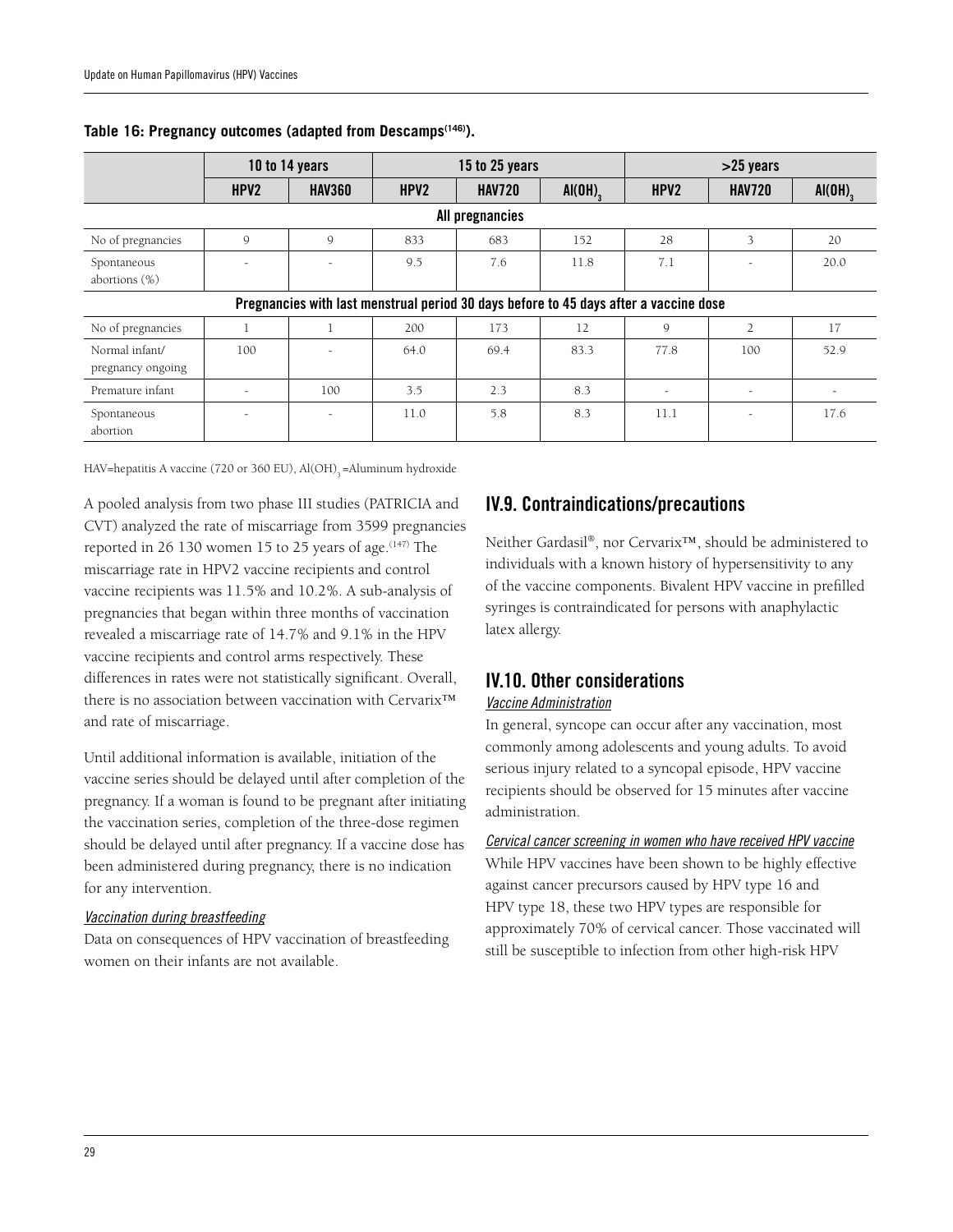**Table 16: Pregnancy outcomes (adapted from Descamps[146]).**

| | 10 to 14 years | | 15 to 25 years | | | >25 years | | |
|---|---|---|---|---|---|---|---|---|
| | HPV2 | HAV360 | HPV2 | HAV720 | $Al(OH)_3$ | HPV2 | HAV720 | $Al(OH)_3$ |
| **All pregnancies** | | | | | | | | |
| No of pregnancies | 9 | 9 | 833 | 683 | 152 | 28 | 3 | 20 |
| Spontaneous abortions (%) | - | - | 9.5 | 7.6 | 11.8 | 7.1 | - | 20.0 |
| **Pregnancies with last menstrual period 30 days before to 45 days after a vaccine dose** | | | | | | | | |
| No of pregnancies | 1 | 1 | 200 | 173 | 12 | 9 | 2 | 17 |
| Normal infant/ pregnancy ongoing | 100 | - | 64.0 | 69.4 | 83.3 | 77.8 | 100 | 52.9 |
| Premature infant | - | 100 | 3.5 | 2.3 | 8.3 | - | - | - |
| Spontaneous abortion | - | - | 11.0 | 5.8 | 8.3 | 11.1 | - | 17.6 |

HAV=hepatitis A vaccine (720 or 360 EU), $Al(OH)_3$=Aluminum hydroxide

A pooled analysis from two phase III studies (PATRICIA and CVT) analyzed the rate of miscarriage from 3599 pregnancies reported in 26 130 women 15 to 25 years of age.[147] The miscarriage rate in HPV2 vaccine recipients and control vaccine recipients was 11.5% and 10.2%. A sub-analysis of pregnancies that began within three months of vaccination revealed a miscarriage rate of 14.7% and 9.1% in the HPV vaccine recipients and control arms respectively. These differences in rates were not statistically significant. Overall, there is no association between vaccination with Cervarix™ and rate of miscarriage.

Until additional information is available, initiation of the vaccine series should be delayed until after completion of the pregnancy. If a woman is found to be pregnant after initiating the vaccination series, completion of the three-dose regimen should be delayed until after pregnancy. If a vaccine dose has been administered during pregnancy, there is no indication for any intervention.

*Vaccination during breastfeeding*

Data on consequences of HPV vaccination of breastfeeding women on their infants are not available.

## IV.9. Contraindications/precautions

Neither Gardasil®, nor Cervarix™, should be administered to individuals with a known history of hypersensitivity to any of the vaccine components. Bivalent HPV vaccine in prefilled syringes is contraindicated for persons with anaphylactic latex allergy.

## IV.10. Other considerations

*Vaccine Administration*

In general, syncope can occur after any vaccination, most commonly among adolescents and young adults. To avoid serious injury related to a syncopal episode, HPV vaccine recipients should be observed for 15 minutes after vaccine administration.

*Cervical cancer screening in women who have received HPV vaccine*

While HPV vaccines have been shown to be highly effective against cancer precursors caused by HPV type 16 and HPV type 18, these two HPV types are responsible for approximately 70% of cervical cancer. Those vaccinated will still be susceptible to infection from other high-risk HPV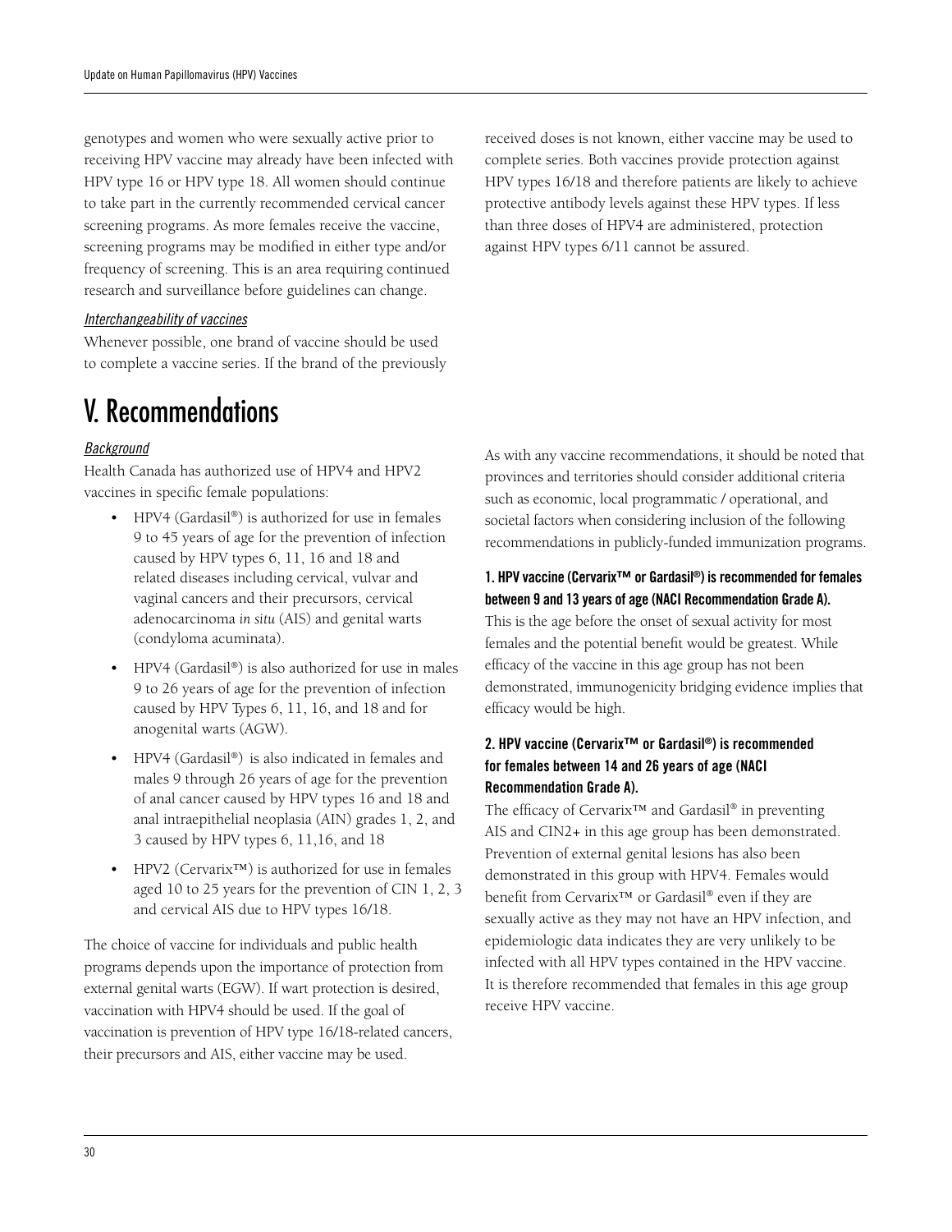genotypes and women who were sexually active prior to receiving HPV vaccine may already have been infected with HPV type 16 or HPV type 18. All women should continue to take part in the currently recommended cervical cancer screening programs. As more females receive the vaccine, screening programs may be modified in either type and/or frequency of screening. This is an area requiring continued research and surveillance before guidelines can change.

*Interchangeability of vaccines*

Whenever possible, one brand of vaccine should be used to complete a vaccine series. If the brand of the previously received doses is not known, either vaccine may be used to complete series. Both vaccines provide protection against HPV types 16/18 and therefore patients are likely to achieve protective antibody levels against these HPV types. If less than three doses of HPV4 are administered, protection against HPV types 6/11 cannot be assured.

# V. Recommendations

*Background*

Health Canada has authorized use of HPV4 and HPV2 vaccines in specific female populations:

- HPV4 (Gardasil®) is authorized for use in females 9 to 45 years of age for the prevention of infection caused by HPV types 6, 11, 16 and 18 and related diseases including cervical, vulvar and vaginal cancers and their precursors, cervical adenocarcinoma *in situ* (AIS) and genital warts (condyloma acuminata).
- HPV4 (Gardasil®) is also authorized for use in males 9 to 26 years of age for the prevention of infection caused by HPV Types 6, 11, 16, and 18 and for anogenital warts (AGW).
- HPV4 (Gardasil®) is also indicated in females and males 9 through 26 years of age for the prevention of anal cancer caused by HPV types 16 and 18 and anal intraepithelial neoplasia (AIN) grades 1, 2, and 3 caused by HPV types 6, 11,16, and 18
- HPV2 (Cervarix™) is authorized for use in females aged 10 to 25 years for the prevention of CIN 1, 2, 3 and cervical AIS due to HPV types 16/18.

The choice of vaccine for individuals and public health programs depends upon the importance of protection from external genital warts (EGW). If wart protection is desired, vaccination with HPV4 should be used. If the goal of vaccination is prevention of HPV type 16/18-related cancers, their precursors and AIS, either vaccine may be used.

As with any vaccine recommendations, it should be noted that provinces and territories should consider additional criteria such as economic, local programmatic / operational, and societal factors when considering inclusion of the following recommendations in publicly-funded immunization programs.

#### 1. HPV vaccine (Cervarix™ or Gardasil®) is recommended for females between 9 and 13 years of age (NACI Recommendation Grade A).

This is the age before the onset of sexual activity for most females and the potential benefit would be greatest. While efficacy of the vaccine in this age group has not been demonstrated, immunogenicity bridging evidence implies that efficacy would be high.

#### 2. HPV vaccine (Cervarix™ or Gardasil®) is recommended for females between 14 and 26 years of age (NACI Recommendation Grade A).

The efficacy of Cervarix™ and Gardasil® in preventing AIS and CIN2+ in this age group has been demonstrated. Prevention of external genital lesions has also been demonstrated in this group with HPV4. Females would benefit from Cervarix™ or Gardasil® even if they are sexually active as they may not have an HPV infection, and epidemiologic data indicates they are very unlikely to be infected with all HPV types contained in the HPV vaccine. It is therefore recommended that females in this age group receive HPV vaccine.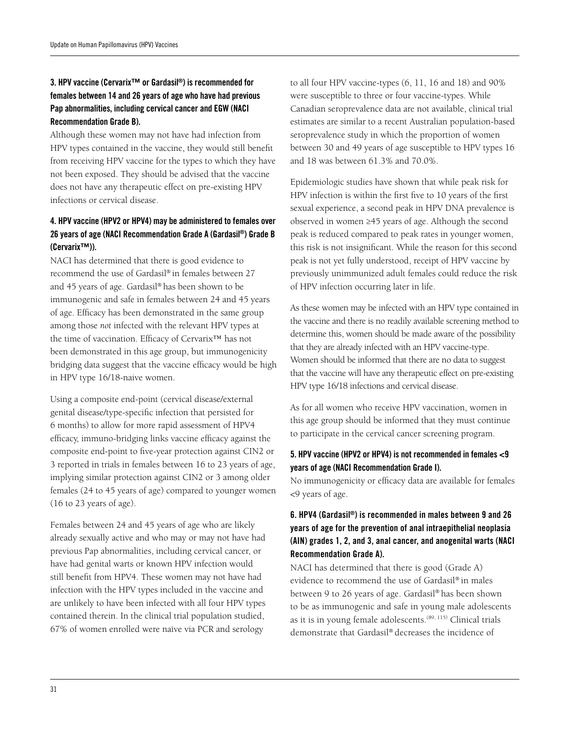**3. HPV vaccine (Cervarix™ or Gardasil®) is recommended for females between 14 and 26 years of age who have had previous Pap abnormalities, including cervical cancer and EGW (NACI Recommendation Grade B).**

Although these women may not have had infection from HPV types contained in the vaccine, they would still benefit from receiving HPV vaccine for the types to which they have not been exposed. They should be advised that the vaccine does not have any therapeutic effect on pre-existing HPV infections or cervical disease.

**4. HPV vaccine (HPV2 or HPV4) may be administered to females over 26 years of age (NACI Recommendation Grade A (Gardasil®) Grade B (Cervarix™)).**

NACI has determined that there is good evidence to recommend the use of Gardasil® in females between 27 and 45 years of age. Gardasil® has been shown to be immunogenic and safe in females between 24 and 45 years of age. Efficacy has been demonstrated in the same group among those *not* infected with the relevant HPV types at the time of vaccination. Efficacy of Cervarix™ has not been demonstrated in this age group, but immunogenicity bridging data suggest that the vaccine efficacy would be high in HPV type 16/18-naive women.

Using a composite end-point (cervical disease/external genital disease/type-specific infection that persisted for 6 months) to allow for more rapid assessment of HPV4 efficacy, immuno-bridging links vaccine efficacy against the composite end-point to five-year protection against CIN2 or 3 reported in trials in females between 16 to 23 years of age, implying similar protection against CIN2 or 3 among older females (24 to 45 years of age) compared to younger women (16 to 23 years of age).

Females between 24 and 45 years of age who are likely already sexually active and who may or may not have had previous Pap abnormalities, including cervical cancer, or have had genital warts or known HPV infection would still benefit from HPV4. These women may not have had infection with the HPV types included in the vaccine and are unlikely to have been infected with all four HPV types contained therein. In the clinical trial population studied, 67% of women enrolled were naïve via PCR and serology to all four HPV vaccine-types (6, 11, 16 and 18) and 90% were susceptible to three or four vaccine-types. While Canadian seroprevalence data are not available, clinical trial estimates are similar to a recent Australian population-based seroprevalence study in which the proportion of women between 30 and 49 years of age susceptible to HPV types 16 and 18 was between 61.3% and 70.0%.

Epidemiologic studies have shown that while peak risk for HPV infection is within the first five to 10 years of the first sexual experience, a second peak in HPV DNA prevalence is observed in women ≥45 years of age. Although the second peak is reduced compared to peak rates in younger women, this risk is not insignificant. While the reason for this second peak is not yet fully understood, receipt of HPV vaccine by previously unimmunized adult females could reduce the risk of HPV infection occurring later in life.

As these women may be infected with an HPV type contained in the vaccine and there is no readily available screening method to determine this, women should be made aware of the possibility that they are already infected with an HPV vaccine-type. Women should be informed that there are no data to suggest that the vaccine will have any therapeutic effect on pre-existing HPV type 16/18 infections and cervical disease.

As for all women who receive HPV vaccination, women in this age group should be informed that they must continue to participate in the cervical cancer screening program.

**5. HPV vaccine (HPV2 or HPV4) is not recommended in females <9 years of age (NACI Recommendation Grade I).**

No immunogenicity or efficacy data are available for females <9 years of age.

**6. HPV4 (Gardasil®) is recommended in males between 9 and 26 years of age for the prevention of anal intraepithelial neoplasia (AIN) grades 1, 2, and 3, anal cancer, and anogenital warts (NACI Recommendation Grade A).**

NACI has determined that there is good (Grade A) evidence to recommend the use of Gardasil® in males between 9 to 26 years of age. Gardasil® has been shown to be as immunogenic and safe in young male adolescents as it is in young female adolescents.[89, 115] Clinical trials demonstrate that Gardasil® decreases the incidence of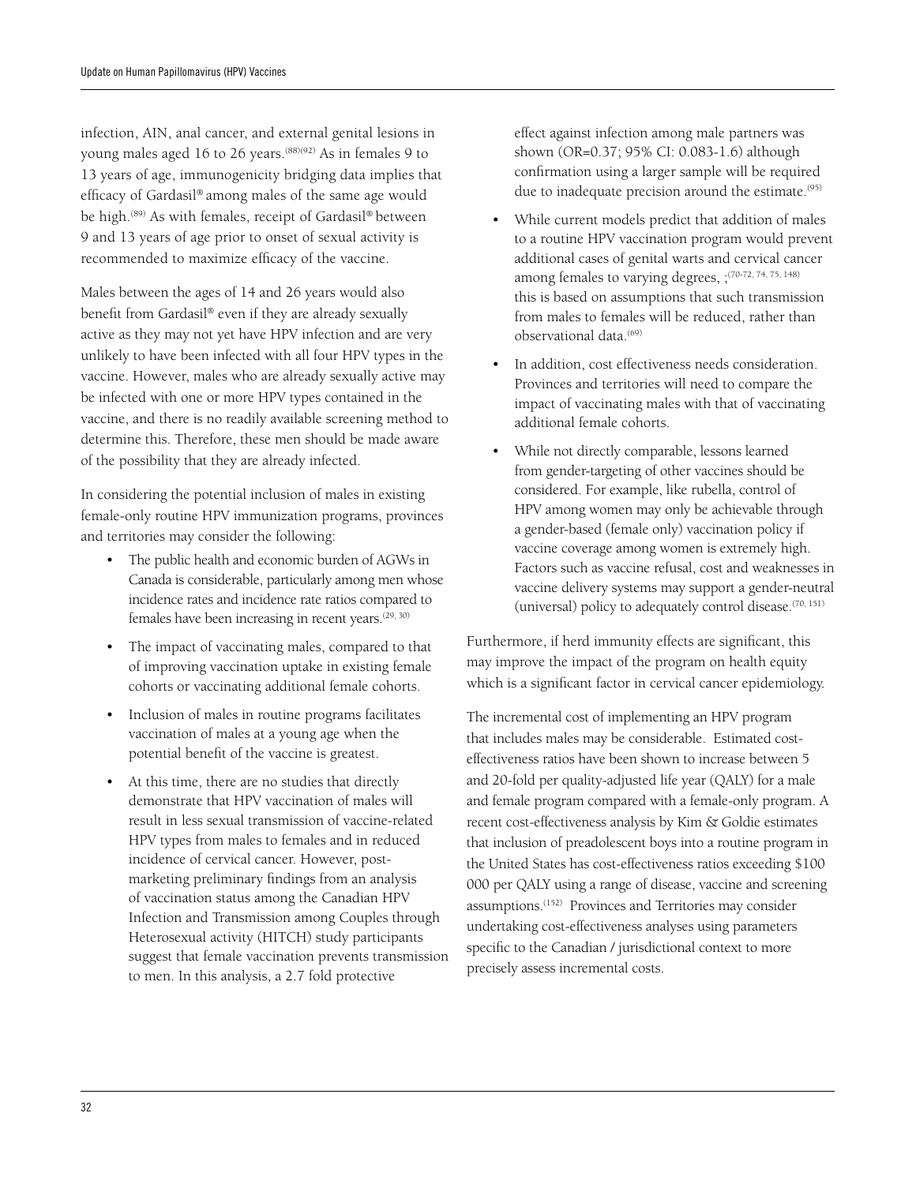infection, AIN, anal cancer, and external genital lesions in young males aged 16 to 26 years.[88][92] As in females 9 to 13 years of age, immunogenicity bridging data implies that efficacy of Gardasil® among males of the same age would be high.[89] As with females, receipt of Gardasil® between 9 and 13 years of age prior to onset of sexual activity is recommended to maximize efficacy of the vaccine.

Males between the ages of 14 and 26 years would also benefit from Gardasil® even if they are already sexually active as they may not yet have HPV infection and are very unlikely to have been infected with all four HPV types in the vaccine. However, males who are already sexually active may be infected with one or more HPV types contained in the vaccine, and there is no readily available screening method to determine this. Therefore, these men should be made aware of the possibility that they are already infected.

In considering the potential inclusion of males in existing female-only routine HPV immunization programs, provinces and territories may consider the following:

- The public health and economic burden of AGWs in Canada is considerable, particularly among men whose incidence rates and incidence rate ratios compared to females have been increasing in recent years.[29, 30]
- The impact of vaccinating males, compared to that of improving vaccination uptake in existing female cohorts or vaccinating additional female cohorts.
- Inclusion of males in routine programs facilitates vaccination of males at a young age when the potential benefit of the vaccine is greatest.
- At this time, there are no studies that directly demonstrate that HPV vaccination of males will result in less sexual transmission of vaccine-related HPV types from males to females and in reduced incidence of cervical cancer. However, post-marketing preliminary findings from an analysis of vaccination status among the Canadian HPV Infection and Transmission among Couples through Heterosexual activity (HITCH) study participants suggest that female vaccination prevents transmission to men. In this analysis, a 2.7 fold protective effect against infection among male partners was shown (OR=0.37; 95% CI: 0.083-1.6) although confirmation using a larger sample will be required due to inadequate precision around the estimate.[95]
- While current models predict that addition of males to a routine HPV vaccination program would prevent additional cases of genital warts and cervical cancer among females to varying degrees, ;[70-72, 74, 75, 148] this is based on assumptions that such transmission from males to females will be reduced, rather than observational data.[69]
- In addition, cost effectiveness needs consideration. Provinces and territories will need to compare the impact of vaccinating males with that of vaccinating additional female cohorts.
- While not directly comparable, lessons learned from gender-targeting of other vaccines should be considered. For example, like rubella, control of HPV among women may only be achievable through a gender-based (female only) vaccination policy if vaccine coverage among women is extremely high. Factors such as vaccine refusal, cost and weaknesses in vaccine delivery systems may support a gender-neutral (universal) policy to adequately control disease.[70, 151]

Furthermore, if herd immunity effects are significant, this may improve the impact of the program on health equity which is a significant factor in cervical cancer epidemiology.

The incremental cost of implementing an HPV program that includes males may be considerable. Estimated cost-effectiveness ratios have been shown to increase between 5 and 20-fold per quality-adjusted life year (QALY) for a male and female program compared with a female-only program. A recent cost-effectiveness analysis by Kim & Goldie estimates that inclusion of preadolescent boys into a routine program in the United States has cost-effectiveness ratios exceeding $100 000 per QALY using a range of disease, vaccine and screening assumptions.[152] Provinces and Territories may consider undertaking cost-effectiveness analyses using parameters specific to the Canadian / jurisdictional context to more precisely assess incremental costs.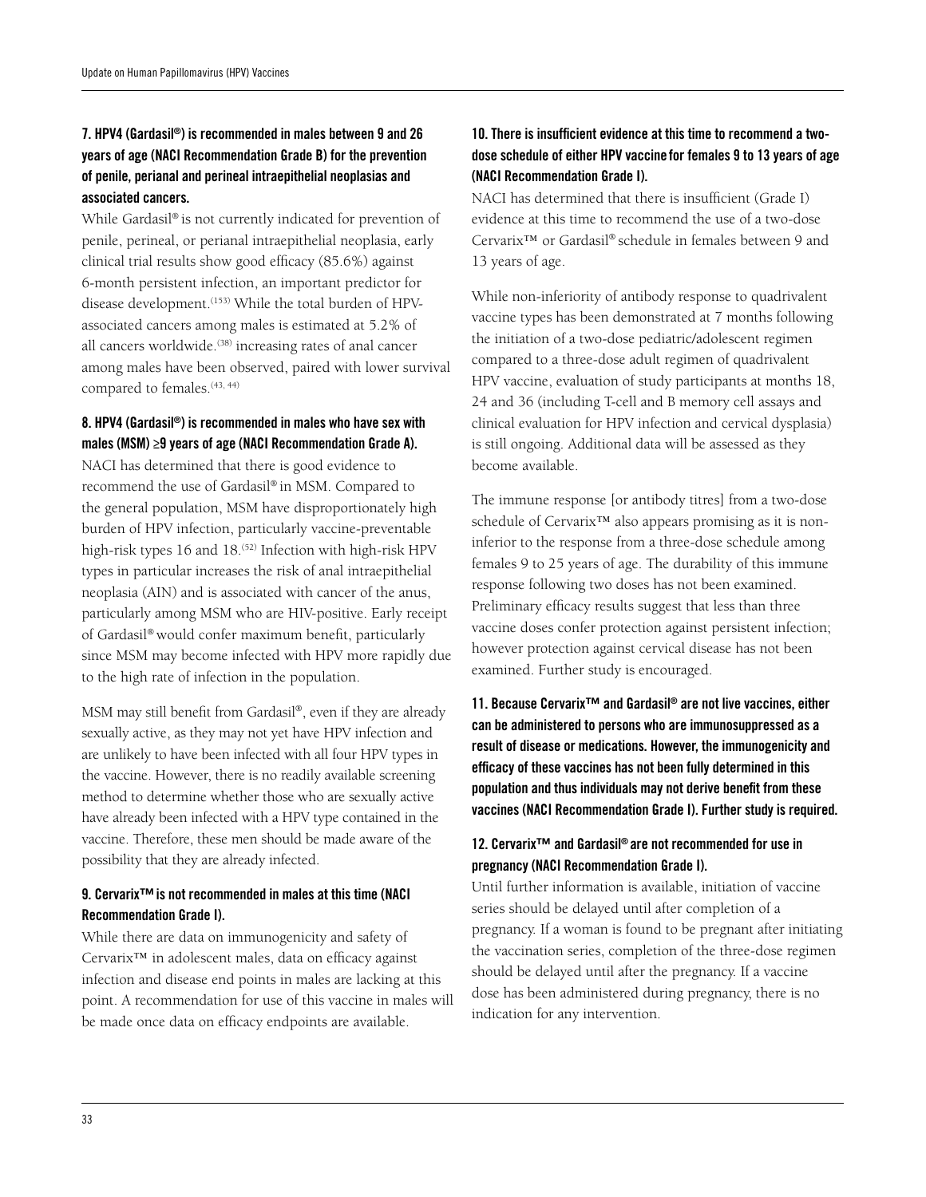### 7. HPV4 (Gardasil®) is recommended in males between 9 and 26 years of age (NACI Recommendation Grade B) for the prevention of penile, perianal and perineal intraepithelial neoplasias and associated cancers.

While Gardasil® is not currently indicated for prevention of penile, perineal, or perianal intraepithelial neoplasia, early clinical trial results show good efficacy (85.6%) against 6-month persistent infection, an important predictor for disease development.[153] While the total burden of HPV-associated cancers among males is estimated at 5.2% of all cancers worldwide.[38] increasing rates of anal cancer among males have been observed, paired with lower survival compared to females.[43, 44]

### 8. HPV4 (Gardasil®) is recommended in males who have sex with males (MSM) ≥9 years of age (NACI Recommendation Grade A).

NACI has determined that there is good evidence to recommend the use of Gardasil® in MSM. Compared to the general population, MSM have disproportionately high burden of HPV infection, particularly vaccine-preventable high-risk types 16 and 18.[52] Infection with high-risk HPV types in particular increases the risk of anal intraepithelial neoplasia (AIN) and is associated with cancer of the anus, particularly among MSM who are HIV-positive. Early receipt of Gardasil® would confer maximum benefit, particularly since MSM may become infected with HPV more rapidly due to the high rate of infection in the population.

MSM may still benefit from Gardasil®, even if they are already sexually active, as they may not yet have HPV infection and are unlikely to have been infected with all four HPV types in the vaccine. However, there is no readily available screening method to determine whether those who are sexually active have already been infected with a HPV type contained in the vaccine. Therefore, these men should be made aware of the possibility that they are already infected.

### 9. Cervarix™ is not recommended in males at this time (NACI Recommendation Grade I).

While there are data on immunogenicity and safety of Cervarix™ in adolescent males, data on efficacy against infection and disease end points in males are lacking at this point. A recommendation for use of this vaccine in males will be made once data on efficacy endpoints are available.

### 10. There is insufficient evidence at this time to recommend a two-dose schedule of either HPV vaccine for females 9 to 13 years of age (NACI Recommendation Grade I).

NACI has determined that there is insufficient (Grade I) evidence at this time to recommend the use of a two-dose Cervarix™ or Gardasil® schedule in females between 9 and 13 years of age.

While non-inferiority of antibody response to quadrivalent vaccine types has been demonstrated at 7 months following the initiation of a two-dose pediatric/adolescent regimen compared to a three-dose adult regimen of quadrivalent HPV vaccine, evaluation of study participants at months 18, 24 and 36 (including T-cell and B memory cell assays and clinical evaluation for HPV infection and cervical dysplasia) is still ongoing. Additional data will be assessed as they become available.

The immune response [or antibody titres] from a two-dose schedule of Cervarix™ also appears promising as it is non-inferior to the response from a three-dose schedule among females 9 to 25 years of age. The durability of this immune response following two doses has not been examined. Preliminary efficacy results suggest that less than three vaccine doses confer protection against persistent infection; however protection against cervical disease has not been examined. Further study is encouraged.

### 11. Because Cervarix™ and Gardasil® are not live vaccines, either can be administered to persons who are immunosuppressed as a result of disease or medications. However, the immunogenicity and efficacy of these vaccines has not been fully determined in this population and thus individuals may not derive benefit from these vaccines (NACI Recommendation Grade I). Further study is required.

### 12. Cervarix™ and Gardasil® are not recommended for use in pregnancy (NACI Recommendation Grade I).

Until further information is available, initiation of vaccine series should be delayed until after completion of a pregnancy. If a woman is found to be pregnant after initiating the vaccination series, completion of the three-dose regimen should be delayed until after the pregnancy. If a vaccine dose has been administered during pregnancy, there is no indication for any intervention.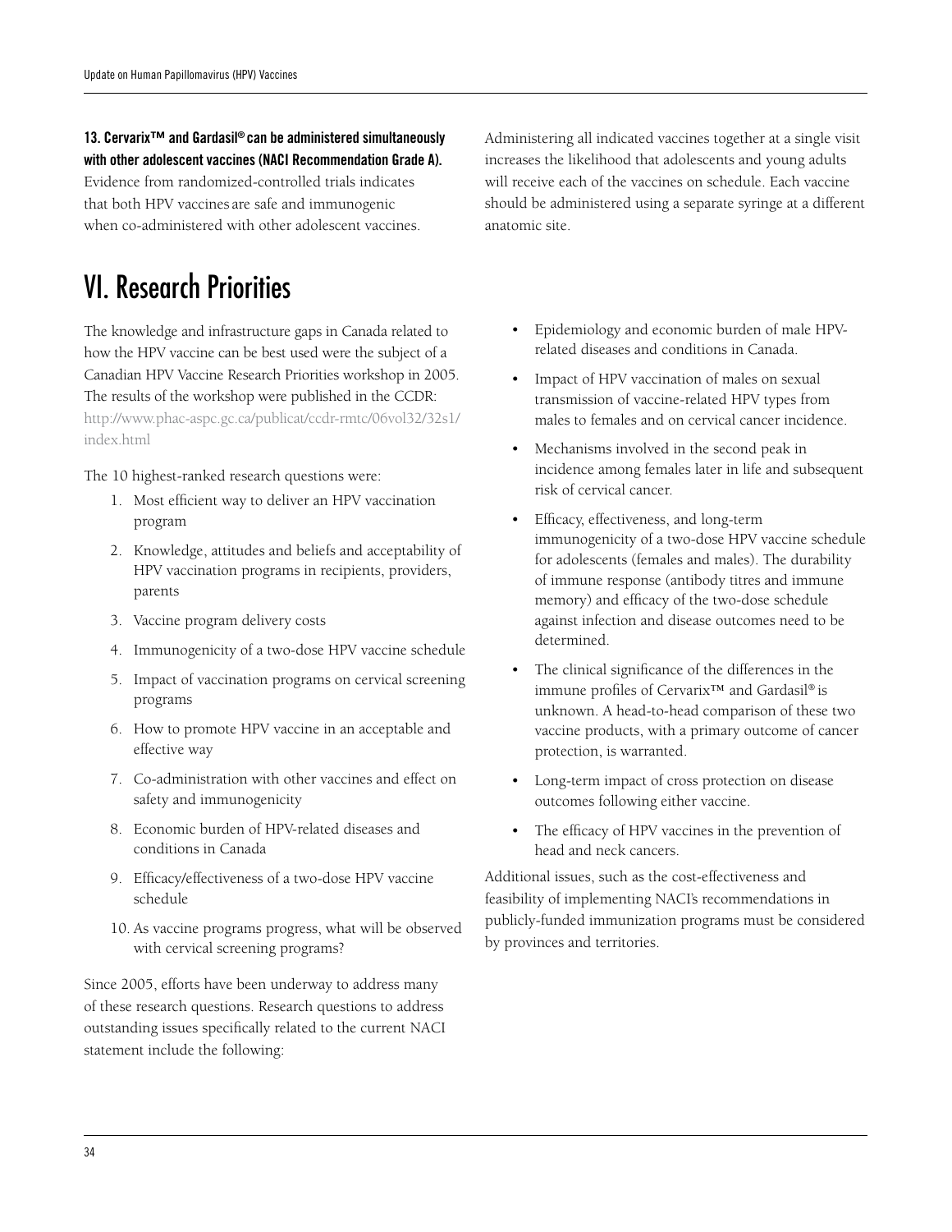**13. Cervarix™ and Gardasil® can be administered simultaneously with other adolescent vaccines (NACI Recommendation Grade A).** Evidence from randomized-controlled trials indicates that both HPV vaccines are safe and immunogenic when co-administered with other adolescent vaccines. Administering all indicated vaccines together at a single visit increases the likelihood that adolescents and young adults will receive each of the vaccines on schedule. Each vaccine should be administered using a separate syringe at a different anatomic site.

# VI. Research Priorities

The knowledge and infrastructure gaps in Canada related to how the HPV vaccine can be best used were the subject of a Canadian HPV Vaccine Research Priorities workshop in 2005. The results of the workshop were published in the CCDR: http://www.phac-aspc.gc.ca/publicat/ccdr-rmtc/06vol32/32s1/index.html

The 10 highest-ranked research questions were:

1. Most efficient way to deliver an HPV vaccination program
2. Knowledge, attitudes and beliefs and acceptability of HPV vaccination programs in recipients, providers, parents
3. Vaccine program delivery costs
4. Immunogenicity of a two-dose HPV vaccine schedule
5. Impact of vaccination programs on cervical screening programs
6. How to promote HPV vaccine in an acceptable and effective way
7. Co-administration with other vaccines and effect on safety and immunogenicity
8. Economic burden of HPV-related diseases and conditions in Canada
9. Efficacy/effectiveness of a two-dose HPV vaccine schedule
10. As vaccine programs progress, what will be observed with cervical screening programs?

Since 2005, efforts have been underway to address many of these research questions. Research questions to address outstanding issues specifically related to the current NACI statement include the following:

- Epidemiology and economic burden of male HPV-related diseases and conditions in Canada.
- Impact of HPV vaccination of males on sexual transmission of vaccine-related HPV types from males to females and on cervical cancer incidence.
- Mechanisms involved in the second peak in incidence among females later in life and subsequent risk of cervical cancer.
- Efficacy, effectiveness, and long-term immunogenicity of a two-dose HPV vaccine schedule for adolescents (females and males). The durability of immune response (antibody titres and immune memory) and efficacy of the two-dose schedule against infection and disease outcomes need to be determined.
- The clinical significance of the differences in the immune profiles of Cervarix™ and Gardasil® is unknown. A head-to-head comparison of these two vaccine products, with a primary outcome of cancer protection, is warranted.
- Long-term impact of cross protection on disease outcomes following either vaccine.
- The efficacy of HPV vaccines in the prevention of head and neck cancers.

Additional issues, such as the cost-effectiveness and feasibility of implementing NACI's recommendations in publicly-funded immunization programs must be considered by provinces and territories.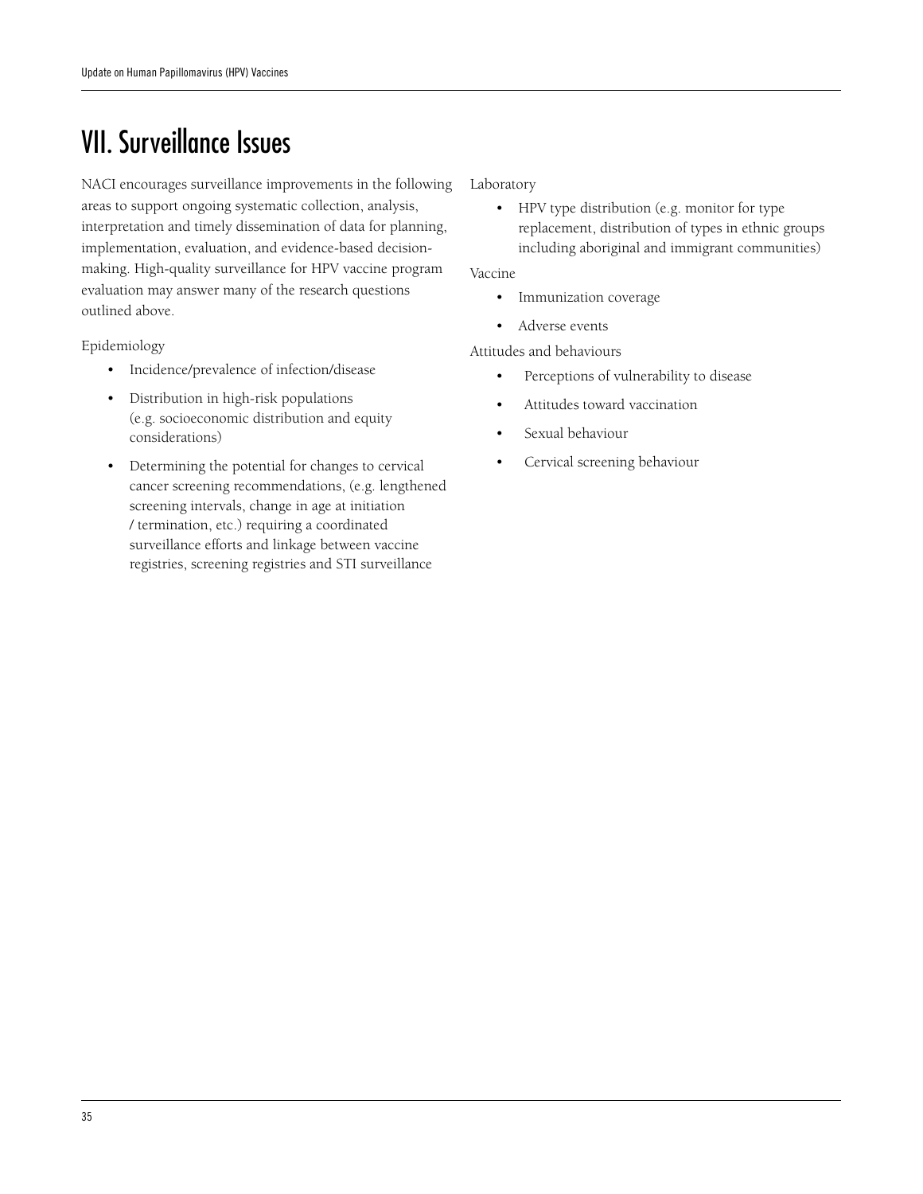# VII. Surveillance Issues

NACI encourages surveillance improvements in the following areas to support ongoing systematic collection, analysis, interpretation and timely dissemination of data for planning, implementation, evaluation, and evidence-based decision-making. High-quality surveillance for HPV vaccine program evaluation may answer many of the research questions outlined above.

Epidemiology

- Incidence/prevalence of infection/disease
- Distribution in high-risk populations (e.g. socioeconomic distribution and equity considerations)
- Determining the potential for changes to cervical cancer screening recommendations, (e.g. lengthened screening intervals, change in age at initiation / termination, etc.) requiring a coordinated surveillance efforts and linkage between vaccine registries, screening registries and STI surveillance

Laboratory

- HPV type distribution (e.g. monitor for type replacement, distribution of types in ethnic groups including aboriginal and immigrant communities)

Vaccine

- Immunization coverage
- Adverse events

Attitudes and behaviours

- Perceptions of vulnerability to disease
- Attitudes toward vaccination
- Sexual behaviour
- Cervical screening behaviour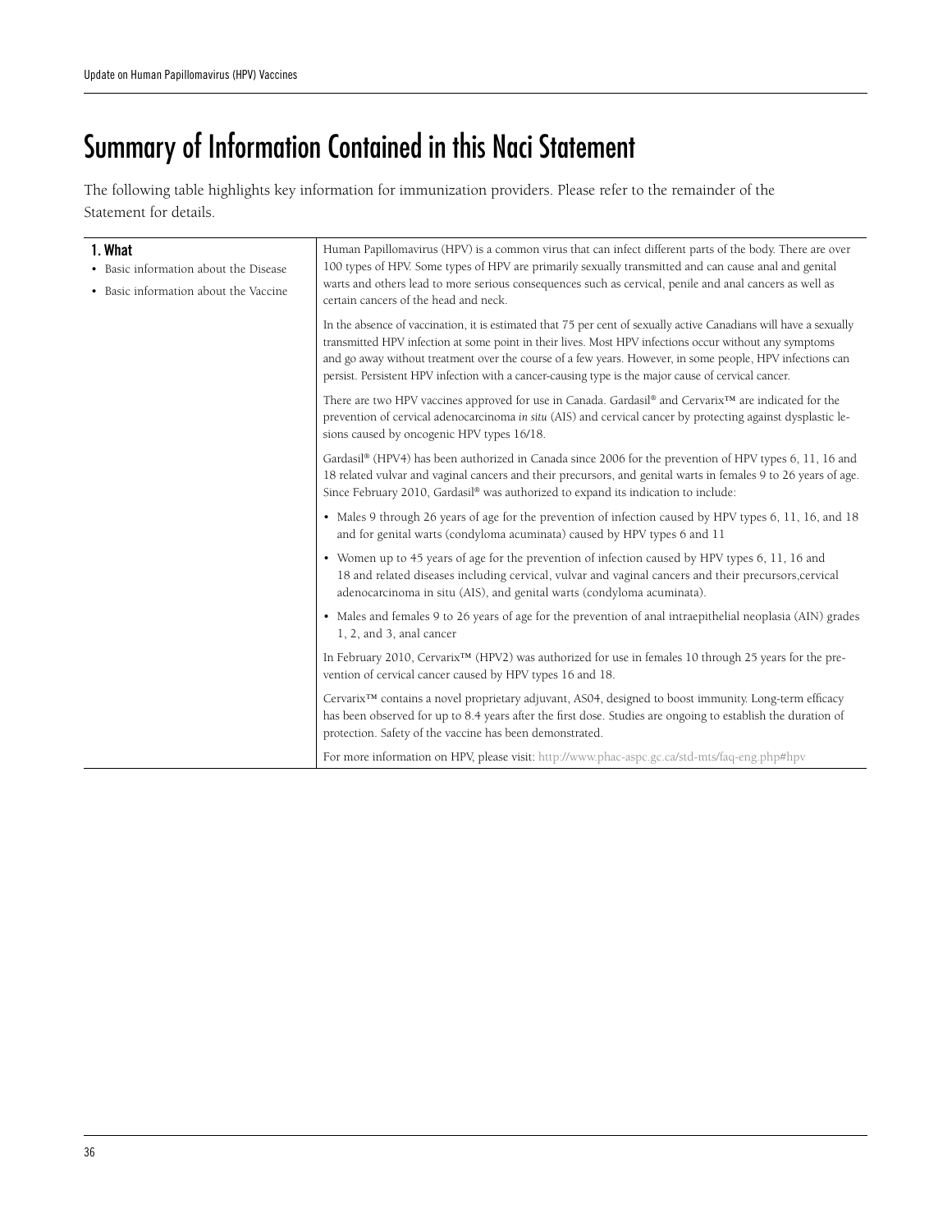# Summary of Information Contained in this Naci Statement

The following table highlights key information for immunization providers. Please refer to the remainder of the Statement for details.

| **1. What**<br>• Basic information about the Disease<br>• Basic information about the Vaccine | Human Papillomavirus (HPV) is a common virus that can infect different parts of the body. There are over 100 types of HPV. Some types of HPV are primarily sexually transmitted and can cause anal and genital warts and others lead to more serious consequences such as cervical, penile and anal cancers as well as certain cancers of the head and neck.<br><br>In the absence of vaccination, it is estimated that 75 per cent of sexually active Canadians will have a sexually transmitted HPV infection at some point in their lives. Most HPV infections occur without any symptoms and go away without treatment over the course of a few years. However, in some people, HPV infections can persist. Persistent HPV infection with a cancer-causing type is the major cause of cervical cancer.<br><br>There are two HPV vaccines approved for use in Canada. Gardasil® and Cervarix™ are indicated for the prevention of cervical adenocarcinoma *in situ* (AIS) and cervical cancer by protecting against dysplastic lesions caused by oncogenic HPV types 16/18.<br><br>Gardasil® (HPV4) has been authorized in Canada since 2006 for the prevention of HPV types 6, 11, 16 and 18 related vulvar and vaginal cancers and their precursors, and genital warts in females 9 to 26 years of age. Since February 2010, Gardasil® was authorized to expand its indication to include:<br><br>• Males 9 through 26 years of age for the prevention of infection caused by HPV types 6, 11, 16, and 18 and for genital warts (condyloma acuminata) caused by HPV types 6 and 11<br><br>• Women up to 45 years of age for the prevention of infection caused by HPV types 6, 11, 16 and 18 and related diseases including cervical, vulvar and vaginal cancers and their precursors,cervical adenocarcinoma in situ (AIS), and genital warts (condyloma acuminata).<br><br>• Males and females 9 to 26 years of age for the prevention of anal intraepithelial neoplasia (AIN) grades 1, 2, and 3, anal cancer<br><br>In February 2010, Cervarix™ (HPV2) was authorized for use in females 10 through 25 years for the prevention of cervical cancer caused by HPV types 16 and 18.<br><br>Cervarix™ contains a novel proprietary adjuvant, AS04, designed to boost immunity. Long-term efficacy has been observed for up to 8.4 years after the first dose. Studies are ongoing to establish the duration of protection. Safety of the vaccine has been demonstrated.<br><br>For more information on HPV, please visit: http://www.phac-aspc.gc.ca/std-mts/faq-eng.php#hpv |
|---|---|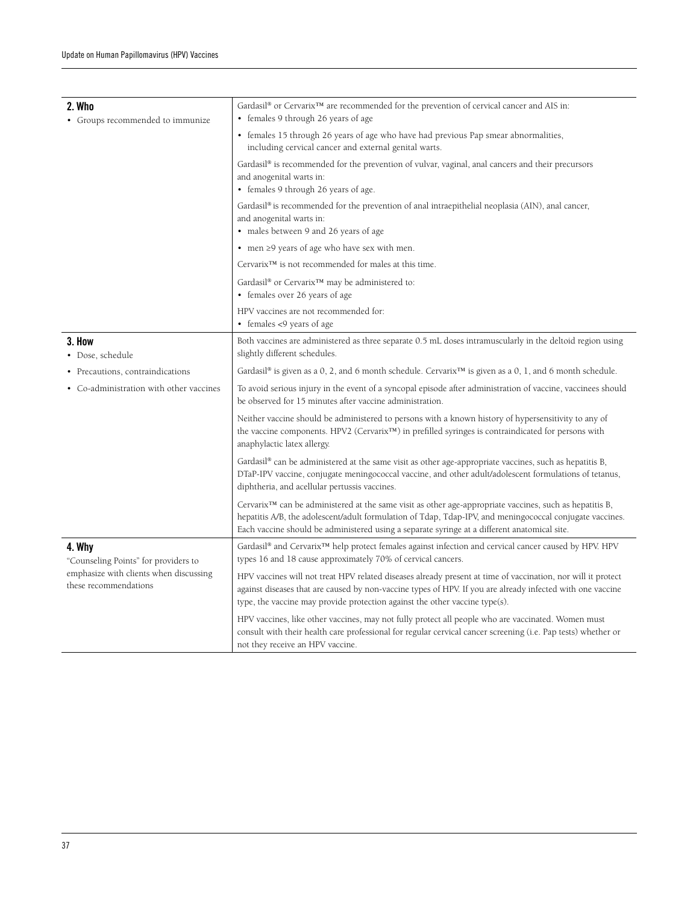| | |
|---|---|
| **2. Who**<br>• Groups recommended to immunize | Gardasil® or Cervarix™ are recommended for the prevention of cervical cancer and AIS in:<br>• females 9 through 26 years of age<br>• females 15 through 26 years of age who have had previous Pap smear abnormalities, including cervical cancer and external genital warts.<br>Gardasil® is recommended for the prevention of vulvar, vaginal, anal cancers and their precursors and anogenital warts in:<br>• females 9 through 26 years of age.<br>Gardasil® is recommended for the prevention of anal intraepithelial neoplasia (AIN), anal cancer, and anogenital warts in:<br>• males between 9 and 26 years of age<br>• men ≥9 years of age who have sex with men.<br>Cervarix™ is not recommended for males at this time.<br>Gardasil® or Cervarix™ may be administered to:<br>• females over 26 years of age<br>HPV vaccines are not recommended for:<br>• females <9 years of age |
| **3. How**<br>• Dose, schedule<br>• Precautions, contraindications<br>• Co-administration with other vaccines | Both vaccines are administered as three separate 0.5 mL doses intramuscularly in the deltoid region using slightly different schedules.<br>Gardasil® is given as a 0, 2, and 6 month schedule. Cervarix™ is given as a 0, 1, and 6 month schedule.<br>To avoid serious injury in the event of a syncopal episode after administration of vaccine, vaccinees should be observed for 15 minutes after vaccine administration.<br>Neither vaccine should be administered to persons with a known history of hypersensitivity to any of the vaccine components. HPV2 (Cervarix™) in prefilled syringes is contraindicated for persons with anaphylactic latex allergy.<br>Gardasil® can be administered at the same visit as other age-appropriate vaccines, such as hepatitis B, DTaP-IPV vaccine, conjugate meningococcal vaccine, and other adult/adolescent formulations of tetanus, diphtheria, and acellular pertussis vaccines.<br>Cervarix™ can be administered at the same visit as other age-appropriate vaccines, such as hepatitis B, hepatitis A/B, the adolescent/adult formulation of Tdap, Tdap-IPV, and meningococcal conjugate vaccines. Each vaccine should be administered using a separate syringe at a different anatomical site. |
| **4. Why**<br>"Counseling Points" for providers to emphasize with clients when discussing these recommendations | Gardasil® and Cervarix™ help protect females against infection and cervical cancer caused by HPV. HPV types 16 and 18 cause approximately 70% of cervical cancers.<br>HPV vaccines will not treat HPV related diseases already present at time of vaccination, nor will it protect against diseases that are caused by non-vaccine types of HPV. If you are already infected with one vaccine type, the vaccine may provide protection against the other vaccine type(s).<br>HPV vaccines, like other vaccines, may not fully protect all people who are vaccinated. Women must consult with their health care professional for regular cervical cancer screening (i.e. Pap tests) whether or not they receive an HPV vaccine. |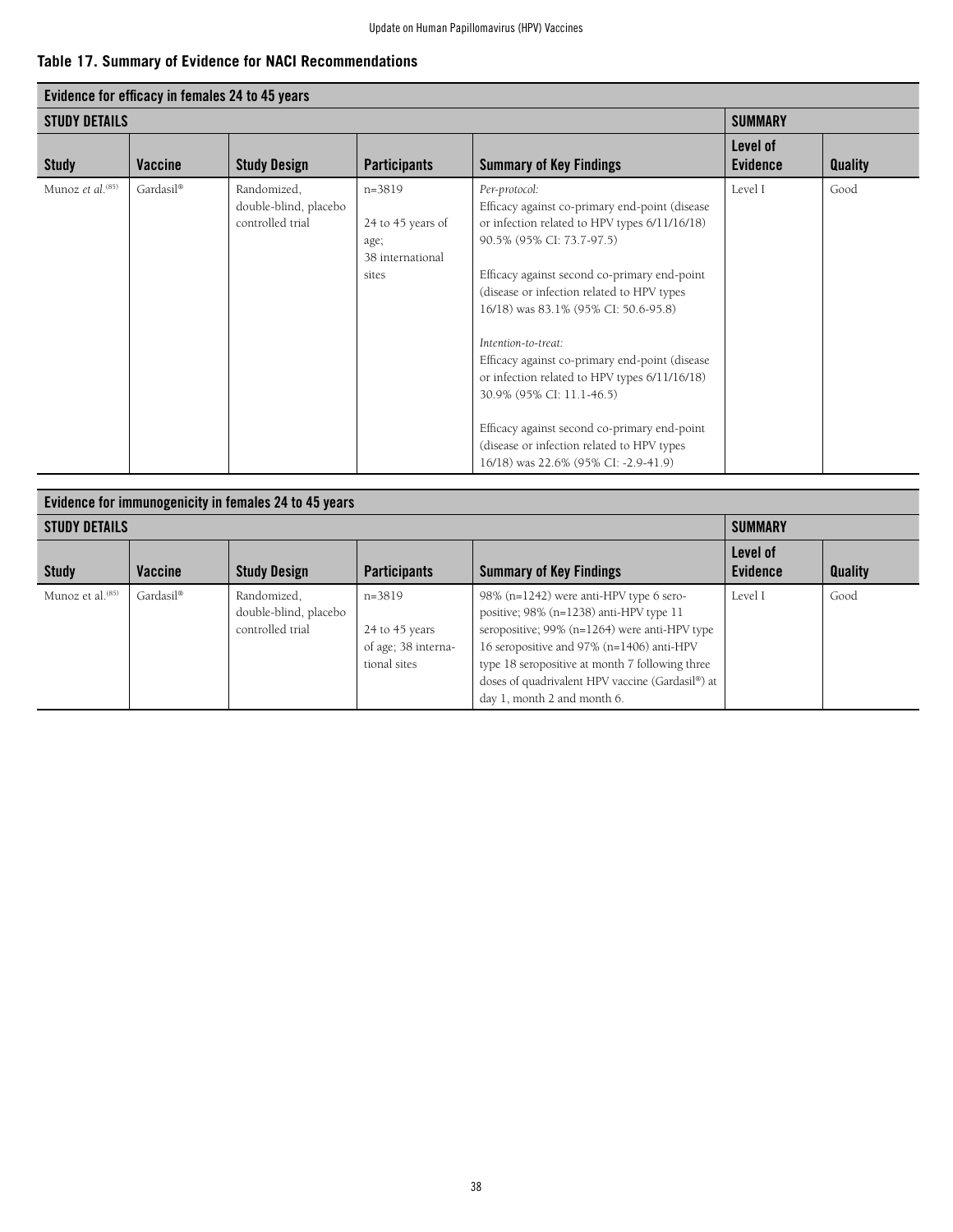**Table 17. Summary of Evidence for NACI Recommendations**

| Evidence for efficacy in females 24 to 45 years | | | | | | |
|---|---|---|---|---|---|---|
| **STUDY DETAILS** | | | | | **SUMMARY** | |
| **Study** | **Vaccine** | **Study Design** | **Participants** | **Summary of Key Findings** | **Level of Evidence** | **Quality** |
| Munoz *et al.*[85] | Gardasil® | Randomized, double-blind, placebo controlled trial | n=3819<br><br>24 to 45 years of age;<br>38 international sites | *Per-protocol:*<br>Efficacy against co-primary end-point (disease or infection related to HPV types 6/11/16/18) 90.5% (95% CI: 73.7-97.5)<br><br>Efficacy against second co-primary end-point (disease or infection related to HPV types 16/18) was 83.1% (95% CI: 50.6-95.8)<br><br>*Intention-to-treat:*<br>Efficacy against co-primary end-point (disease or infection related to HPV types 6/11/16/18) 30.9% (95% CI: 11.1-46.5)<br><br>Efficacy against second co-primary end-point (disease or infection related to HPV types 16/18) was 22.6% (95% CI: -2.9-41.9) | Level I | Good |

| Evidence for immunogenicity in females 24 to 45 years | | | | | | |
|---|---|---|---|---|---|---|
| **STUDY DETAILS** | | | | | **SUMMARY** | |
| **Study** | **Vaccine** | **Study Design** | **Participants** | **Summary of Key Findings** | **Level of Evidence** | **Quality** |
| Munoz et al.[85] | Gardasil® | Randomized, double-blind, placebo controlled trial | n=3819<br><br>24 to 45 years of age; 38 international sites | 98% (n=1242) were anti-HPV type 6 seropositive; 98% (n=1238) anti-HPV type 11 seropositive; 99% (n=1264) were anti-HPV type 16 seropositive and 97% (n=1406) anti-HPV type 18 seropositive at month 7 following three doses of quadrivalent HPV vaccine (Gardasil®) at day 1, month 2 and month 6. | Level I | Good |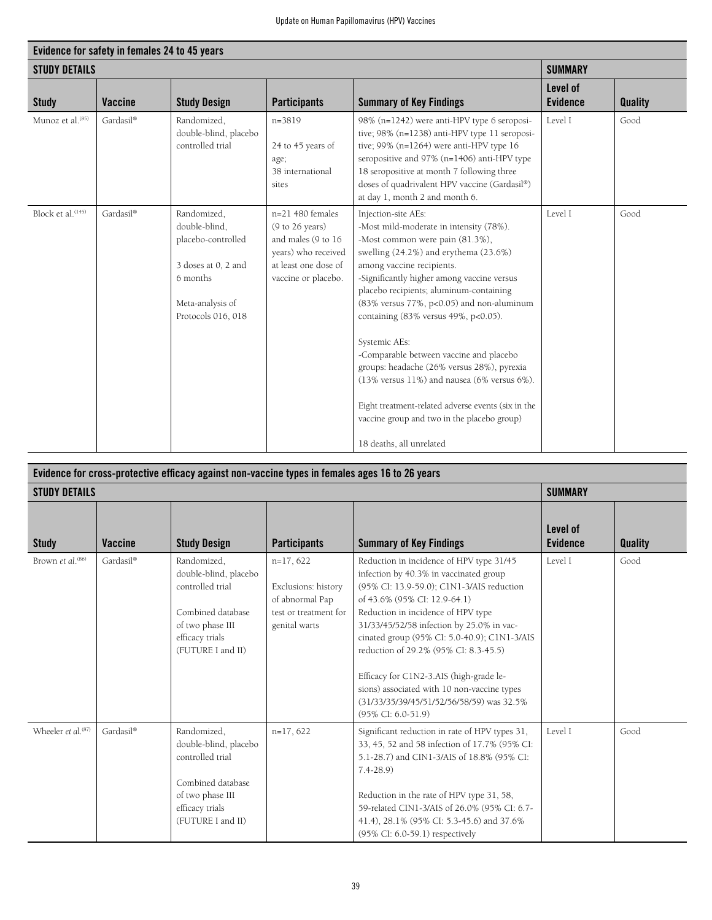| Evidence for safety in females 24 to 45 years | | | | | | |
|---|---|---|---|---|---|---|
| **STUDY DETAILS** | | | | | **SUMMARY** | |
| **Study** | **Vaccine** | **Study Design** | **Participants** | **Summary of Key Findings** | **Level of Evidence** | **Quality** |
| Munoz et al.[85] | Gardasil® | Randomized, double-blind, placebo controlled trial | n=3819<br><br>24 to 45 years of age;<br>38 international sites | 98% (n=1242) were anti-HPV type 6 seropositive; 98% (n=1238) anti-HPV type 11 seropositive; 99% (n=1264) were anti-HPV type 16 seropositive and 97% (n=1406) anti-HPV type 18 seropositive at month 7 following three doses of quadrivalent HPV vaccine (Gardasil®) at day 1, month 2 and month 6. | Level I | Good |
| Block et al.[145] | Gardasil® | Randomized, double-blind, placebo-controlled<br><br>3 doses at 0, 2 and 6 months<br><br>Meta-analysis of Protocols 016, 018 | n=21 480 females (9 to 26 years) and males (9 to 16 years) who received at least one dose of vaccine or placebo. | Injection-site AEs:<br>-Most mild-moderate in intensity (78%).<br>-Most common were pain (81.3%), swelling (24.2%) and erythema (23.6%) among vaccine recipients.<br>-Significantly higher among vaccine versus placebo recipients; aluminum-containing (83% versus 77%, $p<0.05$) and non-aluminum containing (83% versus 49%, $p<0.05$).<br><br>Systemic AEs:<br>-Comparable between vaccine and placebo groups: headache (26% versus 28%), pyrexia (13% versus 11%) and nausea (6% versus 6%).<br><br>Eight treatment-related adverse events (six in the vaccine group and two in the placebo group)<br><br>18 deaths, all unrelated | Level I | Good |

| Evidence for cross-protective efficacy against non-vaccine types in females ages 16 to 26 years | | | | | | |
|---|---|---|---|---|---|---|
| **STUDY DETAILS** | | | | | **SUMMARY** | |
| **Study** | **Vaccine** | **Study Design** | **Participants** | **Summary of Key Findings** | **Level of Evidence** | **Quality** |
| Brown *et al.*[86] | Gardasil® | Randomized, double-blind, placebo controlled trial<br><br>Combined database of two phase III efficacy trials (FUTURE I and II) | n=17, 622<br><br>Exclusions: history of abnormal Pap test or treatment for genital warts | Reduction in incidence of HPV type 31/45 infection by 40.3% in vaccinated group (95% CI: 13.9-59.0); C1N1-3/AIS reduction of 43.6% (95% CI: 12.9-64.1)<br>Reduction in incidence of HPV type 31/33/45/52/58 infection by 25.0% in vaccinated group (95% CI: 5.0-40.9); C1N1-3/AIS reduction of 29.2% (95% CI: 8.3-45.5)<br><br>Efficacy for C1N2-3.AIS (high-grade lesions) associated with 10 non-vaccine types (31/33/35/39/45/51/52/56/58/59) was 32.5% (95% CI: 6.0-51.9) | Level I | Good |
| Wheeler *et al.*[87] | Gardasil® | Randomized, double-blind, placebo controlled trial<br><br>Combined database of two phase III efficacy trials (FUTURE I and II) | n=17, 622 | Significant reduction in rate of HPV types 31, 33, 45, 52 and 58 infection of 17.7% (95% CI: 5.1-28.7) and CIN1-3/AIS of 18.8% (95% CI: 7.4-28.9)<br><br>Reduction in the rate of HPV type 31, 58, 59-related CIN1-3/AIS of 26.0% (95% CI: 6.7-41.4), 28.1% (95% CI: 5.3-45.6) and 37.6% (95% CI: 6.0-59.1) respectively | Level I | Good |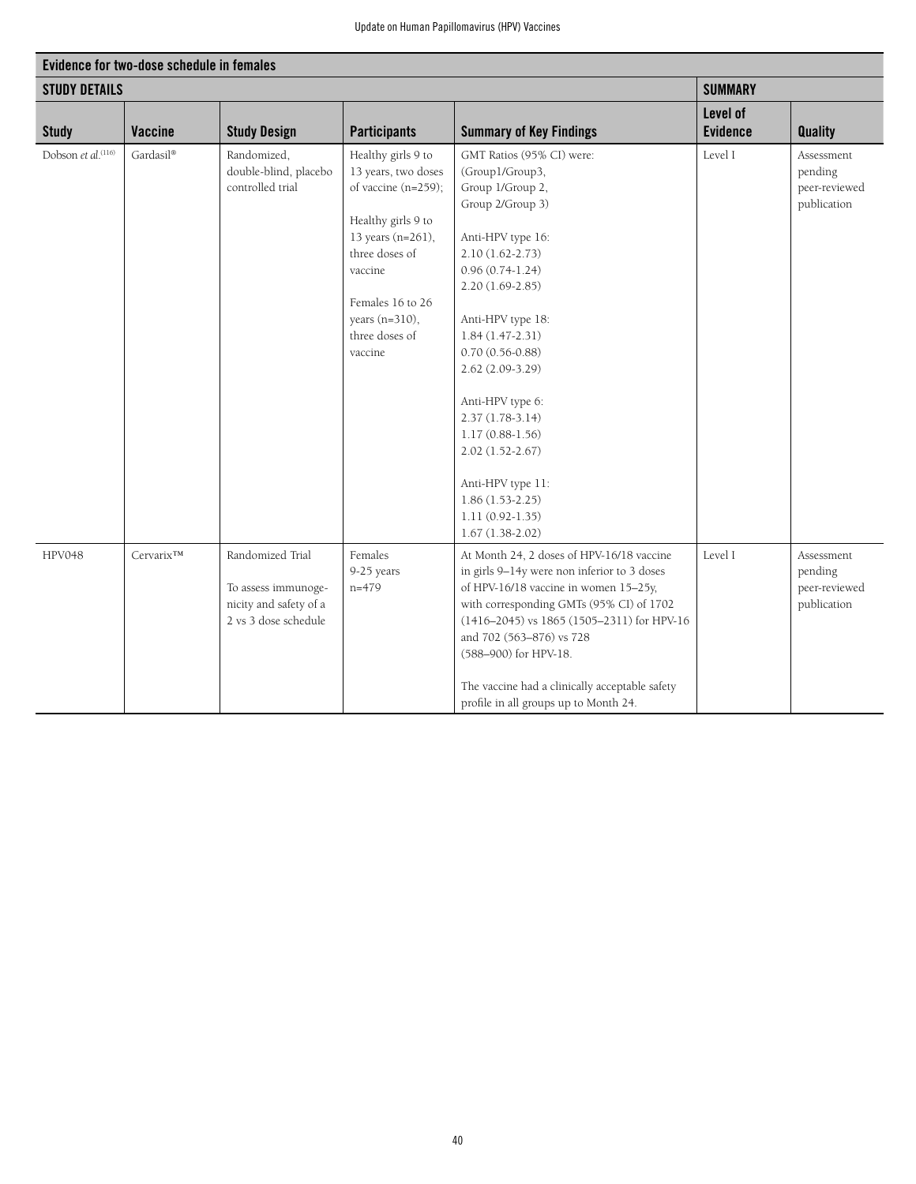| Evidence for two-dose schedule in females | | | | | | |
|---|---|---|---|---|---|---|
| **STUDY DETAILS** | | | | | **SUMMARY** | |
| **Study** | **Vaccine** | **Study Design** | **Participants** | **Summary of Key Findings** | **Level of Evidence** | **Quality** |
| Dobson *et al.*[116] | Gardasil® | Randomized, double-blind, placebo controlled trial | Healthy girls 9 to 13 years, two doses of vaccine (n=259);<br><br>Healthy girls 9 to 13 years (n=261), three doses of vaccine<br><br>Females 16 to 26 years (n=310), three doses of vaccine | GMT Ratios (95% CI) were: (Group1/Group3, Group 1/Group 2, Group 2/Group 3)<br><br>Anti-HPV type 16:<br>2.10 (1.62-2.73)<br>0.96 (0.74-1.24)<br>2.20 (1.69-2.85)<br><br>Anti-HPV type 18:<br>1.84 (1.47-2.31)<br>0.70 (0.56-0.88)<br>2.62 (2.09-3.29)<br><br>Anti-HPV type 6:<br>2.37 (1.78-3.14)<br>1.17 (0.88-1.56)<br>2.02 (1.52-2.67)<br><br>Anti-HPV type 11:<br>1.86 (1.53-2.25)<br>1.11 (0.92-1.35)<br>1.67 (1.38-2.02) | Level I | Assessment pending peer-reviewed publication |
| HPV048 | Cervarix™ | Randomized Trial<br><br>To assess immunogenicity and safety of a 2 vs 3 dose schedule | Females 9-25 years n=479 | At Month 24, 2 doses of HPV-16/18 vaccine in girls 9–14y were non inferior to 3 doses of HPV-16/18 vaccine in women 15–25y, with corresponding GMTs (95% CI) of 1702 (1416–2045) vs 1865 (1505–2311) for HPV-16 and 702 (563–876) vs 728 (588–900) for HPV-18.<br><br>The vaccine had a clinically acceptable safety profile in all groups up to Month 24. | Level I | Assessment pending peer-reviewed publication |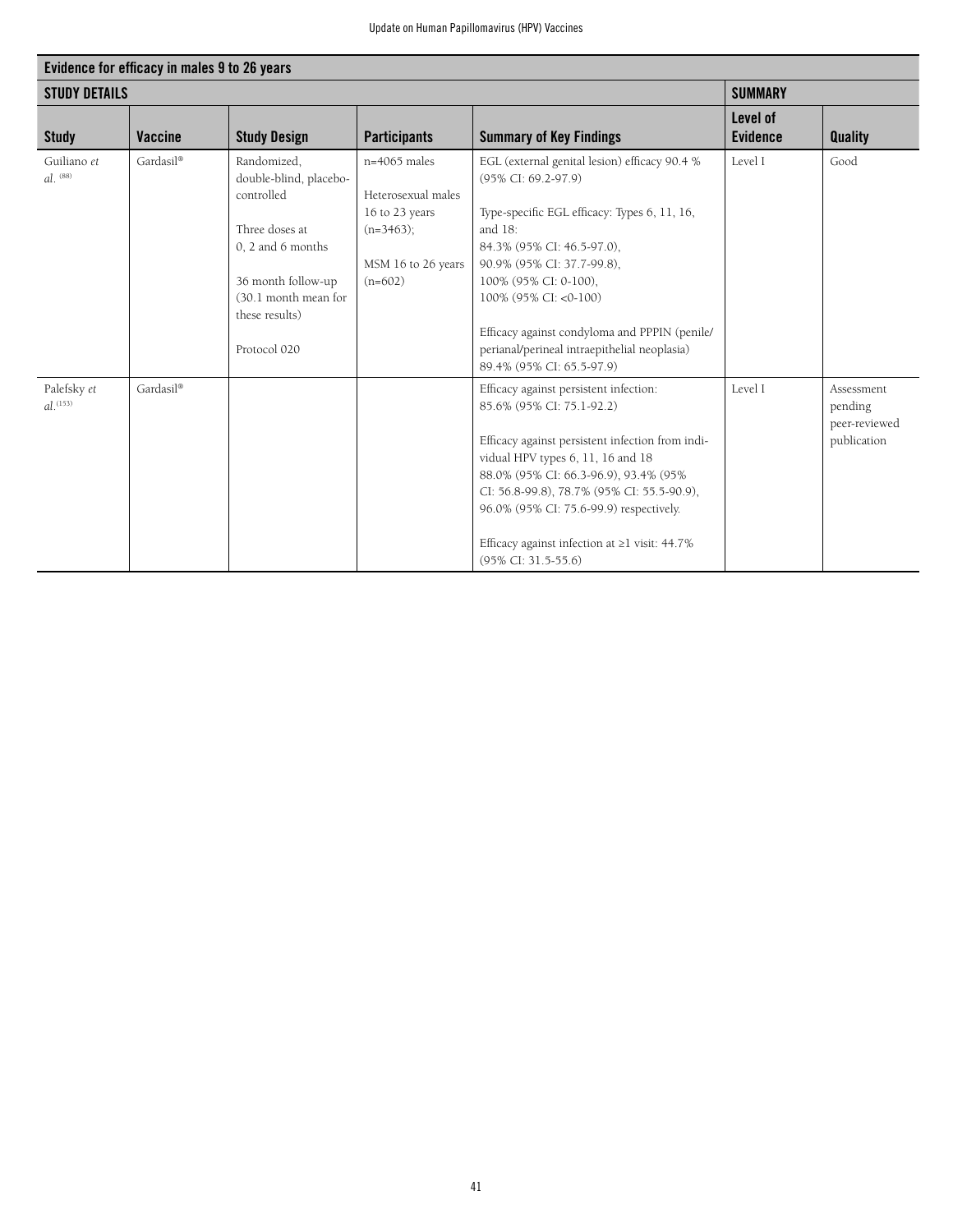| Evidence for efficacy in males 9 to 26 years | | | | | | |
|---|---|---|---|---|---|---|
| **STUDY DETAILS** | | | | | **SUMMARY** | |
| **Study** | **Vaccine** | **Study Design** | **Participants** | **Summary of Key Findings** | **Level of Evidence** | **Quality** |
| Guiliano *et al.* [88] | Gardasil® | Randomized, double-blind, placebo-controlled<br><br>Three doses at 0, 2 and 6 months<br><br>36 month follow-up (30.1 month mean for these results)<br><br>Protocol 020 | n=4065 males<br><br>Heterosexual males 16 to 23 years (n=3463);<br><br>MSM 16 to 26 years (n=602) | EGL (external genital lesion) efficacy 90.4 % (95% CI: 69.2-97.9)<br><br>Type-specific EGL efficacy: Types 6, 11, 16, and 18:<br>84.3% (95% CI: 46.5-97.0),<br>90.9% (95% CI: 37.7-99.8),<br>100% (95% CI: 0-100),<br>100% (95% CI: <0-100)<br><br>Efficacy against condyloma and PPPIN (penile/perianal/perineal intraepithelial neoplasia) 89.4% (95% CI: 65.5-97.9) | Level I | Good |
| Palefsky *et al.* [153] | Gardasil® | | | Efficacy against persistent infection: 85.6% (95% CI: 75.1-92.2)<br><br>Efficacy against persistent infection from individual HPV types 6, 11, 16 and 18 88.0% (95% CI: 66.3-96.9), 93.4% (95% CI: 56.8-99.8), 78.7% (95% CI: 55.5-90.9), 96.0% (95% CI: 75.6-99.9) respectively.<br><br>Efficacy against infection at ≥1 visit: 44.7% (95% CI: 31.5-55.6) | Level I | Assessment pending peer-reviewed publication |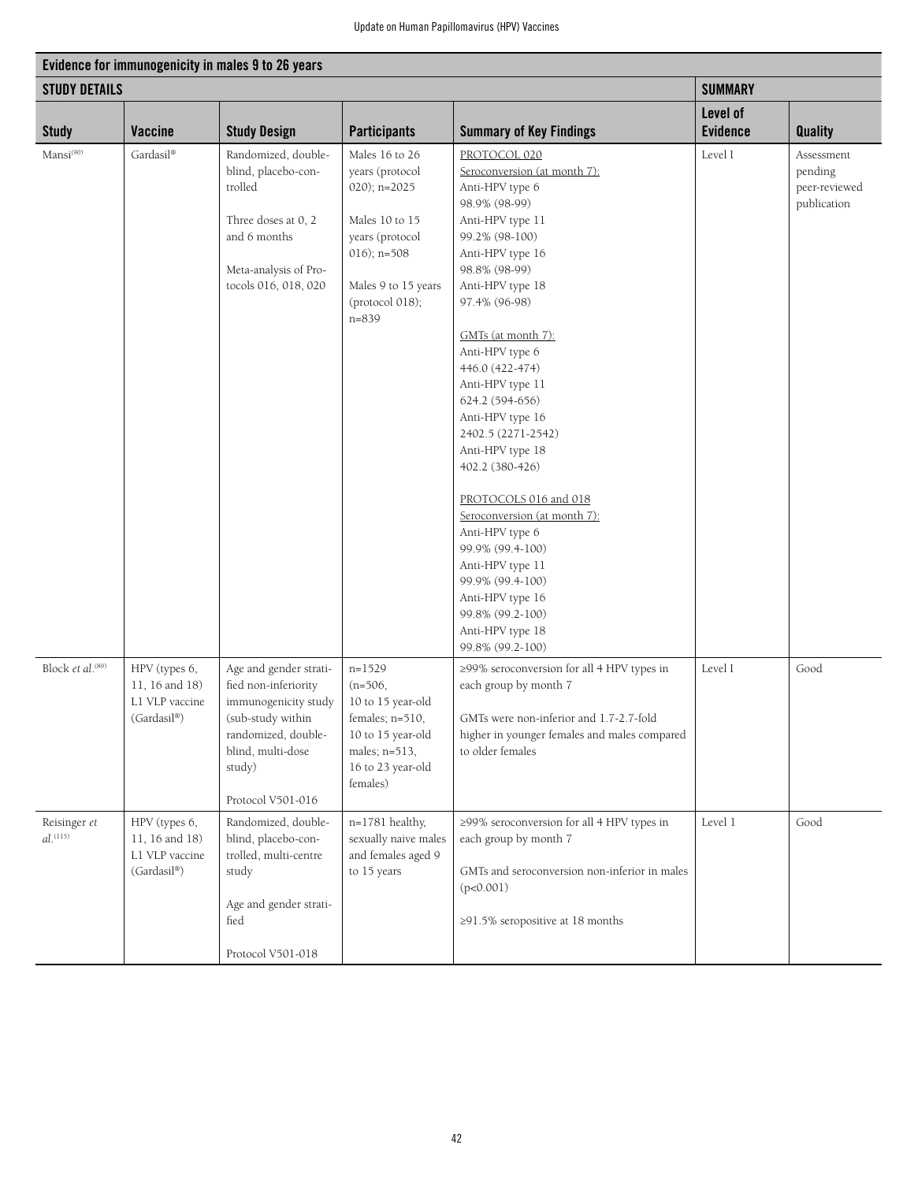| Evidence for immunogenicity in males 9 to 26 years | | | | | | |
|---|---|---|---|---|---|---|
| **STUDY DETAILS** | | | | | **SUMMARY** | |
| **Study** | **Vaccine** | **Study Design** | **Participants** | **Summary of Key Findings** | **Level of Evidence** | **Quality** |
| Mansi[90] | Gardasil® | Randomized, double-blind, placebo-controlled<br><br>Three doses at 0, 2 and 6 months<br><br>Meta-analysis of Protocols 016, 018, 020 | Males 16 to 26 years (protocol 020); n=2025<br><br>Males 10 to 15 years (protocol 016); n=508<br><br>Males 9 to 15 years (protocol 018); n=839 | PROTOCOL 020<br>Seroconversion (at month 7):<br>Anti-HPV type 6<br>98.9% (98-99)<br>Anti-HPV type 11<br>99.2% (98-100)<br>Anti-HPV type 16<br>98.8% (98-99)<br>Anti-HPV type 18<br>97.4% (96-98)<br><br>GMTs (at month 7):<br>Anti-HPV type 6<br>446.0 (422-474)<br>Anti-HPV type 11<br>624.2 (594-656)<br>Anti-HPV type 16<br>2402.5 (2271-2542)<br>Anti-HPV type 18<br>402.2 (380-426)<br><br>PROTOCOLS 016 and 018<br>Seroconversion (at month 7):<br>Anti-HPV type 6<br>99.9% (99.4-100)<br>Anti-HPV type 11<br>99.9% (99.4-100)<br>Anti-HPV type 16<br>99.8% (99.2-100)<br>Anti-HPV type 18<br>99.8% (99.2-100) | Level I | Assessment pending peer-reviewed publication |
| Block *et al.*[89] | HPV (types 6, 11, 16 and 18) L1 VLP vaccine (Gardasil®) | Age and gender stratified non-inferiority immunogenicity study (sub-study within randomized, double-blind, multi-dose study)<br><br>Protocol V501-016 | n=1529<br>(n=506, 10 to 15 year-old females; n=510, 10 to 15 year-old males; n=513, 16 to 23 year-old females) | ≥99% seroconversion for all 4 HPV types in each group by month 7<br><br>GMTs were non-inferior and 1.7-2.7-fold higher in younger females and males compared to older females | Level I | Good |
| Reisinger *et al.*[115] | HPV (types 6, 11, 16 and 18) L1 VLP vaccine (Gardasil®) | Randomized, double-blind, placebo-controlled, multi-centre study<br><br>Age and gender stratified<br><br>Protocol V501-018 | n=1781 healthy, sexually naive males and females aged 9 to 15 years | ≥99% seroconversion for all 4 HPV types in each group by month 7<br><br>GMTs and seroconversion non-inferior in males ($p<0.001$)<br><br>≥91.5% seropositive at 18 months | Level 1 | Good |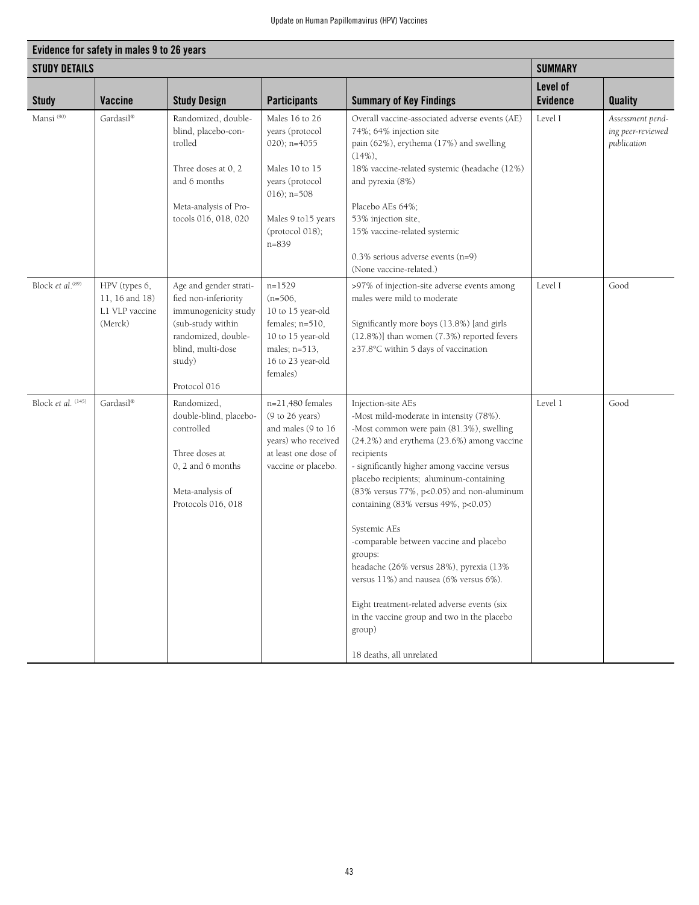| Evidence for safety in males 9 to 26 years | | | | | | |
|---|---|---|---|---|---|---|
| **STUDY DETAILS** | | | | | **SUMMARY** | |
| **Study** | **Vaccine** | **Study Design** | **Participants** | **Summary of Key Findings** | **Level of Evidence** | **Quality** |
| Mansi [90] | Gardasil® | Randomized, double-blind, placebo-controlled<br><br>Three doses at 0, 2 and 6 months<br><br>Meta-analysis of Protocols 016, 018, 020 | Males 16 to 26 years (protocol 020); n=4055<br><br>Males 10 to 15 years (protocol 016); n=508<br><br>Males 9 to15 years (protocol 018); n=839 | Overall vaccine-associated adverse events (AE) 74%; 64% injection site pain (62%), erythema (17%) and swelling (14%),<br>18% vaccine-related systemic (headache (12%) and pyrexia (8%)<br><br>Placebo AEs 64%;<br>53% injection site,<br>15% vaccine-related systemic<br><br>0.3% serious adverse events (n=9)<br>(None vaccine-related.) | Level I | *Assessment pending peer-reviewed publication* |
| Block *et al.*[89] | HPV (types 6, 11, 16 and 18) L1 VLP vaccine (Merck) | Age and gender stratified non-inferiority immunogenicity study (sub-study within randomized, double-blind, multi-dose study)<br><br>Protocol 016 | n=1529<br>(n=506, 10 to 15 year-old females; n=510, 10 to 15 year-old males; n=513, 16 to 23 year-old females) | >97% of injection-site adverse events among males were mild to moderate<br><br>Significantly more boys (13.8%) [and girls (12.8%)] than women (7.3%) reported fevers ≥37.8°C within 5 days of vaccination | Level I | Good |
| Block *et al.* [145] | Gardasil® | Randomized, double-blind, placebo-controlled<br><br>Three doses at 0, 2 and 6 months<br><br>Meta-analysis of Protocols 016, 018 | n=21,480 females (9 to 26 years) and males (9 to 16 years) who received at least one dose of vaccine or placebo. | Injection-site AEs<br>-Most mild-moderate in intensity (78%).<br>-Most common were pain (81.3%), swelling (24.2%) and erythema (23.6%) among vaccine recipients<br>- significantly higher among vaccine versus placebo recipients; aluminum-containing (83% versus 77%, $p<0.05$) and non-aluminum containing (83% versus 49%, $p<0.05$)<br><br>Systemic AEs<br>-comparable between vaccine and placebo groups:<br>headache (26% versus 28%), pyrexia (13% versus 11%) and nausea (6% versus 6%).<br><br>Eight treatment-related adverse events (six in the vaccine group and two in the placebo group)<br><br>18 deaths, all unrelated | Level 1 | Good |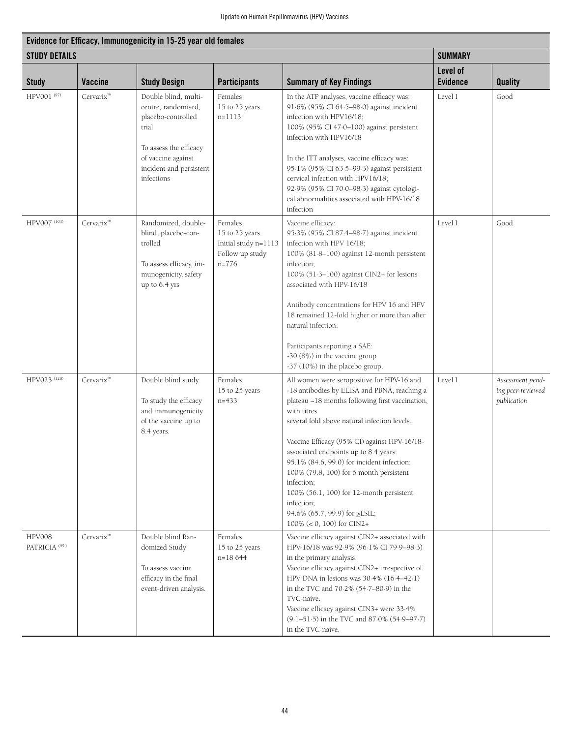| Evidence for Efficacy, Immunogenicity in 15-25 year old females | | | | | | |
|---|---|---|---|---|---|---|
| **STUDY DETAILS** | | | | | **SUMMARY** | |
| **Study** | **Vaccine** | **Study Design** | **Participants** | **Summary of Key Findings** | **Level of Evidence** | **Quality** |
| HPV001 [97] | Cervarix™ | Double blind, multi-centre, randomised, placebo-controlled trial<br><br>To assess the efficacy of vaccine against incident and persistent infections | Females<br>15 to 25 years<br>n=1113 | In the ATP analyses, vaccine efficacy was:<br>91·6% (95% CI 64·5–98·0) against incident infection with HPV16/18;<br>100% (95% CI 47·0–100) against persistent infection with HPV16/18<br><br>In the ITT analyses, vaccine efficacy was:<br>95·1% (95% CI 63·5–99·3) against persistent cervical infection with HPV16/18;<br>92·9% (95% CI 70·0–98·3) against cytological abnormalities associated with HPV-16/18 infection | Level I | Good |
| HPV007 [103] | Cervarix™ | Randomized, double-blind, placebo-controlled<br><br>To assess efficacy, immunogenicity, safety up to 6.4 yrs | Females<br>15 to 25 years<br>Initial study n=1113<br>Follow up study<br>n=776 | Vaccine efficacy:<br>95·3% (95% CI 87·4–98·7) against incident infection with HPV 16/18;<br>100% (81·8–100) against 12-month persistent infection;<br>100% (51·3–100) against CIN2+ for lesions associated with HPV-16/18<br><br>Antibody concentrations for HPV 16 and HPV 18 remained 12-fold higher or more than after natural infection.<br><br>Participants reporting a SAE:<br>-30 (8%) in the vaccine group<br>-37 (10%) in the placebo group. | Level I | Good |
| HPV023 [128] | Cervarix™ | Double blind study.<br><br>To study the efficacy and immunogenicity of the vaccine up to 8.4 years. | Females<br>15 to 25 years<br>n=433 | All women were seropositive for HPV-16 and -18 antibodies by ELISA and PBNA, reaching a plateau ~18 months following first vaccination, with titres several fold above natural infection levels.<br><br>Vaccine Efficacy (95% CI) against HPV-16/18-associated endpoints up to 8.4 years:<br>95.1% (84.6, 99.0) for incident infection;<br>100% (79.8, 100) for 6 month persistent infection;<br>100% (56.1, 100) for 12-month persistent infection;<br>94.6% (65.7, 99.9) for ≥LSIL;<br>100% (< 0, 100) for CIN2+ | Level I | *Assessment pending peer-reviewed publication* |
| HPV008 PATRICIA [99] | Cervarix™ | Double blind Randomized Study<br><br>To assess vaccine efficacy in the final event-driven analysis. | Females<br>15 to 25 years<br>n=18 644 | Vaccine efficacy against CIN2+ associated with HPV-16/18 was 92·9% (96·1% CI 79·9–98·3) in the primary analysis.<br>Vaccine efficacy against CIN2+ irrespective of HPV DNA in lesions was 30·4% (16·4–42·1) in the TVC and 70·2% (54·7–80·9) in the TVC-naive.<br>Vaccine efficacy against CIN3+ were 33·4% (9·1–51·5) in the TVC and 87·0% (54·9–97·7) in the TVC-naive. | | |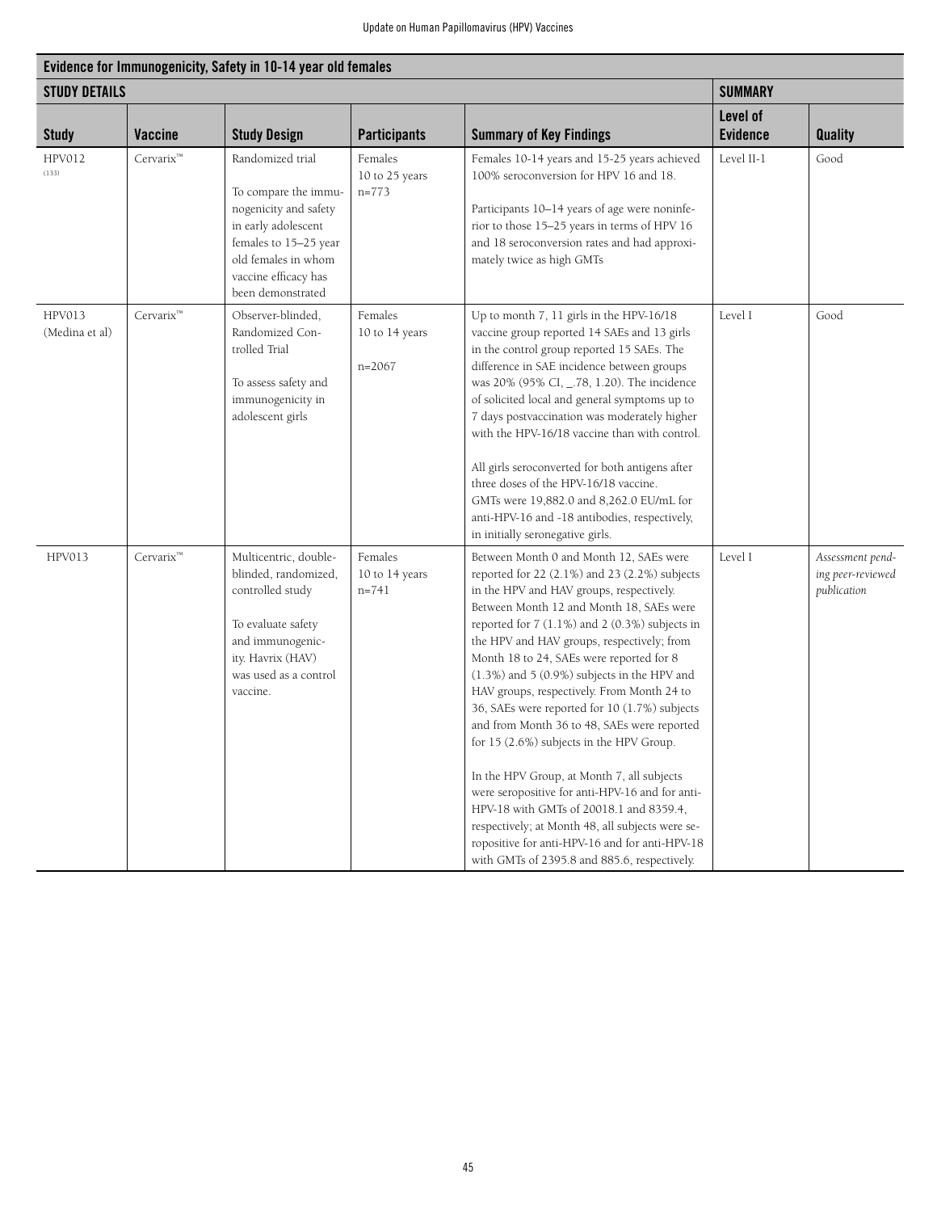| Evidence for Immunogenicity, Safety in 10-14 year old females | | | | | | |
|---|---|---|---|---|---|---|
| **STUDY DETAILS** | | | | | **SUMMARY** | |
| **Study** | **Vaccine** | **Study Design** | **Participants** | **Summary of Key Findings** | **Level of Evidence** | **Quality** |
| HPV012 (133) | Cervarix™ | Randomized trial<br><br>To compare the immunogenicity and safety in early adolescent females to 15–25 year old females in whom vaccine efficacy has been demonstrated | Females 10 to 25 years n=773 | Females 10-14 years and 15-25 years achieved 100% seroconversion for HPV 16 and 18.<br><br>Participants 10–14 years of age were noninferior to those 15–25 years in terms of HPV 16 and 18 seroconversion rates and had approximately twice as high GMTs | Level II-1 | Good |
| HPV013 (Medina et al) | Cervarix™ | Observer-blinded, Randomized Controlled Trial<br><br>To assess safety and immunogenicity in adolescent girls | Females 10 to 14 years<br><br>n=2067 | Up to month 7, 11 girls in the HPV-16/18 vaccine group reported 14 SAEs and 13 girls in the control group reported 15 SAEs. The difference in SAE incidence between groups was 20% (95% CI, _.78, 1.20). The incidence of solicited local and general symptoms up to 7 days postvaccination was moderately higher with the HPV-16/18 vaccine than with control.<br><br>All girls seroconverted for both antigens after three doses of the HPV-16/18 vaccine. GMTs were 19,882.0 and 8,262.0 EU/mL for anti-HPV-16 and -18 antibodies, respectively, in initially seronegative girls. | Level I | Good |
| HPV013 | Cervarix™ | Multicentric, double-blinded, randomized, controlled study<br><br>To evaluate safety and immunogenicity. Havrix (HAV) was used as a control vaccine. | Females 10 to 14 years n=741 | Between Month 0 and Month 12, SAEs were reported for 22 (2.1%) and 23 (2.2%) subjects in the HPV and HAV groups, respectively. Between Month 12 and Month 18, SAEs were reported for 7 (1.1%) and 2 (0.3%) subjects in the HPV and HAV groups, respectively; from Month 18 to 24, SAEs were reported for 8 (1.3%) and 5 (0.9%) subjects in the HPV and HAV groups, respectively. From Month 24 to 36, SAEs were reported for 10 (1.7%) subjects and from Month 36 to 48, SAEs were reported for 15 (2.6%) subjects in the HPV Group.<br><br>In the HPV Group, at Month 7, all subjects were seropositive for anti-HPV-16 and for anti-HPV-18 with GMTs of 20018.1 and 8359.4, respectively; at Month 48, all subjects were seropositive for anti-HPV-16 and for anti-HPV-18 with GMTs of 2395.8 and 885.6, respectively. | Level I | *Assessment pending peer-reviewed publication* |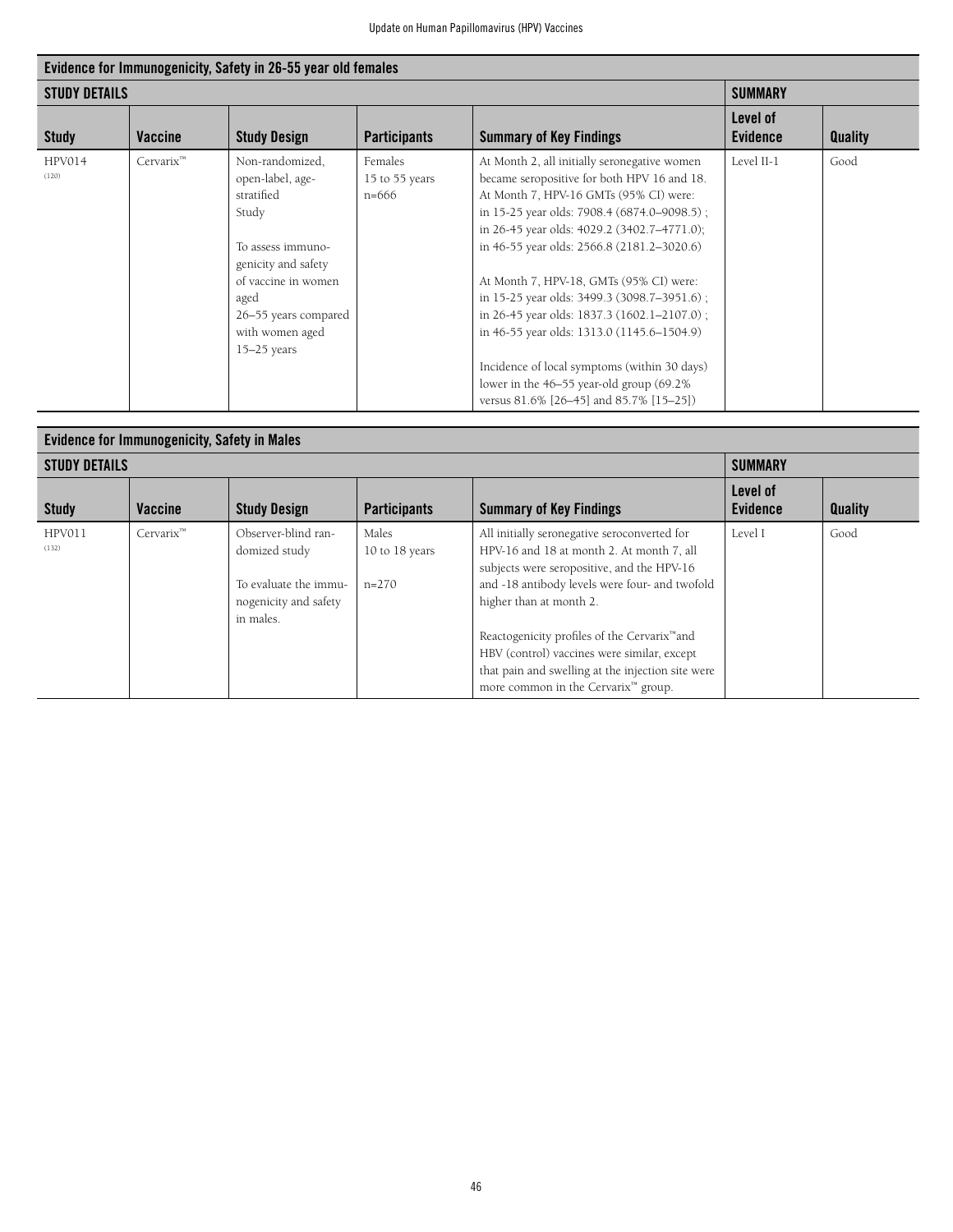| Evidence for Immunogenicity, Safety in 26-55 year old females | | | | | | |
|---|---|---|---|---|---|---|
| **STUDY DETAILS** | | | | | **SUMMARY** | |
| **Study** | **Vaccine** | **Study Design** | **Participants** | **Summary of Key Findings** | **Level of Evidence** | **Quality** |
| HPV014 (120) | Cervarix™ | Non-randomized, open-label, age-stratified Study<br><br>To assess immuno-genicity and safety of vaccine in women aged 26–55 years compared with women aged 15–25 years | Females 15 to 55 years n=666 | At Month 2, all initially seronegative women became seropositive for both HPV 16 and 18. At Month 7, HPV-16 GMTs (95% CI) were: in 15-25 year olds: 7908.4 (6874.0–9098.5) ; in 26-45 year olds: 4029.2 (3402.7–4771.0); in 46-55 year olds: 2566.8 (2181.2–3020.6)<br><br>At Month 7, HPV-18, GMTs (95% CI) were: in 15-25 year olds: 3499.3 (3098.7–3951.6) ; in 26-45 year olds: 1837.3 (1602.1–2107.0) ; in 46-55 year olds: 1313.0 (1145.6–1504.9)<br><br>Incidence of local symptoms (within 30 days) lower in the 46–55 year-old group (69.2% versus 81.6% [26–45] and 85.7% [15–25]) | Level II-1 | Good |

| Evidence for Immunogenicity, Safety in Males | | | | | | |
|---|---|---|---|---|---|---|
| **STUDY DETAILS** | | | | | **SUMMARY** | |
| **Study** | **Vaccine** | **Study Design** | **Participants** | **Summary of Key Findings** | **Level of Evidence** | **Quality** |
| HPV011 (132) | Cervarix™ | Observer-blind randomized study<br><br>To evaluate the immunogenicity and safety in males. | Males 10 to 18 years<br><br>n=270 | All initially seronegative seroconverted for HPV-16 and 18 at month 2. At month 7, all subjects were seropositive, and the HPV-16 and -18 antibody levels were four- and twofold higher than at month 2.<br><br>Reactogenicity profiles of the Cervarix™and HBV (control) vaccines were similar, except that pain and swelling at the injection site were more common in the Cervarix™ group. | Level I | Good |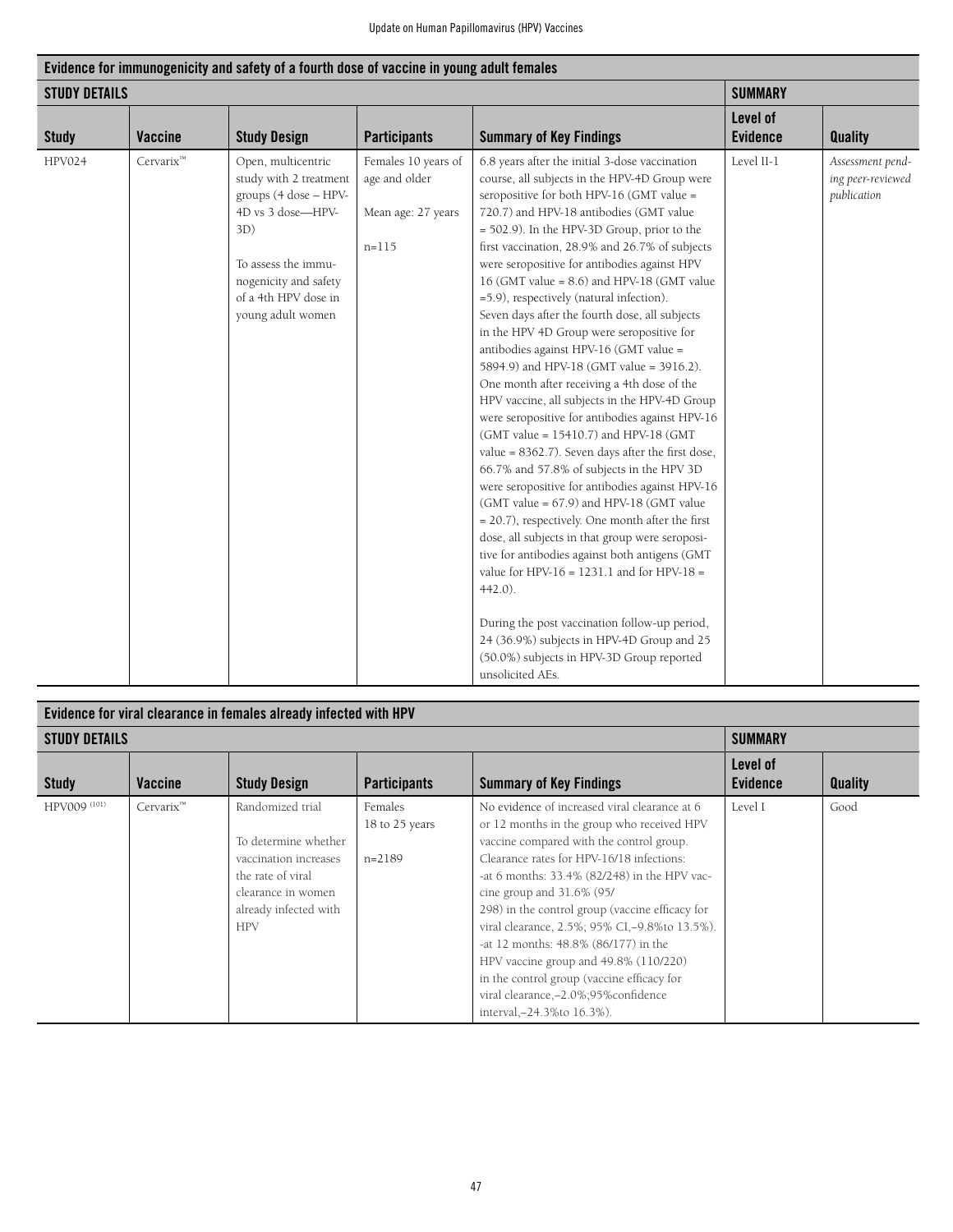## Evidence for immunogenicity and safety of a fourth dose of vaccine in young adult females

| STUDY DETAILS | | | | | SUMMARY | |
|---|---|---|---|---|---|---|
| **Study** | **Vaccine** | **Study Design** | **Participants** | **Summary of Key Findings** | **Level of Evidence** | **Quality** |
| HPV024 | Cervarix™ | Open, multicentric study with 2 treatment groups (4 dose – HPV-4D vs 3 dose—HPV-3D)<br><br>To assess the immunogenicity and safety of a 4th HPV dose in young adult women | Females 10 years of age and older<br><br>Mean age: 27 years<br><br>n=115 | 6.8 years after the initial 3-dose vaccination course, all subjects in the HPV-4D Group were seropositive for both HPV-16 (GMT value = 720.7) and HPV-18 antibodies (GMT value = 502.9). In the HPV-3D Group, prior to the first vaccination, 28.9% and 26.7% of subjects were seropositive for antibodies against HPV 16 (GMT value = 8.6) and HPV-18 (GMT value =5.9), respectively (natural infection). Seven days after the fourth dose, all subjects in the HPV 4D Group were seropositive for antibodies against HPV-16 (GMT value = 5894.9) and HPV-18 (GMT value = 3916.2). One month after receiving a 4th dose of the HPV vaccine, all subjects in the HPV-4D Group were seropositive for antibodies against HPV-16 (GMT value = 15410.7) and HPV-18 (GMT value = 8362.7). Seven days after the first dose, 66.7% and 57.8% of subjects in the HPV 3D were seropositive for antibodies against HPV-16 (GMT value = 67.9) and HPV-18 (GMT value = 20.7), respectively. One month after the first dose, all subjects in that group were seropositive for antibodies against both antigens (GMT value for HPV-16 = 1231.1 and for HPV-18 = 442.0).<br><br>During the post vaccination follow-up period, 24 (36.9%) subjects in HPV-4D Group and 25 (50.0%) subjects in HPV-3D Group reported unsolicited AEs. | Level II-1 | *Assessment pending peer-reviewed publication* |

## Evidence for viral clearance in females already infected with HPV

| STUDY DETAILS | | | | | SUMMARY | |
|---|---|---|---|---|---|---|
| **Study** | **Vaccine** | **Study Design** | **Participants** | **Summary of Key Findings** | **Level of Evidence** | **Quality** |
| HPV009 [101] | Cervarix™ | Randomized trial<br><br>To determine whether vaccination increases the rate of viral clearance in women already infected with HPV | Females 18 to 25 years<br><br>n=2189 | No evidence of increased viral clearance at 6 or 12 months in the group who received HPV vaccine compared with the control group. Clearance rates for HPV-16/18 infections:<br>-at 6 months: 33.4% (82/248) in the HPV vaccine group and 31.6% (95/298) in the control group (vaccine efficacy for viral clearance, 2.5%; 95% CI,–9.8%to 13.5%).<br>-at 12 months: 48.8% (86/177) in the HPV vaccine group and 49.8% (110/220) in the control group (vaccine efficacy for viral clearance,–2.0%;95%confidence interval,–24.3%to 16.3%). | Level I | Good |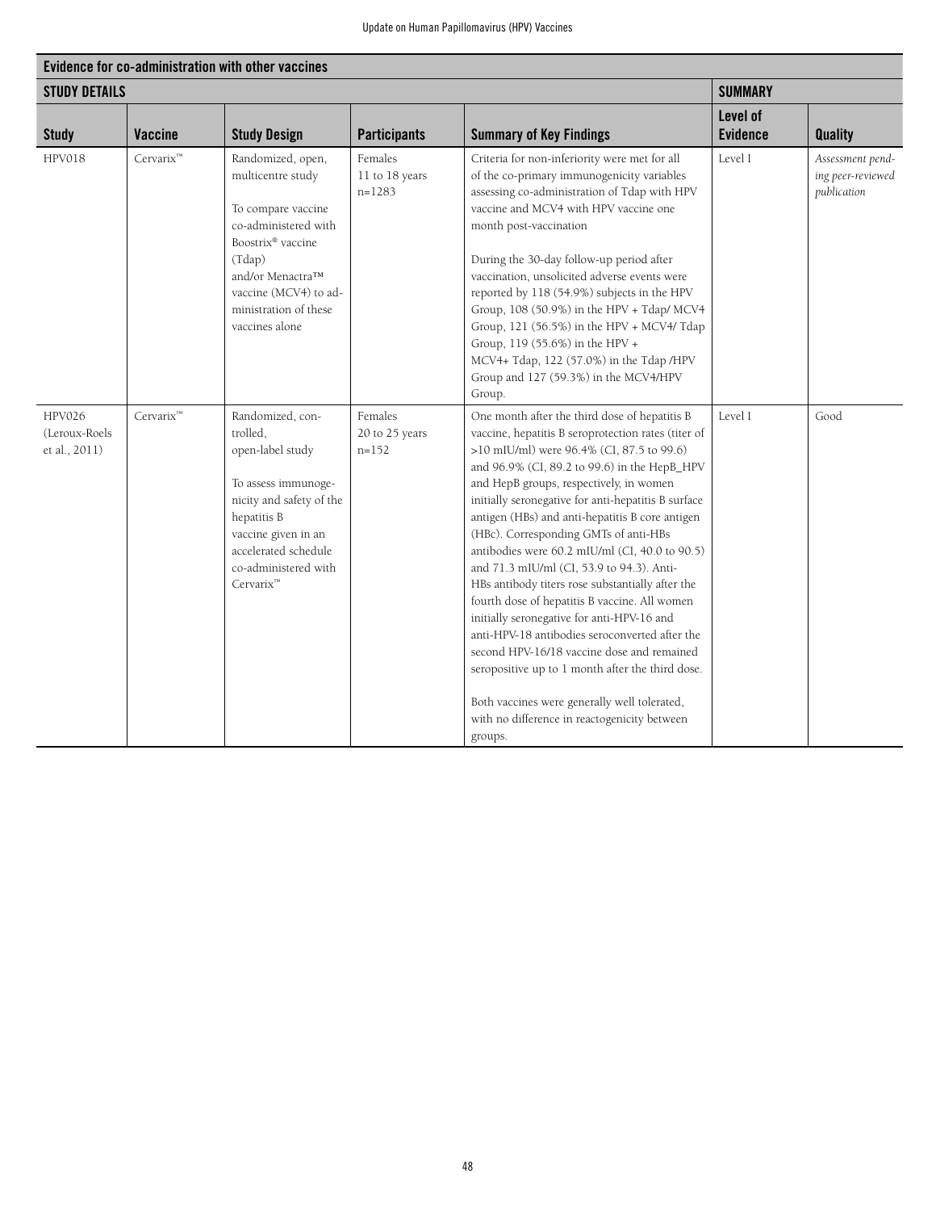| Evidence for co-administration with other vaccines | | | | | | |
|---|---|---|---|---|---|---|
| **STUDY DETAILS** | | | | | **SUMMARY** | |
| **Study** | **Vaccine** | **Study Design** | **Participants** | **Summary of Key Findings** | **Level of Evidence** | **Quality** |
| HPV018 | Cervarix™ | Randomized, open, multicentre study<br><br>To compare vaccine co-administered with Boostrix® vaccine (Tdap) and/or Menactra™ vaccine (MCV4) to administration of these vaccines alone | Females<br>11 to 18 years<br>n=1283 | Criteria for non-inferiority were met for all of the co-primary immunogenicity variables assessing co-administration of Tdap with HPV vaccine and MCV4 with HPV vaccine one month post-vaccination<br><br>During the 30-day follow-up period after vaccination, unsolicited adverse events were reported by 118 (54.9%) subjects in the HPV Group, 108 (50.9%) in the HPV + Tdap/ MCV4 Group, 121 (56.5%) in the HPV + MCV4/ Tdap Group, 119 (55.6%) in the HPV + MCV4+ Tdap, 122 (57.0%) in the Tdap /HPV Group and 127 (59.3%) in the MCV4/HPV Group. | Level I | *Assessment pending peer-reviewed publication* |
| HPV026 (Leroux-Roels et al., 2011) | Cervarix™ | Randomized, controlled, open-label study<br><br>To assess immunogenicity and safety of the hepatitis B vaccine given in an accelerated schedule co-administered with Cervarix™ | Females<br>20 to 25 years<br>n=152 | One month after the third dose of hepatitis B vaccine, hepatitis B seroprotection rates (titer of >10 mIU/ml) were 96.4% (CI, 87.5 to 99.6) and 96.9% (CI, 89.2 to 99.6) in the HepB_HPV and HepB groups, respectively, in women initially seronegative for anti-hepatitis B surface antigen (HBs) and anti-hepatitis B core antigen (HBc). Corresponding GMTs of anti-HBs antibodies were 60.2 mIU/ml (CI, 40.0 to 90.5) and 71.3 mIU/ml (CI, 53.9 to 94.3). Anti-HBs antibody titers rose substantially after the fourth dose of hepatitis B vaccine. All women initially seronegative for anti-HPV-16 and anti-HPV-18 antibodies seroconverted after the second HPV-16/18 vaccine dose and remained seropositive up to 1 month after the third dose.<br><br>Both vaccines were generally well tolerated, with no difference in reactogenicity between groups. | Level I | Good |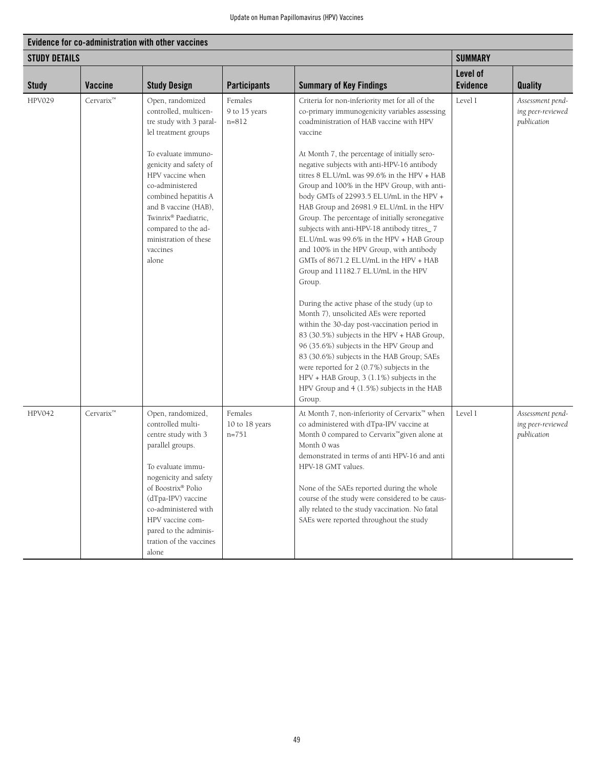| Evidence for co-administration with other vaccines | | | | | | |
|---|---|---|---|---|---|---|
| **STUDY DETAILS** | | | | | **SUMMARY** | |
| **Study** | **Vaccine** | **Study Design** | **Participants** | **Summary of Key Findings** | **Level of Evidence** | **Quality** |
| HPV029 | Cervarix™ | Open, randomized controlled, multicentre study with 3 parallel treatment groups<br><br>To evaluate immunogenicity and safety of HPV vaccine when co-administered combined hepatitis A and B vaccine (HAB), Twinrix® Paediatric, compared to the administration of these vaccines alone | Females<br>9 to 15 years<br>n=812 | Criteria for non-inferiority met for all of the co-primary immunogenicity variables assessing coadministration of HAB vaccine with HPV vaccine<br><br>At Month 7, the percentage of initially seronegative subjects with anti-HPV-16 antibody titres 8 EL.U/mL was 99.6% in the HPV + HAB Group and 100% in the HPV Group, with antibody GMTs of 22993.5 EL.U/mL in the HPV + HAB Group and 26981.9 EL.U/mL in the HPV Group. The percentage of initially seronegative subjects with anti-HPV-18 antibody titres_ 7 EL.U/mL was 99.6% in the HPV + HAB Group and 100% in the HPV Group, with antibody GMTs of 8671.2 EL.U/mL in the HPV + HAB Group and 11182.7 EL.U/mL in the HPV Group.<br><br>During the active phase of the study (up to Month 7), unsolicited AEs were reported within the 30-day post-vaccination period in 83 (30.5%) subjects in the HPV + HAB Group, 96 (35.6%) subjects in the HPV Group and 83 (30.6%) subjects in the HAB Group; SAEs were reported for 2 (0.7%) subjects in the HPV + HAB Group, 3 (1.1%) subjects in the HPV Group and 4 (1.5%) subjects in the HAB Group. | Level I | *Assessment pending peer-reviewed publication* |
| HPV042 | Cervarix™ | Open, randomized, controlled multicentre study with 3 parallel groups.<br><br>To evaluate immunogenicity and safety of Boostrix® Polio (dTpa-IPV) vaccine co-administered with HPV vaccine compared to the administration of the vaccines alone | Females<br>10 to 18 years<br>n=751 | At Month 7, non-inferiority of Cervarix™ when co administered with dTpa-IPV vaccine at Month 0 compared to Cervarix™given alone at Month 0 was demonstrated in terms of anti HPV-16 and anti HPV-18 GMT values.<br><br>None of the SAEs reported during the whole course of the study were considered to be causally related to the study vaccination. No fatal SAEs were reported throughout the study | Level I | *Assessment pending peer-reviewed publication* |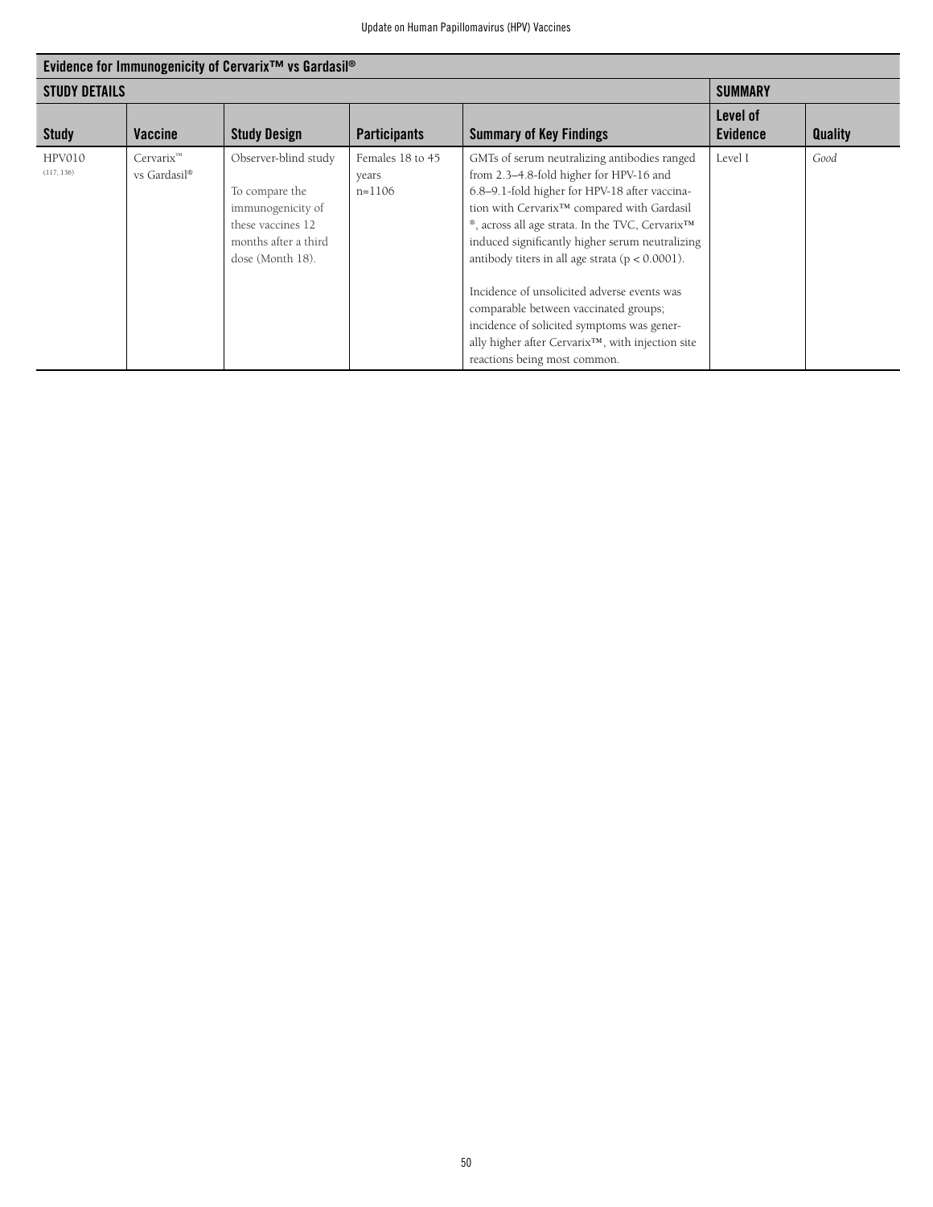| Evidence for Immunogenicity of Cervarix™ vs Gardasil® | | | | | | |
|---|---|---|---|---|---|---|
| **STUDY DETAILS** | | | | | **SUMMARY** | |
| **Study** | **Vaccine** | **Study Design** | **Participants** | **Summary of Key Findings** | **Level of Evidence** | **Quality** |
| HPV010 (117, 136) | Cervarix™ vs Gardasil® | Observer-blind study<br><br>To compare the immunogenicity of these vaccines 12 months after a third dose (Month 18). | Females 18 to 45 years n=1106 | GMTs of serum neutralizing antibodies ranged from 2.3–4.8-fold higher for HPV-16 and 6.8–9.1-fold higher for HPV-18 after vaccination with Cervarix™ compared with Gardasil ®, across all age strata. In the TVC, Cervarix™ induced significantly higher serum neutralizing antibody titers in all age strata ($p < 0.0001$).<br><br>Incidence of unsolicited adverse events was comparable between vaccinated groups; incidence of solicited symptoms was generally higher after Cervarix™, with injection site reactions being most common. | Level I | *Good* |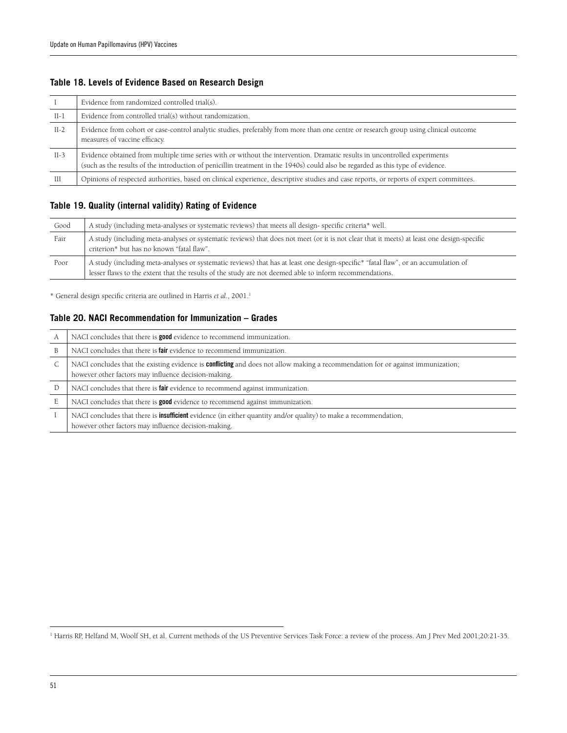### Table 18. Levels of Evidence Based on Research Design

| | |
|---|---|
| I | Evidence from randomized controlled trial(s). |
| II-1 | Evidence from controlled trial(s) without randomization. |
| II-2 | Evidence from cohort or case-control analytic studies, preferably from more than one centre or research group using clinical outcome measures of vaccine efficacy. |
| II-3 | Evidence obtained from multiple time series with or without the intervention. Dramatic results in uncontrolled experiments (such as the results of the introduction of penicillin treatment in the 1940s) could also be regarded as this type of evidence. |
| III | Opinions of respected authorities, based on clinical experience, descriptive studies and case reports, or reports of expert committees. |

### Table 19. Quality (internal validity) Rating of Evidence

| | |
|---|---|
| Good | A study (including meta-analyses or systematic reviews) that meets all design- specific criteria* well. |
| Fair | A study (including meta-analyses or systematic reviews) that does not meet (or it is not clear that it meets) at least one design-specific criterion* but has no known "fatal flaw". |
| Poor | A study (including meta-analyses or systematic reviews) that has at least one design-specific* "fatal flaw", or an accumulation of lesser flaws to the extent that the results of the study are not deemed able to inform recommendations. |

* General design specific criteria are outlined in Harris *et al.*, 2001.[1]

### Table 20. NACI Recommendation for Immunization – Grades

| | |
|---|---|
| A | NACI concludes that there is **good** evidence to recommend immunization. |
| B | NACI concludes that there is **fair** evidence to recommend immunization. |
| C | NACI concludes that the existing evidence is **conflicting** and does not allow making a recommendation for or against immunization; however other factors may influence decision-making. |
| D | NACI concludes that there is **fair** evidence to recommend against immunization. |
| E | NACI concludes that there is **good** evidence to recommend against immunization. |
| I | NACI concludes that there is **insufficient** evidence (in either quantity and/or quality) to make a recommendation, however other factors may influence decision-making. |

[1] Harris RP, Helfand M, Woolf SH, et al. Current methods of the US Preventive Services Task Force: a review of the process. Am J Prev Med 2001;20:21-35.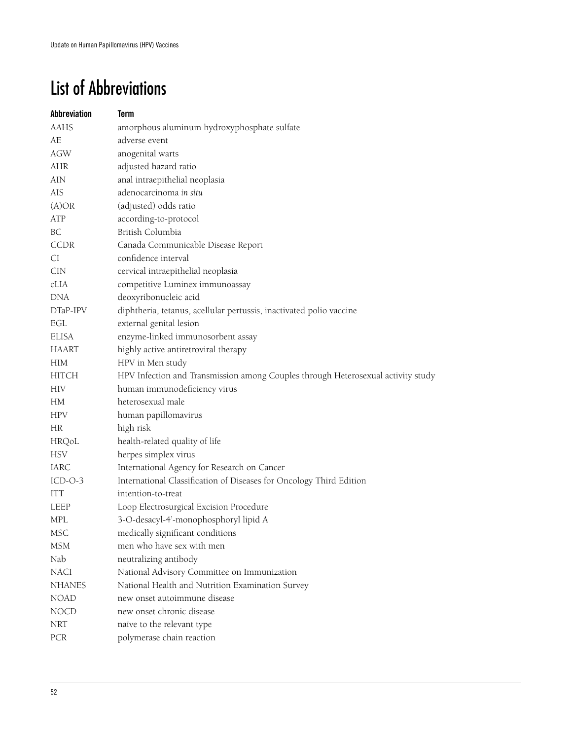# List of Abbreviations

| Abbreviation | Term |
|---|---|
| AAHS | amorphous aluminum hydroxyphosphate sulfate |
| AE | adverse event |
| AGW | anogenital warts |
| AHR | adjusted hazard ratio |
| AIN | anal intraepithelial neoplasia |
| AIS | adenocarcinoma *in situ* |
| (A)OR | (adjusted) odds ratio |
| ATP | according-to-protocol |
| BC | British Columbia |
| CCDR | Canada Communicable Disease Report |
| CI | confidence interval |
| CIN | cervical intraepithelial neoplasia |
| cLIA | competitive Luminex immunoassay |
| DNA | deoxyribonucleic acid |
| DTaP-IPV | diphtheria, tetanus, acellular pertussis, inactivated polio vaccine |
| EGL | external genital lesion |
| ELISA | enzyme-linked immunosorbent assay |
| HAART | highly active antiretroviral therapy |
| HIM | HPV in Men study |
| HITCH | HPV Infection and Transmission among Couples through Heterosexual activity study |
| HIV | human immunodeficiency virus |
| HM | heterosexual male |
| HPV | human papillomavirus |
| HR | high risk |
| HRQoL | health-related quality of life |
| HSV | herpes simplex virus |
| IARC | International Agency for Research on Cancer |
| ICD-O-3 | International Classification of Diseases for Oncology Third Edition |
| ITT | intention-to-treat |
| LEEP | Loop Electrosurgical Excision Procedure |
| MPL | 3-O-desacyl-4'-monophosphoryl lipid A |
| MSC | medically significant conditions |
| MSM | men who have sex with men |
| Nab | neutralizing antibody |
| NACI | National Advisory Committee on Immunization |
| NHANES | National Health and Nutrition Examination Survey |
| NOAD | new onset autoimmune disease |
| NOCD | new onset chronic disease |
| NRT | naïve to the relevant type |
| PCR | polymerase chain reaction |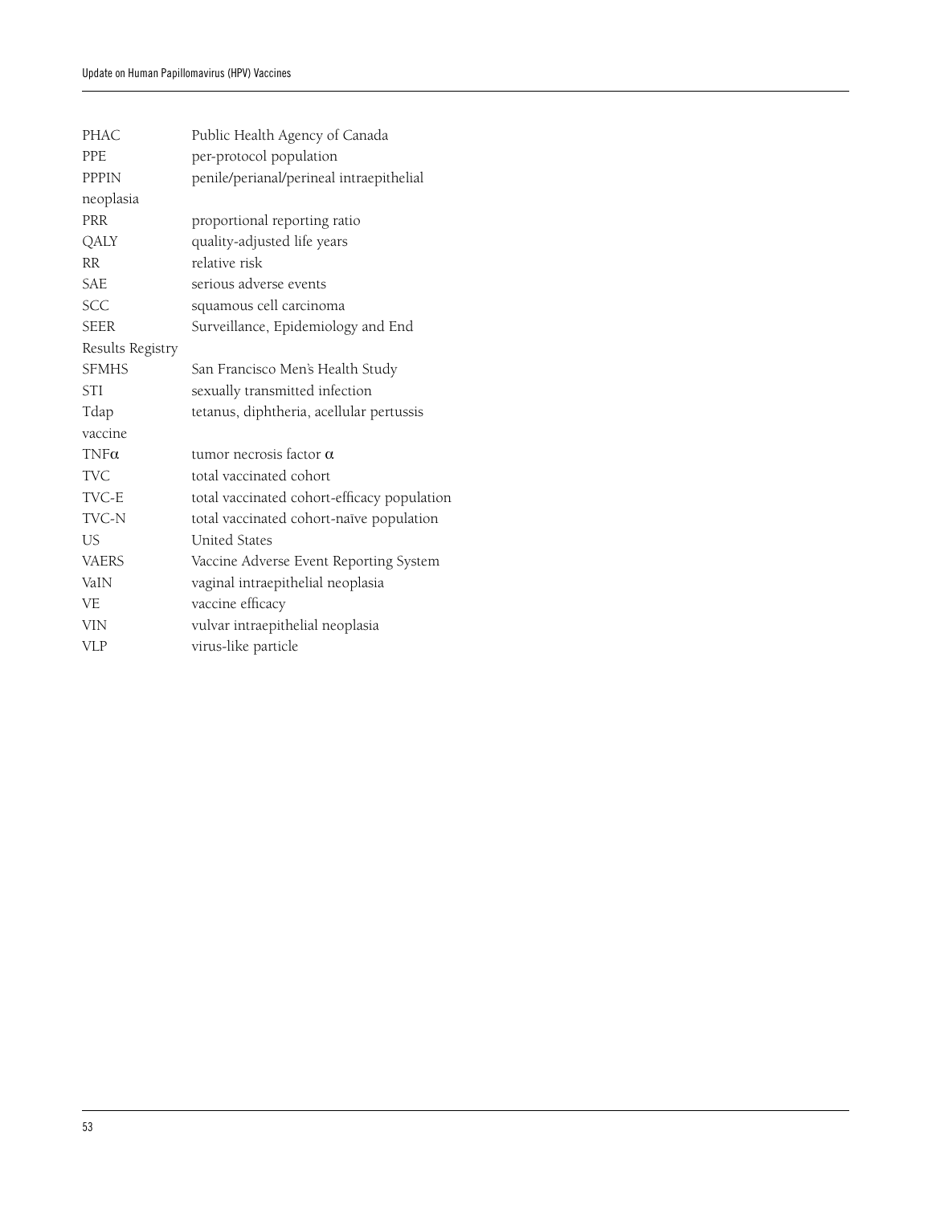| | |
|---|---|
| PHAC | Public Health Agency of Canada |
| PPE | per-protocol population |
| PPPIN neoplasia | penile/perianal/perineal intraepithelial |
| PRR | proportional reporting ratio |
| QALY | quality-adjusted life years |
| RR | relative risk |
| SAE | serious adverse events |
| SCC | squamous cell carcinoma |
| SEER Results Registry | Surveillance, Epidemiology and End |
| SFMHS | San Francisco Men's Health Study |
| STI | sexually transmitted infection |
| Tdap vaccine | tetanus, diphtheria, acellular pertussis |
| TNF$\alpha$ | tumor necrosis factor $\alpha$ |
| TVC | total vaccinated cohort |
| TVC-E | total vaccinated cohort-efficacy population |
| TVC-N | total vaccinated cohort-naïve population |
| US | United States |
| VAERS | Vaccine Adverse Event Reporting System |
| VaIN | vaginal intraepithelial neoplasia |
| VE | vaccine efficacy |
| VIN | vulvar intraepithelial neoplasia |
| VLP | virus-like particle |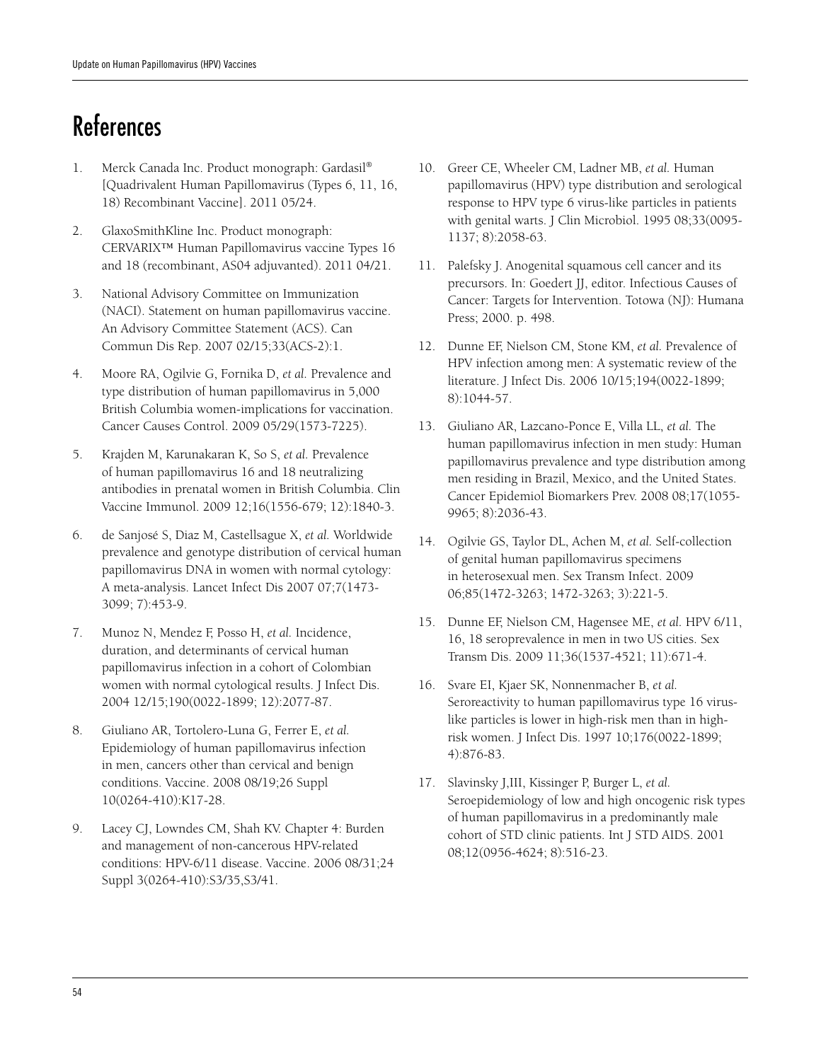# References

1. Merck Canada Inc. Product monograph: Gardasil® [Quadrivalent Human Papillomavirus (Types 6, 11, 16, 18) Recombinant Vaccine]. 2011 05/24.

2. GlaxoSmithKline Inc. Product monograph: CERVARIX™ Human Papillomavirus vaccine Types 16 and 18 (recombinant, AS04 adjuvanted). 2011 04/21.

3. National Advisory Committee on Immunization (NACI). Statement on human papillomavirus vaccine. An Advisory Committee Statement (ACS). Can Commun Dis Rep. 2007 02/15;33(ACS-2):1.

4. Moore RA, Ogilvie G, Fornika D, *et al.* Prevalence and type distribution of human papillomavirus in 5,000 British Columbia women-implications for vaccination. Cancer Causes Control. 2009 05/29(1573-7225).

5. Krajden M, Karunakaran K, So S, *et al.* Prevalence of human papillomavirus 16 and 18 neutralizing antibodies in prenatal women in British Columbia. Clin Vaccine Immunol. 2009 12;16(1556-679; 12):1840-3.

6. de Sanjosé S, Diaz M, Castellsague X, *et al.* Worldwide prevalence and genotype distribution of cervical human papillomavirus DNA in women with normal cytology: A meta-analysis. Lancet Infect Dis 2007 07;7(1473-3099; 7):453-9.

7. Munoz N, Mendez F, Posso H, *et al.* Incidence, duration, and determinants of cervical human papillomavirus infection in a cohort of Colombian women with normal cytological results. J Infect Dis. 2004 12/15;190(0022-1899; 12):2077-87.

8. Giuliano AR, Tortolero-Luna G, Ferrer E, *et al.* Epidemiology of human papillomavirus infection in men, cancers other than cervical and benign conditions. Vaccine. 2008 08/19;26 Suppl 10(0264-410):K17-28.

9. Lacey CJ, Lowndes CM, Shah KV. Chapter 4: Burden and management of non-cancerous HPV-related conditions: HPV-6/11 disease. Vaccine. 2006 08/31;24 Suppl 3(0264-410):S3/35,S3/41.

10. Greer CE, Wheeler CM, Ladner MB, *et al.* Human papillomavirus (HPV) type distribution and serological response to HPV type 6 virus-like particles in patients with genital warts. J Clin Microbiol. 1995 08;33(0095-1137; 8):2058-63.

11. Palefsky J. Anogenital squamous cell cancer and its precursors. In: Goedert JJ, editor. Infectious Causes of Cancer: Targets for Intervention. Totowa (NJ): Humana Press; 2000. p. 498.

12. Dunne EF, Nielson CM, Stone KM, *et al.* Prevalence of HPV infection among men: A systematic review of the literature. J Infect Dis. 2006 10/15;194(0022-1899; 8):1044-57.

13. Giuliano AR, Lazcano-Ponce E, Villa LL, *et al.* The human papillomavirus infection in men study: Human papillomavirus prevalence and type distribution among men residing in Brazil, Mexico, and the United States. Cancer Epidemiol Biomarkers Prev. 2008 08;17(1055-9965; 8):2036-43.

14. Ogilvie GS, Taylor DL, Achen M, *et al.* Self-collection of genital human papillomavirus specimens in heterosexual men. Sex Transm Infect. 2009 06;85(1472-3263; 1472-3263; 3):221-5.

15. Dunne EF, Nielson CM, Hagensee ME, *et al.* HPV 6/11, 16, 18 seroprevalence in men in two US cities. Sex Transm Dis. 2009 11;36(1537-4521; 11):671-4.

16. Svare EI, Kjaer SK, Nonnenmacher B, *et al.* Seroreactivity to human papillomavirus type 16 virus-like particles is lower in high-risk men than in high-risk women. J Infect Dis. 1997 10;176(0022-1899; 4):876-83.

17. Slavinsky J,III, Kissinger P, Burger L, *et al.* Seroepidemiology of low and high oncogenic risk types of human papillomavirus in a predominantly male cohort of STD clinic patients. Int J STD AIDS. 2001 08;12(0956-4624; 8):516-23.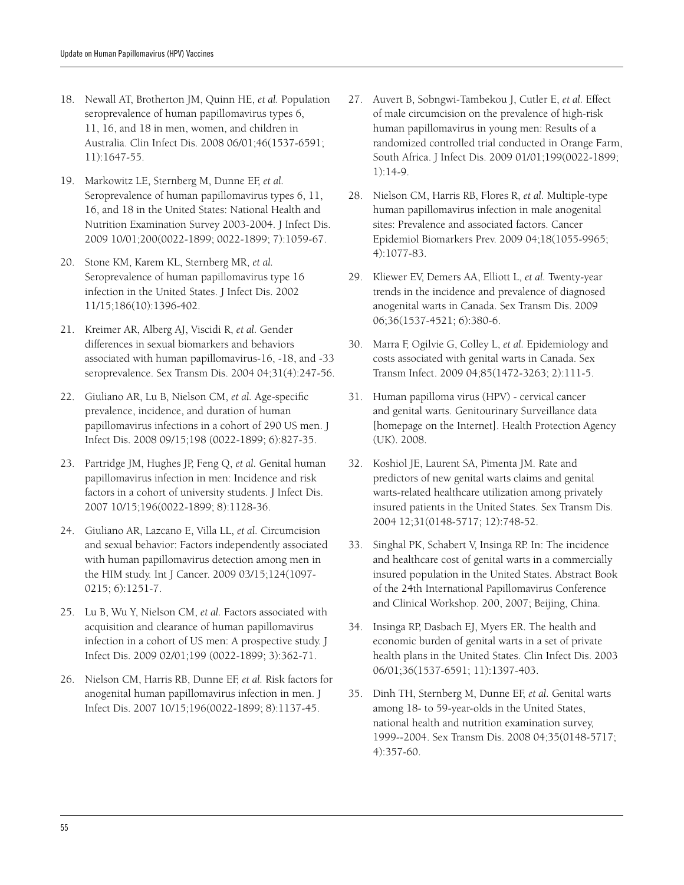18. Newall AT, Brotherton JM, Quinn HE, *et al.* Population seroprevalence of human papillomavirus types 6, 11, 16, and 18 in men, women, and children in Australia. Clin Infect Dis. 2008 06/01;46(1537-6591; 11):1647-55.

19. Markowitz LE, Sternberg M, Dunne EF, *et al.* Seroprevalence of human papillomavirus types 6, 11, 16, and 18 in the United States: National Health and Nutrition Examination Survey 2003-2004. J Infect Dis. 2009 10/01;200(0022-1899; 0022-1899; 7):1059-67.

20. Stone KM, Karem KL, Sternberg MR, *et al.* Seroprevalence of human papillomavirus type 16 infection in the United States. J Infect Dis. 2002 11/15;186(10):1396-402.

21. Kreimer AR, Alberg AJ, Viscidi R, *et al.* Gender differences in sexual biomarkers and behaviors associated with human papillomavirus-16, -18, and -33 seroprevalence. Sex Transm Dis. 2004 04;31(4):247-56.

22. Giuliano AR, Lu B, Nielson CM, *et al.* Age-specific prevalence, incidence, and duration of human papillomavirus infections in a cohort of 290 US men. J Infect Dis. 2008 09/15;198 (0022-1899; 6):827-35.

23. Partridge JM, Hughes JP, Feng Q, *et al.* Genital human papillomavirus infection in men: Incidence and risk factors in a cohort of university students. J Infect Dis. 2007 10/15;196(0022-1899; 8):1128-36.

24. Giuliano AR, Lazcano E, Villa LL, *et al.* Circumcision and sexual behavior: Factors independently associated with human papillomavirus detection among men in the HIM study. Int J Cancer. 2009 03/15;124(1097-0215; 6):1251-7.

25. Lu B, Wu Y, Nielson CM, *et al.* Factors associated with acquisition and clearance of human papillomavirus infection in a cohort of US men: A prospective study. J Infect Dis. 2009 02/01;199 (0022-1899; 3):362-71.

26. Nielson CM, Harris RB, Dunne EF, *et al.* Risk factors for anogenital human papillomavirus infection in men. J Infect Dis. 2007 10/15;196(0022-1899; 8):1137-45.

27. Auvert B, Sobngwi-Tambekou J, Cutler E, *et al.* Effect of male circumcision on the prevalence of high-risk human papillomavirus in young men: Results of a randomized controlled trial conducted in Orange Farm, South Africa. J Infect Dis. 2009 01/01;199(0022-1899; 1):14-9.

28. Nielson CM, Harris RB, Flores R, *et al.* Multiple-type human papillomavirus infection in male anogenital sites: Prevalence and associated factors. Cancer Epidemiol Biomarkers Prev. 2009 04;18(1055-9965; 4):1077-83.

29. Kliewer EV, Demers AA, Elliott L, *et al.* Twenty-year trends in the incidence and prevalence of diagnosed anogenital warts in Canada. Sex Transm Dis. 2009 06;36(1537-4521; 6):380-6.

30. Marra F, Ogilvie G, Colley L, *et al.* Epidemiology and costs associated with genital warts in Canada. Sex Transm Infect. 2009 04;85(1472-3263; 2):111-5.

31. Human papilloma virus (HPV) - cervical cancer and genital warts. Genitourinary Surveillance data [homepage on the Internet]. Health Protection Agency (UK). 2008.

32. Koshiol JE, Laurent SA, Pimenta JM. Rate and predictors of new genital warts claims and genital warts-related healthcare utilization among privately insured patients in the United States. Sex Transm Dis. 2004 12;31(0148-5717; 12):748-52.

33. Singhal PK, Schabert V, Insinga RP. In: The incidence and healthcare cost of genital warts in a commercially insured population in the United States. Abstract Book of the 24th International Papillomavirus Conference and Clinical Workshop. 200, 2007; Beijing, China.

34. Insinga RP, Dasbach EJ, Myers ER. The health and economic burden of genital warts in a set of private health plans in the United States. Clin Infect Dis. 2003 06/01;36(1537-6591; 11):1397-403.

35. Dinh TH, Sternberg M, Dunne EF, *et al.* Genital warts among 18- to 59-year-olds in the United States, national health and nutrition examination survey, 1999--2004. Sex Transm Dis. 2008 04;35(0148-5717; 4):357-60.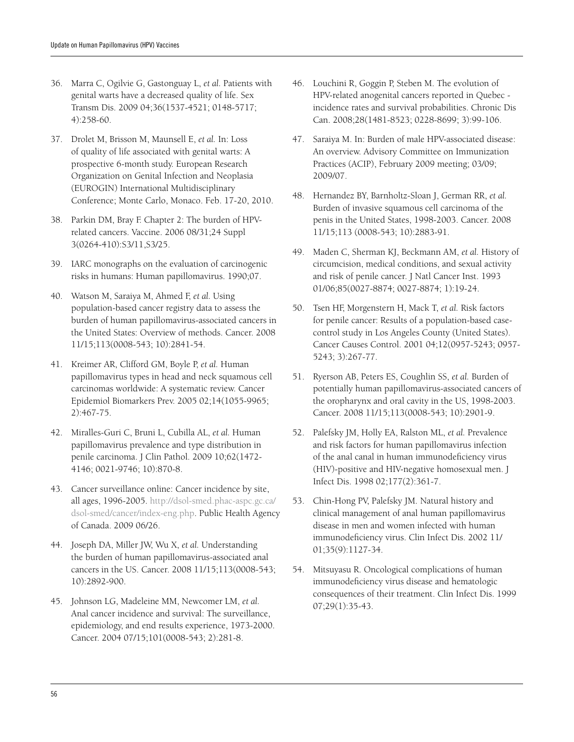36. Marra C, Ogilvie G, Gastonguay L, *et al.* Patients with genital warts have a decreased quality of life. Sex Transm Dis. 2009 04;36(1537-4521; 0148-5717; 4):258-60.

37. Drolet M, Brisson M, Maunsell E, *et al.* In: Loss of quality of life associated with genital warts: A prospective 6-month study. European Research Organization on Genital Infection and Neoplasia (EUROGIN) International Multidisciplinary Conference; Monte Carlo, Monaco. Feb. 17-20, 2010.

38. Parkin DM, Bray F. Chapter 2: The burden of HPV-related cancers. Vaccine. 2006 08/31;24 Suppl 3(0264-410):S3/11,S3/25.

39. IARC monographs on the evaluation of carcinogenic risks in humans: Human papillomavirus. 1990;07.

40. Watson M, Saraiya M, Ahmed F, *et al.* Using population-based cancer registry data to assess the burden of human papillomavirus-associated cancers in the United States: Overview of methods. Cancer. 2008 11/15;113(0008-543; 10):2841-54.

41. Kreimer AR, Clifford GM, Boyle P, *et al.* Human papillomavirus types in head and neck squamous cell carcinomas worldwide: A systematic review. Cancer Epidemiol Biomarkers Prev. 2005 02;14(1055-9965; 2):467-75.

42. Miralles-Guri C, Bruni L, Cubilla AL, *et al.* Human papillomavirus prevalence and type distribution in penile carcinoma. J Clin Pathol. 2009 10;62(1472-4146; 0021-9746; 10):870-8.

43. Cancer surveillance online: Cancer incidence by site, all ages, 1996-2005. http://dsol-smed.phac-aspc.gc.ca/dsol-smed/cancer/index-eng.php. Public Health Agency of Canada. 2009 06/26.

44. Joseph DA, Miller JW, Wu X, *et al.* Understanding the burden of human papillomavirus-associated anal cancers in the US. Cancer. 2008 11/15;113(0008-543; 10):2892-900.

45. Johnson LG, Madeleine MM, Newcomer LM, *et al.* Anal cancer incidence and survival: The surveillance, epidemiology, and end results experience, 1973-2000. Cancer. 2004 07/15;101(0008-543; 2):281-8.

46. Louchini R, Goggin P, Steben M. The evolution of HPV-related anogenital cancers reported in Quebec - incidence rates and survival probabilities. Chronic Dis Can. 2008;28(1481-8523; 0228-8699; 3):99-106.

47. Saraiya M. In: Burden of male HPV-associated disease: An overview. Advisory Committee on Immunization Practices (ACIP), February 2009 meeting; 03/09; 2009/07.

48. Hernandez BY, Barnholtz-Sloan J, German RR, *et al.* Burden of invasive squamous cell carcinoma of the penis in the United States, 1998-2003. Cancer. 2008 11/15;113 (0008-543; 10):2883-91.

49. Maden C, Sherman KJ, Beckmann AM, *et al.* History of circumcision, medical conditions, and sexual activity and risk of penile cancer. J Natl Cancer Inst. 1993 01/06;85(0027-8874; 0027-8874; 1):19-24.

50. Tsen HF, Morgenstern H, Mack T, *et al.* Risk factors for penile cancer: Results of a population-based case-control study in Los Angeles County (United States). Cancer Causes Control. 2001 04;12(0957-5243; 0957-5243; 3):267-77.

51. Ryerson AB, Peters ES, Coughlin SS, *et al.* Burden of potentially human papillomavirus-associated cancers of the oropharynx and oral cavity in the US, 1998-2003. Cancer. 2008 11/15;113(0008-543; 10):2901-9.

52. Palefsky JM, Holly EA, Ralston ML, *et al.* Prevalence and risk factors for human papillomavirus infection of the anal canal in human immunodeficiency virus (HIV)-positive and HIV-negative homosexual men. J Infect Dis. 1998 02;177(2):361-7.

53. Chin-Hong PV, Palefsky JM. Natural history and clinical management of anal human papillomavirus disease in men and women infected with human immunodeficiency virus. Clin Infect Dis. 2002 11/01;35(9):1127-34.

54. Mitsuyasu R. Oncological complications of human immunodeficiency virus disease and hematologic consequences of their treatment. Clin Infect Dis. 1999 07;29(1):35-43.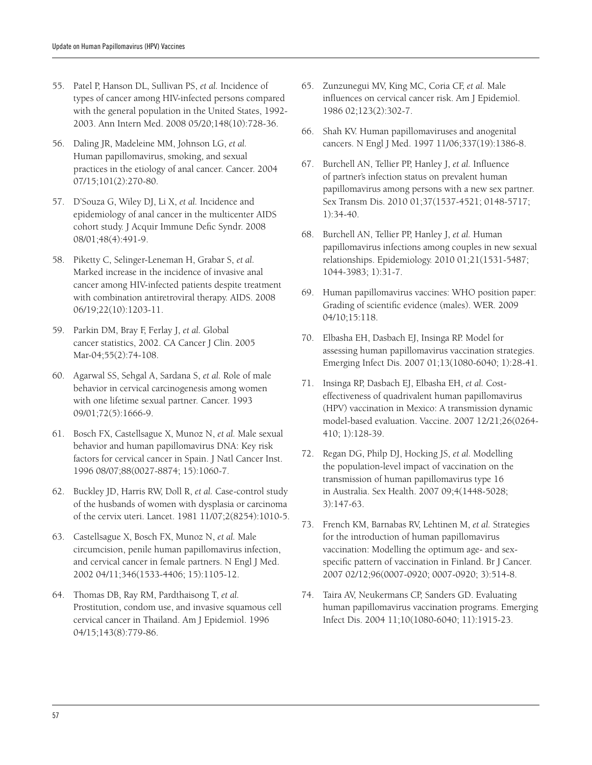55. Patel P, Hanson DL, Sullivan PS, *et al.* Incidence of types of cancer among HIV-infected persons compared with the general population in the United States, 1992-2003. Ann Intern Med. 2008 05/20;148(10):728-36.

56. Daling JR, Madeleine MM, Johnson LG, *et al.* Human papillomavirus, smoking, and sexual practices in the etiology of anal cancer. Cancer. 2004 07/15;101(2):270-80.

57. D'Souza G, Wiley DJ, Li X, *et al.* Incidence and epidemiology of anal cancer in the multicenter AIDS cohort study. J Acquir Immune Defic Syndr. 2008 08/01;48(4):491-9.

58. Piketty C, Selinger-Leneman H, Grabar S, *et al.* Marked increase in the incidence of invasive anal cancer among HIV-infected patients despite treatment with combination antiretroviral therapy. AIDS. 2008 06/19;22(10):1203-11.

59. Parkin DM, Bray F, Ferlay J, *et al.* Global cancer statistics, 2002. CA Cancer J Clin. 2005 Mar-04;55(2):74-108.

60. Agarwal SS, Sehgal A, Sardana S, *et al.* Role of male behavior in cervical carcinogenesis among women with one lifetime sexual partner. Cancer. 1993 09/01;72(5):1666-9.

61. Bosch FX, Castellsague X, Munoz N, *et al.* Male sexual behavior and human papillomavirus DNA: Key risk factors for cervical cancer in Spain. J Natl Cancer Inst. 1996 08/07;88(0027-8874; 15):1060-7.

62. Buckley JD, Harris RW, Doll R, *et al.* Case-control study of the husbands of women with dysplasia or carcinoma of the cervix uteri. Lancet. 1981 11/07;2(8254):1010-5.

63. Castellsague X, Bosch FX, Munoz N, *et al.* Male circumcision, penile human papillomavirus infection, and cervical cancer in female partners. N Engl J Med. 2002 04/11;346(1533-4406; 15):1105-12.

64. Thomas DB, Ray RM, Pardthaisong T, *et al.* Prostitution, condom use, and invasive squamous cell cervical cancer in Thailand. Am J Epidemiol. 1996 04/15;143(8):779-86.

65. Zunzunegui MV, King MC, Coria CF, *et al.* Male influences on cervical cancer risk. Am J Epidemiol. 1986 02;123(2):302-7.

66. Shah KV. Human papillomaviruses and anogenital cancers. N Engl J Med. 1997 11/06;337(19):1386-8.

67. Burchell AN, Tellier PP, Hanley J, *et al.* Influence of partner's infection status on prevalent human papillomavirus among persons with a new sex partner. Sex Transm Dis. 2010 01;37(1537-4521; 0148-5717; 1):34-40.

68. Burchell AN, Tellier PP, Hanley J, *et al.* Human papillomavirus infections among couples in new sexual relationships. Epidemiology. 2010 01;21(1531-5487; 1044-3983; 1):31-7.

69. Human papillomavirus vaccines: WHO position paper: Grading of scientific evidence (males). WER. 2009 04/10;15:118.

70. Elbasha EH, Dasbach EJ, Insinga RP. Model for assessing human papillomavirus vaccination strategies. Emerging Infect Dis. 2007 01;13(1080-6040; 1):28-41.

71. Insinga RP, Dasbach EJ, Elbasha EH, *et al.* Cost-effectiveness of quadrivalent human papillomavirus (HPV) vaccination in Mexico: A transmission dynamic model-based evaluation. Vaccine. 2007 12/21;26(0264-410; 1):128-39.

72. Regan DG, Philp DJ, Hocking JS, *et al.* Modelling the population-level impact of vaccination on the transmission of human papillomavirus type 16 in Australia. Sex Health. 2007 09;4(1448-5028; 3):147-63.

73. French KM, Barnabas RV, Lehtinen M, *et al.* Strategies for the introduction of human papillomavirus vaccination: Modelling the optimum age- and sex-specific pattern of vaccination in Finland. Br J Cancer. 2007 02/12;96(0007-0920; 0007-0920; 3):514-8.

74. Taira AV, Neukermans CP, Sanders GD. Evaluating human papillomavirus vaccination programs. Emerging Infect Dis. 2004 11;10(1080-6040; 11):1915-23.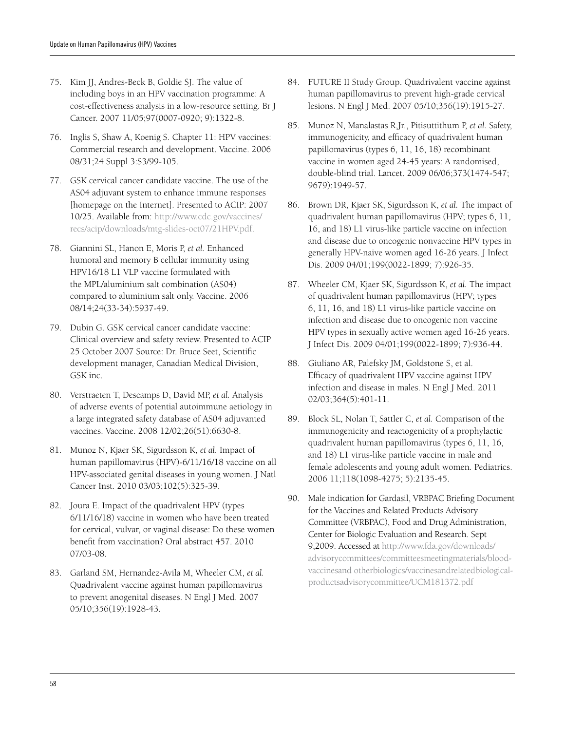75. Kim JJ, Andres-Beck B, Goldie SJ. The value of including boys in an HPV vaccination programme: A cost-effectiveness analysis in a low-resource setting. Br J Cancer. 2007 11/05;97(0007-0920; 9):1322-8.

76. Inglis S, Shaw A, Koenig S. Chapter 11: HPV vaccines: Commercial research and development. Vaccine. 2006 08/31;24 Suppl 3:S3/99-105.

77. GSK cervical cancer candidate vaccine. The use of the AS04 adjuvant system to enhance immune responses [homepage on the Internet]. Presented to ACIP: 2007 10/25. Available from: http://www.cdc.gov/vaccines/recs/acip/downloads/mtg-slides-oct07/21HPV.pdf.

78. Giannini SL, Hanon E, Moris P, *et al.* Enhanced humoral and memory B cellular immunity using HPV16/18 L1 VLP vaccine formulated with the MPL/aluminium salt combination (AS04) compared to aluminium salt only. Vaccine. 2006 08/14;24(33-34):5937-49.

79. Dubin G. GSK cervical cancer candidate vaccine: Clinical overview and safety review. Presented to ACIP 25 October 2007 Source: Dr. Bruce Seet, Scientific development manager, Canadian Medical Division, GSK inc.

80. Verstraeten T, Descamps D, David MP, *et al.* Analysis of adverse events of potential autoimmune aetiology in a large integrated safety database of AS04 adjuvanted vaccines. Vaccine. 2008 12/02;26(51):6630-8.

81. Munoz N, Kjaer SK, Sigurdsson K, *et al.* Impact of human papillomavirus (HPV)-6/11/16/18 vaccine on all HPV-associated genital diseases in young women. J Natl Cancer Inst. 2010 03/03;102(5):325-39.

82. Joura E. Impact of the quadrivalent HPV (types 6/11/16/18) vaccine in women who have been treated for cervical, vulvar, or vaginal disease: Do these women benefit from vaccination? Oral abstract 457. 2010 07/03-08.

83. Garland SM, Hernandez-Avila M, Wheeler CM, *et al.* Quadrivalent vaccine against human papillomavirus to prevent anogenital diseases. N Engl J Med. 2007 05/10;356(19):1928-43.

84. FUTURE II Study Group. Quadrivalent vaccine against human papillomavirus to prevent high-grade cervical lesions. N Engl J Med. 2007 05/10;356(19):1915-27.

85. Munoz N, Manalastas R,Jr., Pitisuttithum P, *et al.* Safety, immunogenicity, and efficacy of quadrivalent human papillomavirus (types 6, 11, 16, 18) recombinant vaccine in women aged 24-45 years: A randomised, double-blind trial. Lancet. 2009 06/06;373(1474-547; 9679):1949-57.

86. Brown DR, Kjaer SK, Sigurdsson K, *et al.* The impact of quadrivalent human papillomavirus (HPV; types 6, 11, 16, and 18) L1 virus-like particle vaccine on infection and disease due to oncogenic nonvaccine HPV types in generally HPV-naive women aged 16-26 years. J Infect Dis. 2009 04/01;199(0022-1899; 7):926-35.

87. Wheeler CM, Kjaer SK, Sigurdsson K, *et al.* The impact of quadrivalent human papillomavirus (HPV; types 6, 11, 16, and 18) L1 virus-like particle vaccine on infection and disease due to oncogenic non vaccine HPV types in sexually active women aged 16-26 years. J Infect Dis. 2009 04/01;199(0022-1899; 7):936-44.

88. Giuliano AR, Palefsky JM, Goldstone S, et al. Efficacy of quadrivalent HPV vaccine against HPV infection and disease in males. N Engl J Med. 2011 02/03;364(5):401-11.

89. Block SL, Nolan T, Sattler C, *et al.* Comparison of the immunogenicity and reactogenicity of a prophylactic quadrivalent human papillomavirus (types 6, 11, 16, and 18) L1 virus-like particle vaccine in male and female adolescents and young adult women. Pediatrics. 2006 11;118(1098-4275; 5):2135-45.

90. Male indication for Gardasil, VRBPAC Briefing Document for the Vaccines and Related Products Advisory Committee (VRBPAC), Food and Drug Administration, Center for Biologic Evaluation and Research. Sept 9,2009. Accessed at http://www.fda.gov/downloads/advisorycommittees/committeesmeetingmaterials/bloodvaccinesand otherbiologics/vaccinesandrelatedbiologicalproductsadvisorycommittee/UCM181372.pdf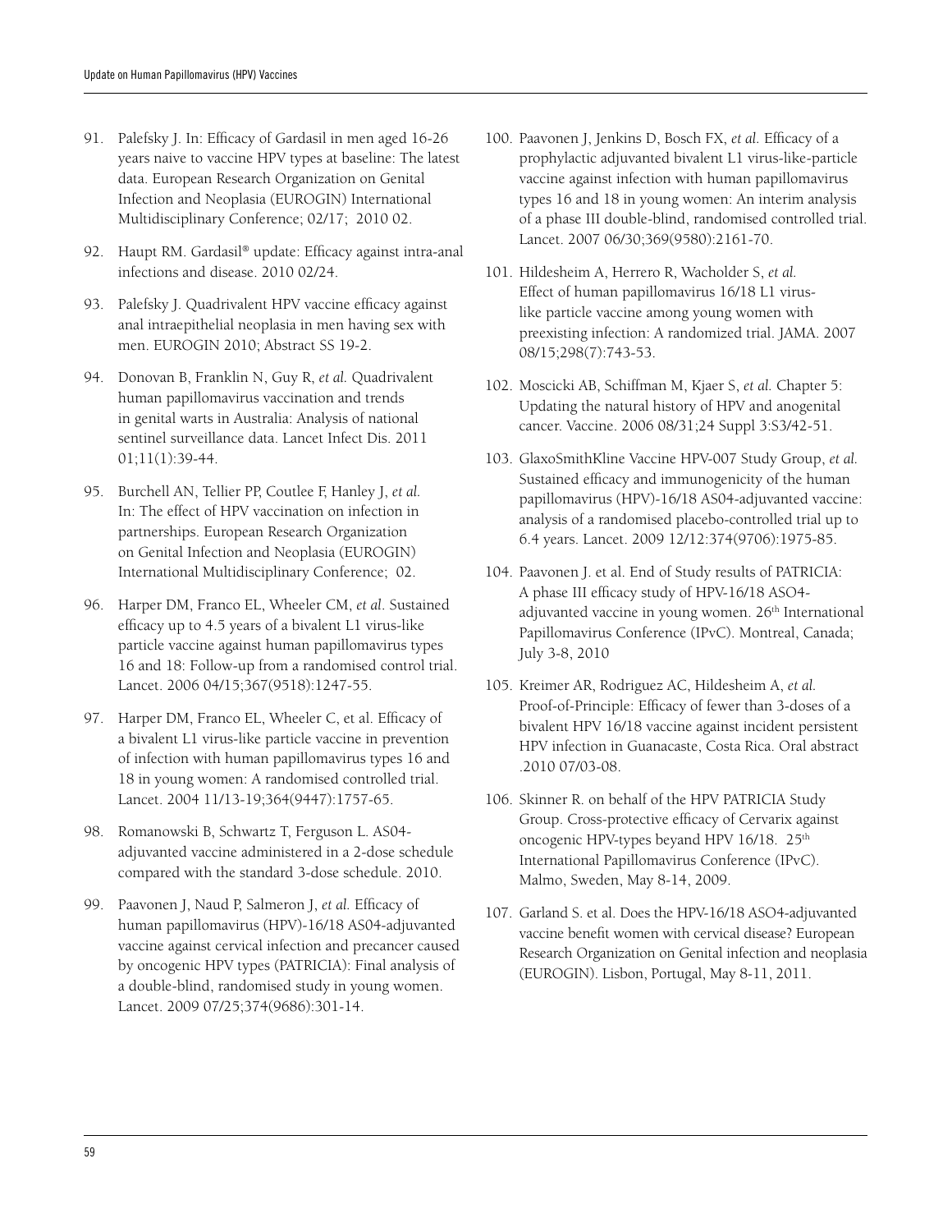91. Palefsky J. In: Efficacy of Gardasil in men aged 16-26 years naive to vaccine HPV types at baseline: The latest data. European Research Organization on Genital Infection and Neoplasia (EUROGIN) International Multidisciplinary Conference; 02/17; 2010 02.

92. Haupt RM. Gardasil® update: Efficacy against intra-anal infections and disease. 2010 02/24.

93. Palefsky J. Quadrivalent HPV vaccine efficacy against anal intraepithelial neoplasia in men having sex with men. EUROGIN 2010; Abstract SS 19-2.

94. Donovan B, Franklin N, Guy R, *et al.* Quadrivalent human papillomavirus vaccination and trends in genital warts in Australia: Analysis of national sentinel surveillance data. Lancet Infect Dis. 2011 01;11(1):39-44.

95. Burchell AN, Tellier PP, Coutlee F, Hanley J, *et al.* In: The effect of HPV vaccination on infection in partnerships. European Research Organization on Genital Infection and Neoplasia (EUROGIN) International Multidisciplinary Conference; 02.

96. Harper DM, Franco EL, Wheeler CM, *et al*. Sustained efficacy up to 4.5 years of a bivalent L1 virus-like particle vaccine against human papillomavirus types 16 and 18: Follow-up from a randomised control trial. Lancet. 2006 04/15;367(9518):1247-55.

97. Harper DM, Franco EL, Wheeler C, et al. Efficacy of a bivalent L1 virus-like particle vaccine in prevention of infection with human papillomavirus types 16 and 18 in young women: A randomised controlled trial. Lancet. 2004 11/13-19;364(9447):1757-65.

98. Romanowski B, Schwartz T, Ferguson L. AS04-adjuvanted vaccine administered in a 2-dose schedule compared with the standard 3-dose schedule. 2010.

99. Paavonen J, Naud P, Salmeron J, *et al.* Efficacy of human papillomavirus (HPV)-16/18 AS04-adjuvanted vaccine against cervical infection and precancer caused by oncogenic HPV types (PATRICIA): Final analysis of a double-blind, randomised study in young women. Lancet. 2009 07/25;374(9686):301-14.

100. Paavonen J, Jenkins D, Bosch FX, *et al.* Efficacy of a prophylactic adjuvanted bivalent L1 virus-like-particle vaccine against infection with human papillomavirus types 16 and 18 in young women: An interim analysis of a phase III double-blind, randomised controlled trial. Lancet. 2007 06/30;369(9580):2161-70.

101. Hildesheim A, Herrero R, Wacholder S, *et al.* Effect of human papillomavirus 16/18 L1 virus-like particle vaccine among young women with preexisting infection: A randomized trial. JAMA. 2007 08/15;298(7):743-53.

102. Moscicki AB, Schiffman M, Kjaer S, *et al.* Chapter 5: Updating the natural history of HPV and anogenital cancer. Vaccine. 2006 08/31;24 Suppl 3:S3/42-51.

103. GlaxoSmithKline Vaccine HPV-007 Study Group, *et al.* Sustained efficacy and immunogenicity of the human papillomavirus (HPV)-16/18 AS04-adjuvanted vaccine: analysis of a randomised placebo-controlled trial up to 6.4 years. Lancet. 2009 12/12:374(9706):1975-85.

104. Paavonen J. et al. End of Study results of PATRICIA: A phase III efficacy study of HPV-16/18 ASO4-adjuvanted vaccine in young women. 26th International Papillomavirus Conference (IPvC). Montreal, Canada; July 3-8, 2010

105. Kreimer AR, Rodriguez AC, Hildesheim A, *et al.* Proof-of-Principle: Efficacy of fewer than 3-doses of a bivalent HPV 16/18 vaccine against incident persistent HPV infection in Guanacaste, Costa Rica. Oral abstract .2010 07/03-08.

106. Skinner R. on behalf of the HPV PATRICIA Study Group. Cross-protective efficacy of Cervarix against oncogenic HPV-types beyand HPV 16/18. 25th International Papillomavirus Conference (IPvC). Malmo, Sweden, May 8-14, 2009.

107. Garland S. et al. Does the HPV-16/18 ASO4-adjuvanted vaccine benefit women with cervical disease? European Research Organization on Genital infection and neoplasia (EUROGIN). Lisbon, Portugal, May 8-11, 2011.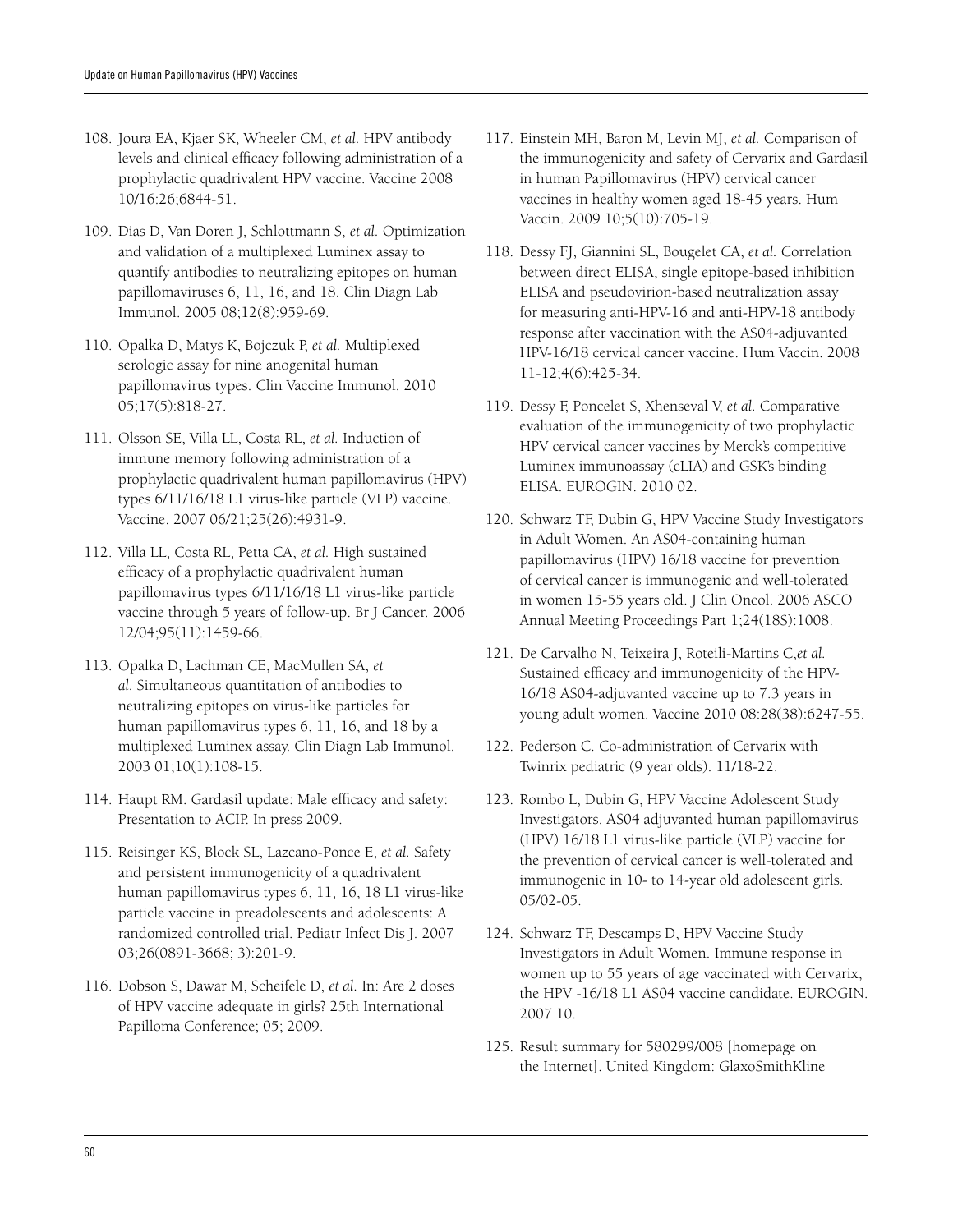108. Joura EA, Kjaer SK, Wheeler CM, *et al.* HPV antibody levels and clinical efficacy following administration of a prophylactic quadrivalent HPV vaccine. Vaccine 2008 10/16:26;6844-51.

109. Dias D, Van Doren J, Schlottmann S, *et al.* Optimization and validation of a multiplexed Luminex assay to quantify antibodies to neutralizing epitopes on human papillomaviruses 6, 11, 16, and 18. Clin Diagn Lab Immunol. 2005 08;12(8):959-69.

110. Opalka D, Matys K, Bojczuk P, *et al.* Multiplexed serologic assay for nine anogenital human papillomavirus types. Clin Vaccine Immunol. 2010 05;17(5):818-27.

111. Olsson SE, Villa LL, Costa RL, *et al.* Induction of immune memory following administration of a prophylactic quadrivalent human papillomavirus (HPV) types 6/11/16/18 L1 virus-like particle (VLP) vaccine. Vaccine. 2007 06/21;25(26):4931-9.

112. Villa LL, Costa RL, Petta CA, *et al.* High sustained efficacy of a prophylactic quadrivalent human papillomavirus types 6/11/16/18 L1 virus-like particle vaccine through 5 years of follow-up. Br J Cancer. 2006 12/04;95(11):1459-66.

113. Opalka D, Lachman CE, MacMullen SA, *et al.* Simultaneous quantitation of antibodies to neutralizing epitopes on virus-like particles for human papillomavirus types 6, 11, 16, and 18 by a multiplexed Luminex assay. Clin Diagn Lab Immunol. 2003 01;10(1):108-15.

114. Haupt RM. Gardasil update: Male efficacy and safety: Presentation to ACIP. In press 2009.

115. Reisinger KS, Block SL, Lazcano-Ponce E, *et al.* Safety and persistent immunogenicity of a quadrivalent human papillomavirus types 6, 11, 16, 18 L1 virus-like particle vaccine in preadolescents and adolescents: A randomized controlled trial. Pediatr Infect Dis J. 2007 03;26(0891-3668; 3):201-9.

116. Dobson S, Dawar M, Scheifele D, *et al.* In: Are 2 doses of HPV vaccine adequate in girls? 25th International Papilloma Conference; 05; 2009.

117. Einstein MH, Baron M, Levin MJ, *et al.* Comparison of the immunogenicity and safety of Cervarix and Gardasil in human Papillomavirus (HPV) cervical cancer vaccines in healthy women aged 18-45 years. Hum Vaccin. 2009 10;5(10):705-19.

118. Dessy FJ, Giannini SL, Bougelet CA, *et al.* Correlation between direct ELISA, single epitope-based inhibition ELISA and pseudovirion-based neutralization assay for measuring anti-HPV-16 and anti-HPV-18 antibody response after vaccination with the AS04-adjuvanted HPV-16/18 cervical cancer vaccine. Hum Vaccin. 2008 11-12;4(6):425-34.

119. Dessy F, Poncelet S, Xhenseval V, *et al.* Comparative evaluation of the immunogenicity of two prophylactic HPV cervical cancer vaccines by Merck's competitive Luminex immunoassay (cLIA) and GSK's binding ELISA. EUROGIN. 2010 02.

120. Schwarz TF, Dubin G, HPV Vaccine Study Investigators in Adult Women. An AS04-containing human papillomavirus (HPV) 16/18 vaccine for prevention of cervical cancer is immunogenic and well-tolerated in women 15-55 years old. J Clin Oncol. 2006 ASCO Annual Meeting Proceedings Part 1;24(18S):1008.

121. De Carvalho N, Teixeira J, Roteili-Martins C,*et al.* Sustained efficacy and immunogenicity of the HPV-16/18 AS04-adjuvanted vaccine up to 7.3 years in young adult women. Vaccine 2010 08:28(38):6247-55.

122. Pederson C. Co-administration of Cervarix with Twinrix pediatric (9 year olds). 11/18-22.

123. Rombo L, Dubin G, HPV Vaccine Adolescent Study Investigators. AS04 adjuvanted human papillomavirus (HPV) 16/18 L1 virus-like particle (VLP) vaccine for the prevention of cervical cancer is well-tolerated and immunogenic in 10- to 14-year old adolescent girls. 05/02-05.

124. Schwarz TF, Descamps D, HPV Vaccine Study Investigators in Adult Women. Immune response in women up to 55 years of age vaccinated with Cervarix, the HPV -16/18 L1 AS04 vaccine candidate. EUROGIN. 2007 10.

125. Result summary for 580299/008 [homepage on the Internet]. United Kingdom: GlaxoSmithKline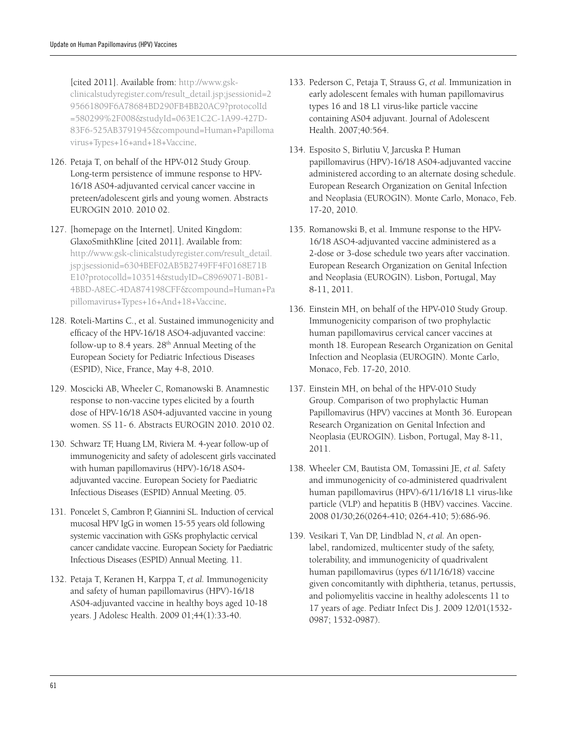[cited 2011]. Available from: http://www.gsk-clinicalstudyregister.com/result_detail.jsp;jsessionid=295661809F6A78684BD290FB4BB20AC9?protocolId=580299%2F008&studyId=063E1C2C-1A99-427D-83F6-525AB3791945&compound=Human+Papillomavirus+Types+16+and+18+Vaccine.

126. Petaja T, on behalf of the HPV-012 Study Group. Long-term persistence of immune response to HPV-16/18 AS04-adjuvanted cervical cancer vaccine in preteen/adolescent girls and young women. Abstracts EUROGIN 2010. 2010 02.

127. [homepage on the Internet]. United Kingdom: GlaxoSmithKline [cited 2011]. Available from: http://www.gsk-clinicalstudyregister.com/result_detail.jsp;jsessionid=6304BEF02AB5B2749FF4F0168E71BE10?protocolld=103514&studyID=C8969071-B0B1-4BBD-A8EC-4DA874198CFF&compound=Human+Papillomavirus+Types+16+And+18+Vaccine.

128. Roteli-Martins C., et al. Sustained immunogenicity and efficacy of the HPV-16/18 ASO4-adjuvanted vaccine: follow-up to 8.4 years. 28th Annual Meeting of the European Society for Pediatric Infectious Diseases (ESPID), Nice, France, May 4-8, 2010.

129. Moscicki AB, Wheeler C, Romanowski B. Anamnestic response to non-vaccine types elicited by a fourth dose of HPV-16/18 AS04-adjuvanted vaccine in young women. SS 11- 6. Abstracts EUROGIN 2010. 2010 02.

130. Schwarz TF, Huang LM, Riviera M. 4-year follow-up of immunogenicity and safety of adolescent girls vaccinated with human papillomavirus (HPV)-16/18 AS04-adjuvanted vaccine. European Society for Paediatric Infectious Diseases (ESPID) Annual Meeting. 05.

131. Poncelet S, Cambron P, Giannini SL. Induction of cervical mucosal HPV IgG in women 15-55 years old following systemic vaccination with GSKs prophylactic cervical cancer candidate vaccine. European Society for Paediatric Infectious Diseases (ESPID) Annual Meeting. 11.

132. Petaja T, Keranen H, Karppa T, *et al.* Immunogenicity and safety of human papillomavirus (HPV)-16/18 AS04-adjuvanted vaccine in healthy boys aged 10-18 years. J Adolesc Health. 2009 01;44(1):33-40.

133. Pederson C, Petaja T, Strauss G, *et al.* Immunization in early adolescent females with human papillomavirus types 16 and 18 L1 virus-like particle vaccine containing AS04 adjuvant. Journal of Adolescent Health. 2007;40:564.

134. Esposito S, Birlutiu V, Jarcuska P. Human papillomavirus (HPV)-16/18 AS04-adjuvanted vaccine administered according to an alternate dosing schedule. European Research Organization on Genital Infection and Neoplasia (EUROGIN). Monte Carlo, Monaco, Feb. 17-20, 2010.

135. Romanowski B, et al. Immune response to the HPV-16/18 ASO4-adjuvanted vaccine administered as a 2-dose or 3-dose schedule two years after vaccination. European Research Organization on Genital Infection and Neoplasia (EUROGIN). Lisbon, Portugal, May 8-11, 2011.

136. Einstein MH, on behalf of the HPV-010 Study Group. Immunogenicity comparison of two prophylactic human papillomavirus cervical cancer vaccines at month 18. European Research Organization on Genital Infection and Neoplasia (EUROGIN). Monte Carlo, Monaco, Feb. 17-20, 2010.

137. Einstein MH, on behal of the HPV-010 Study Group. Comparison of two prophylactic Human Papillomavirus (HPV) vaccines at Month 36. European Research Organization on Genital Infection and Neoplasia (EUROGIN). Lisbon, Portugal, May 8-11, 2011.

138. Wheeler CM, Bautista OM, Tomassini JE, *et al.* Safety and immunogenicity of co-administered quadrivalent human papillomavirus (HPV)-6/11/16/18 L1 virus-like particle (VLP) and hepatitis B (HBV) vaccines. Vaccine. 2008 01/30;26(0264-410; 0264-410; 5):686-96.

139. Vesikari T, Van DP, Lindblad N, *et al.* An open-label, randomized, multicenter study of the safety, tolerability, and immunogenicity of quadrivalent human papillomavirus (types 6/11/16/18) vaccine given concomitantly with diphtheria, tetanus, pertussis, and poliomyelitis vaccine in healthy adolescents 11 to 17 years of age. Pediatr Infect Dis J. 2009 12/01(1532-0987; 1532-0987).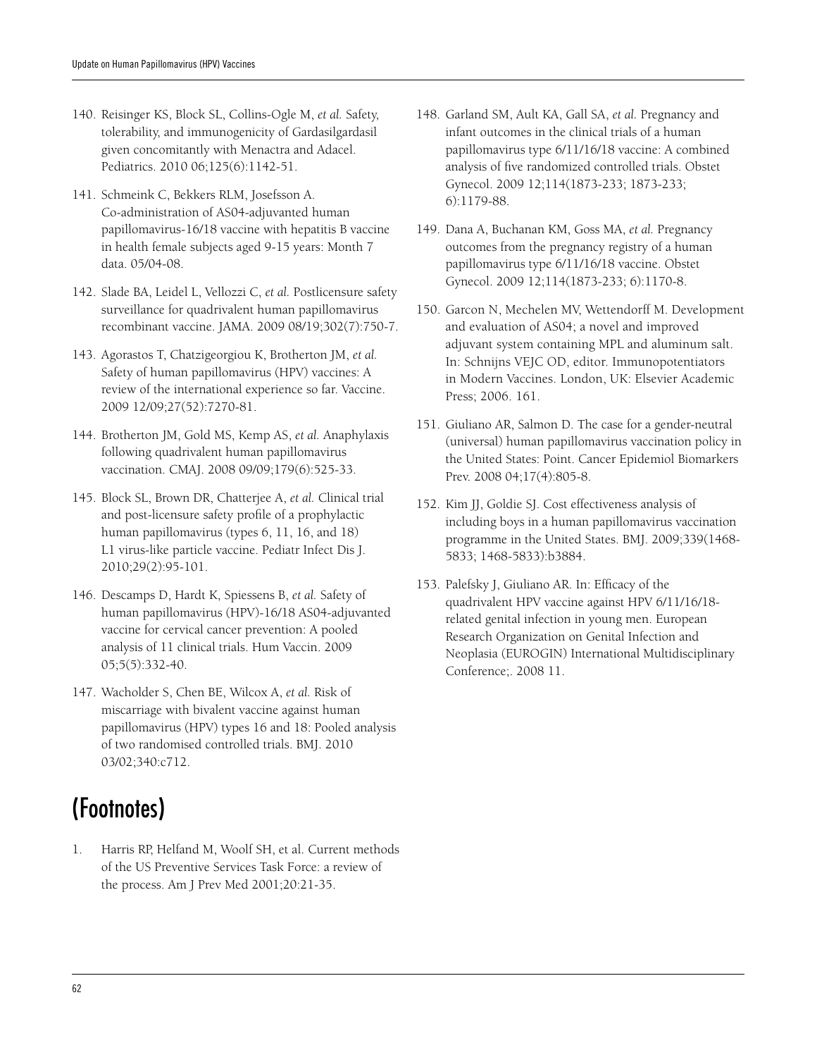140. Reisinger KS, Block SL, Collins-Ogle M, *et al.* Safety, tolerability, and immunogenicity of Gardasilgardasil given concomitantly with Menactra and Adacel. Pediatrics. 2010 06;125(6):1142-51.

141. Schmeink C, Bekkers RLM, Josefsson A. Co-administration of AS04-adjuvanted human papillomavirus-16/18 vaccine with hepatitis B vaccine in health female subjects aged 9-15 years: Month 7 data. 05/04-08.

142. Slade BA, Leidel L, Vellozzi C, *et al.* Postlicensure safety surveillance for quadrivalent human papillomavirus recombinant vaccine. JAMA. 2009 08/19;302(7):750-7.

143. Agorastos T, Chatzigeorgiou K, Brotherton JM, *et al.* Safety of human papillomavirus (HPV) vaccines: A review of the international experience so far. Vaccine. 2009 12/09;27(52):7270-81.

144. Brotherton JM, Gold MS, Kemp AS, *et al.* Anaphylaxis following quadrivalent human papillomavirus vaccination. CMAJ. 2008 09/09;179(6):525-33.

145. Block SL, Brown DR, Chatterjee A, *et al.* Clinical trial and post-licensure safety profile of a prophylactic human papillomavirus (types 6, 11, 16, and 18) L1 virus-like particle vaccine. Pediatr Infect Dis J. 2010;29(2):95-101.

146. Descamps D, Hardt K, Spiessens B, *et al.* Safety of human papillomavirus (HPV)-16/18 AS04-adjuvanted vaccine for cervical cancer prevention: A pooled analysis of 11 clinical trials. Hum Vaccin. 2009 05;5(5):332-40.

147. Wacholder S, Chen BE, Wilcox A, *et al.* Risk of miscarriage with bivalent vaccine against human papillomavirus (HPV) types 16 and 18: Pooled analysis of two randomised controlled trials. BMJ. 2010 03/02;340:c712.

148. Garland SM, Ault KA, Gall SA, *et al.* Pregnancy and infant outcomes in the clinical trials of a human papillomavirus type 6/11/16/18 vaccine: A combined analysis of five randomized controlled trials. Obstet Gynecol. 2009 12;114(1873-233; 1873-233; 6):1179-88.

149. Dana A, Buchanan KM, Goss MA, *et al.* Pregnancy outcomes from the pregnancy registry of a human papillomavirus type 6/11/16/18 vaccine. Obstet Gynecol. 2009 12;114(1873-233; 6):1170-8.

150. Garcon N, Mechelen MV, Wettendorff M. Development and evaluation of AS04; a novel and improved adjuvant system containing MPL and aluminum salt. In: Schnijns VEJC OD, editor. Immunopotentiators in Modern Vaccines. London, UK: Elsevier Academic Press; 2006. 161.

151. Giuliano AR, Salmon D. The case for a gender-neutral (universal) human papillomavirus vaccination policy in the United States: Point. Cancer Epidemiol Biomarkers Prev. 2008 04;17(4):805-8.

152. Kim JJ, Goldie SJ. Cost effectiveness analysis of including boys in a human papillomavirus vaccination programme in the United States. BMJ. 2009;339(1468-5833; 1468-5833):b3884.

153. Palefsky J, Giuliano AR. In: Efficacy of the quadrivalent HPV vaccine against HPV 6/11/16/18-related genital infection in young men. European Research Organization on Genital Infection and Neoplasia (EUROGIN) International Multidisciplinary Conference;. 2008 11.

# (Footnotes)

1. Harris RP, Helfand M, Woolf SH, et al. Current methods of the US Preventive Services Task Force: a review of the process. Am J Prev Med 2001;20:21-35.